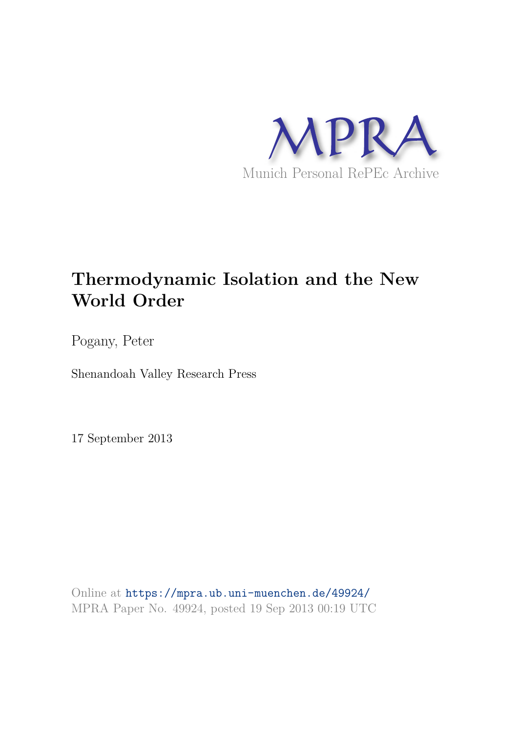MPRA

Munich Personal RePEc Archive

# Thermodynamic Isolation and the New World Order

Pogany, Peter

Shenandoah Valley Research Press

17 September 2013

Online at https://mpra.ub.uni-muenchen.de/49924/

MPRA Paper No. 49924, posted 19 Sep 2013 00:19 UTC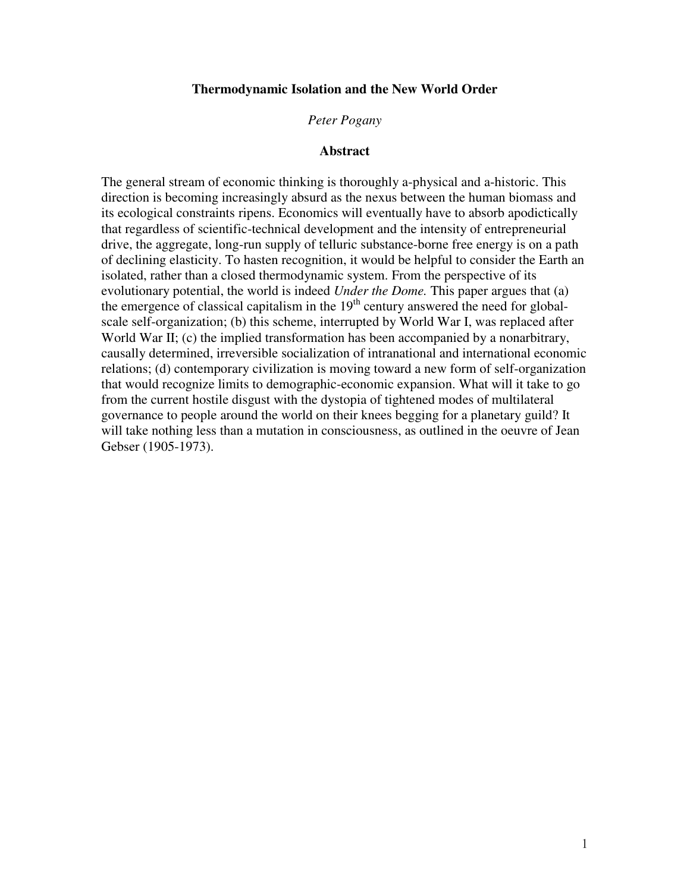# Thermodynamic Isolation and the New World Order

*Peter Pogany*

## Abstract

The general stream of economic thinking is thoroughly a-physical and a-historic. This direction is becoming increasingly absurd as the nexus between the human biomass and its ecological constraints ripens. Economics will eventually have to absorb apodictically that regardless of scientific-technical development and the intensity of entrepreneurial drive, the aggregate, long-run supply of telluric substance-borne free energy is on a path of declining elasticity. To hasten recognition, it would be helpful to consider the Earth an isolated, rather than a closed thermodynamic system. From the perspective of its evolutionary potential, the world is indeed *Under the Dome.* This paper argues that (a) the emergence of classical capitalism in the 19th century answered the need for global-scale self-organization; (b) this scheme, interrupted by World War I, was replaced after World War II; (c) the implied transformation has been accompanied by a nonarbitrary, causally determined, irreversible socialization of intranational and international economic relations; (d) contemporary civilization is moving toward a new form of self-organization that would recognize limits to demographic-economic expansion. What will it take to go from the current hostile disgust with the dystopia of tightened modes of multilateral governance to people around the world on their knees begging for a planetary guild? It will take nothing less than a mutation in consciousness, as outlined in the oeuvre of Jean Gebser (1905-1973).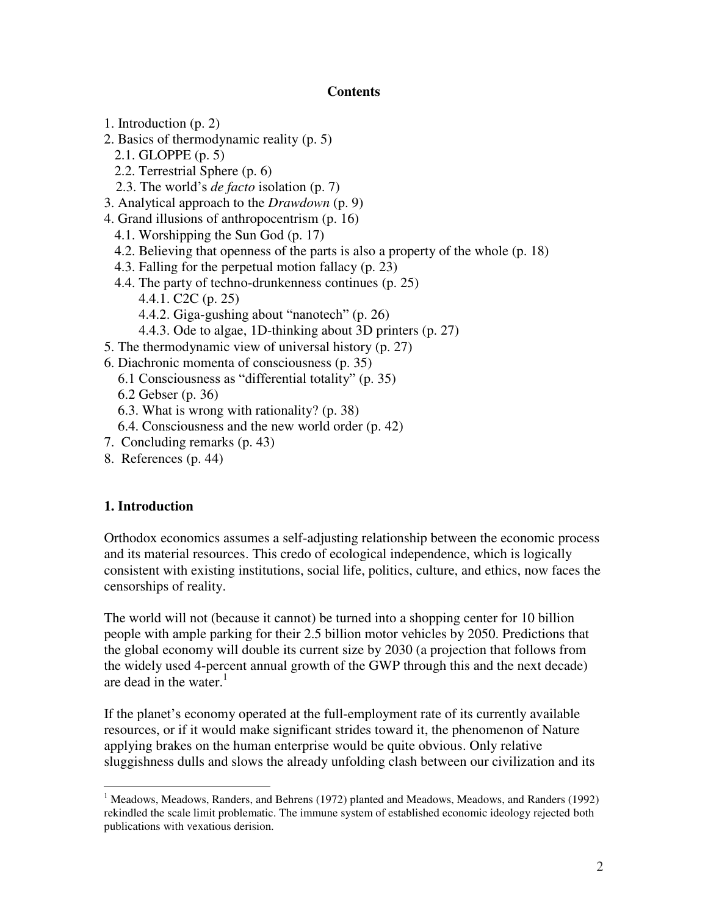**Contents**

1. Introduction (p. 2)
2. Basics of thermodynamic reality (p. 5)
   2.1. GLOPPE (p. 5)
   2.2. Terrestrial Sphere (p. 6)
   2.3. The world's *de facto* isolation (p. 7)
3. Analytical approach to the *Drawdown* (p. 9)
4. Grand illusions of anthropocentrism (p. 16)
   4.1. Worshipping the Sun God (p. 17)
   4.2. Believing that openness of the parts is also a property of the whole (p. 18)
   4.3. Falling for the perpetual motion fallacy (p. 23)
   4.4. The party of techno-drunkenness continues (p. 25)
      4.4.1. C2C (p. 25)
      4.4.2. Giga-gushing about "nanotech" (p. 26)
      4.4.3. Ode to algae, 1D-thinking about 3D printers (p. 27)
5. The thermodynamic view of universal history (p. 27)
6. Diachronic momenta of consciousness (p. 35)
   6.1 Consciousness as "differential totality" (p. 35)
   6.2 Gebser (p. 36)
   6.3. What is wrong with rationality? (p. 38)
   6.4. Consciousness and the new world order (p. 42)
7. Concluding remarks (p. 43)
8. References (p. 44)

## 1. Introduction

Orthodox economics assumes a self-adjusting relationship between the economic process and its material resources. This credo of ecological independence, which is logically consistent with existing institutions, social life, politics, culture, and ethics, now faces the censorships of reality.

The world will not (because it cannot) be turned into a shopping center for 10 billion people with ample parking for their 2.5 billion motor vehicles by 2050. Predictions that the global economy will double its current size by 2030 (a projection that follows from the widely used 4-percent annual growth of the GWP through this and the next decade) are dead in the water.[1]

If the planet's economy operated at the full-employment rate of its currently available resources, or if it would make significant strides toward it, the phenomenon of Nature applying brakes on the human enterprise would be quite obvious. Only relative sluggishness dulls and slows the already unfolding clash between our civilization and its

[1] Meadows, Meadows, Randers, and Behrens (1972) planted and Meadows, Meadows, and Randers (1992) rekindled the scale limit problematic. The immune system of established economic ideology rejected both publications with vexatious derision.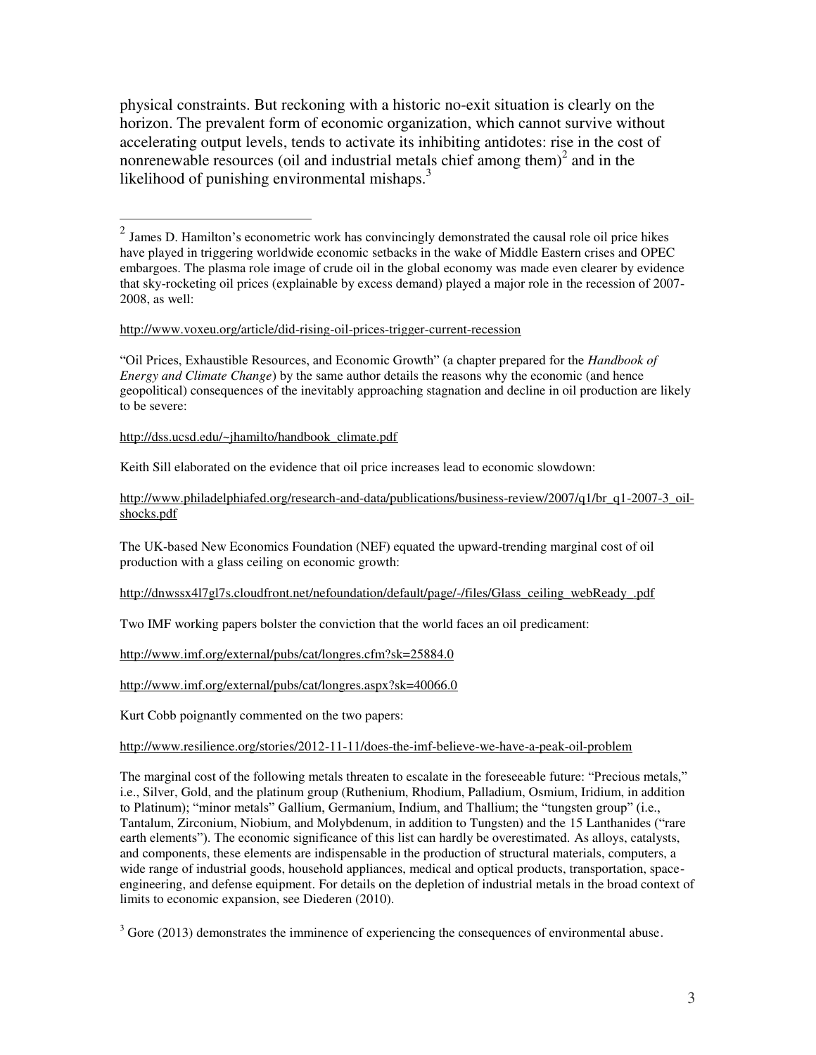physical constraints. But reckoning with a historic no-exit situation is clearly on the horizon. The prevalent form of economic organization, which cannot survive without accelerating output levels, tends to activate its inhibiting antidotes: rise in the cost of nonrenewable resources (oil and industrial metals chief among them)[2] and in the likelihood of punishing environmental mishaps.[3]

---

[2] James D. Hamilton's econometric work has convincingly demonstrated the causal role oil price hikes have played in triggering worldwide economic setbacks in the wake of Middle Eastern crises and OPEC embargoes. The plasma role image of crude oil in the global economy was made even clearer by evidence that sky-rocketing oil prices (explainable by excess demand) played a major role in the recession of 2007-2008, as well:

http://www.voxeu.org/article/did-rising-oil-prices-trigger-current-recession

"Oil Prices, Exhaustible Resources, and Economic Growth" (a chapter prepared for the *Handbook of Energy and Climate Change*) by the same author details the reasons why the economic (and hence geopolitical) consequences of the inevitably approaching stagnation and decline in oil production are likely to be severe:

http://dss.ucsd.edu/~jhamilto/handbook_climate.pdf

Keith Sill elaborated on the evidence that oil price increases lead to economic slowdown:

http://www.philadelphiafed.org/research-and-data/publications/business-review/2007/q1/br_q1-2007-3_oil-shocks.pdf

The UK-based New Economics Foundation (NEF) equated the upward-trending marginal cost of oil production with a glass ceiling on economic growth:

http://dnwssx4l7gl7s.cloudfront.net/nefoundation/default/page/-/files/Glass_ceiling_webReady_.pdf

Two IMF working papers bolster the conviction that the world faces an oil predicament:

http://www.imf.org/external/pubs/cat/longres.cfm?sk=25884.0

http://www.imf.org/external/pubs/cat/longres.aspx?sk=40066.0

Kurt Cobb poignantly commented on the two papers:

http://www.resilience.org/stories/2012-11-11/does-the-imf-believe-we-have-a-peak-oil-problem

The marginal cost of the following metals threaten to escalate in the foreseeable future: "Precious metals," i.e., Silver, Gold, and the platinum group (Ruthenium, Rhodium, Palladium, Osmium, Iridium, in addition to Platinum); "minor metals" Gallium, Germanium, Indium, and Thallium; the "tungsten group" (i.e., Tantalum, Zirconium, Niobium, and Molybdenum, in addition to Tungsten) and the 15 Lanthanides ("rare earth elements"). The economic significance of this list can hardly be overestimated. As alloys, catalysts, and components, these elements are indispensable in the production of structural materials, computers, a wide range of industrial goods, household appliances, medical and optical products, transportation, space-engineering, and defense equipment. For details on the depletion of industrial metals in the broad context of limits to economic expansion, see Diederen (2010).

[3] Gore (2013) demonstrates the imminence of experiencing the consequences of environmental abuse.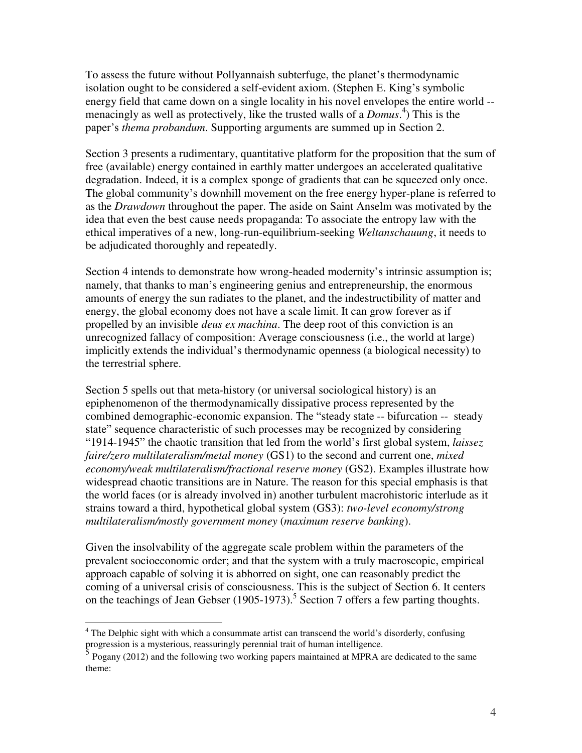To assess the future without Pollyannaish subterfuge, the planet's thermodynamic isolation ought to be considered a self-evident axiom. (Stephen E. King's symbolic energy field that came down on a single locality in his novel envelopes the entire world -- menacingly as well as protectively, like the trusted walls of a *Domus*.[4]) This is the paper's *thema probandum*. Supporting arguments are summed up in Section 2.

Section 3 presents a rudimentary, quantitative platform for the proposition that the sum of free (available) energy contained in earthly matter undergoes an accelerated qualitative degradation. Indeed, it is a complex sponge of gradients that can be squeezed only once. The global community's downhill movement on the free energy hyper-plane is referred to as the *Drawdown* throughout the paper. The aside on Saint Anselm was motivated by the idea that even the best cause needs propaganda: To associate the entropy law with the ethical imperatives of a new, long-run-equilibrium-seeking *Weltanschauung*, it needs to be adjudicated thoroughly and repeatedly.

Section 4 intends to demonstrate how wrong-headed modernity's intrinsic assumption is; namely, that thanks to man's engineering genius and entrepreneurship, the enormous amounts of energy the sun radiates to the planet, and the indestructibility of matter and energy, the global economy does not have a scale limit. It can grow forever as if propelled by an invisible *deus ex machina*. The deep root of this conviction is an unrecognized fallacy of composition: Average consciousness (i.e., the world at large) implicitly extends the individual's thermodynamic openness (a biological necessity) to the terrestrial sphere.

Section 5 spells out that meta-history (or universal sociological history) is an epiphenomenon of the thermodynamically dissipative process represented by the combined demographic-economic expansion. The "steady state -- bifurcation -- steady state" sequence characteristic of such processes may be recognized by considering "1914-1945" the chaotic transition that led from the world's first global system, *laissez faire/zero multilateralism/metal money* (GS1) to the second and current one, *mixed economy/weak multilateralism/fractional reserve money* (GS2). Examples illustrate how widespread chaotic transitions are in Nature. The reason for this special emphasis is that the world faces (or is already involved in) another turbulent macrohistoric interlude as it strains toward a third, hypothetical global system (GS3): *two-level economy/strong multilateralism/mostly government money* (*maximum reserve banking*).

Given the insolvability of the aggregate scale problem within the parameters of the prevalent socioeconomic order; and that the system with a truly macroscopic, empirical approach capable of solving it is abhorred on sight, one can reasonably predict the coming of a universal crisis of consciousness. This is the subject of Section 6. It centers on the teachings of Jean Gebser (1905-1973).[5] Section 7 offers a few parting thoughts.

---

[4] The Delphic sight with which a consummate artist can transcend the world's disorderly, confusing progression is a mysterious, reassuringly perennial trait of human intelligence.

[5] Pogany (2012) and the following two working papers maintained at MPRA are dedicated to the same theme: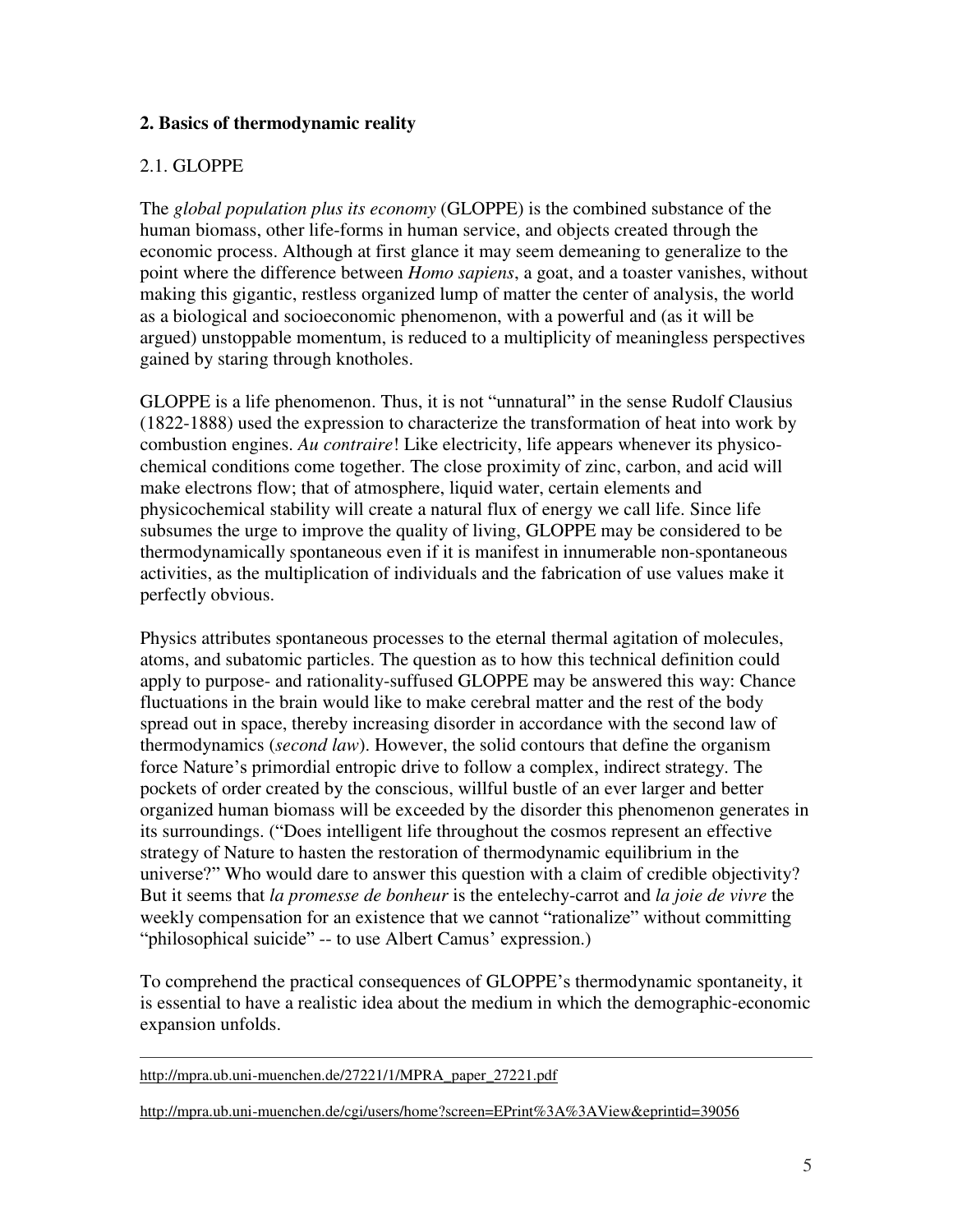## 2. Basics of thermodynamic reality

### 2.1. GLOPPE

The *global population plus its economy* (GLOPPE) is the combined substance of the human biomass, other life-forms in human service, and objects created through the economic process. Although at first glance it may seem demeaning to generalize to the point where the difference between *Homo sapiens*, a goat, and a toaster vanishes, without making this gigantic, restless organized lump of matter the center of analysis, the world as a biological and socioeconomic phenomenon, with a powerful and (as it will be argued) unstoppable momentum, is reduced to a multiplicity of meaningless perspectives gained by staring through knotholes.

GLOPPE is a life phenomenon. Thus, it is not "unnatural" in the sense Rudolf Clausius (1822-1888) used the expression to characterize the transformation of heat into work by combustion engines. *Au contraire*! Like electricity, life appears whenever its physico-chemical conditions come together. The close proximity of zinc, carbon, and acid will make electrons flow; that of atmosphere, liquid water, certain elements and physicochemical stability will create a natural flux of energy we call life. Since life subsumes the urge to improve the quality of living, GLOPPE may be considered to be thermodynamically spontaneous even if it is manifest in innumerable non-spontaneous activities, as the multiplication of individuals and the fabrication of use values make it perfectly obvious.

Physics attributes spontaneous processes to the eternal thermal agitation of molecules, atoms, and subatomic particles. The question as to how this technical definition could apply to purpose- and rationality-suffused GLOPPE may be answered this way: Chance fluctuations in the brain would like to make cerebral matter and the rest of the body spread out in space, thereby increasing disorder in accordance with the second law of thermodynamics (*second law*). However, the solid contours that define the organism force Nature's primordial entropic drive to follow a complex, indirect strategy. The pockets of order created by the conscious, willful bustle of an ever larger and better organized human biomass will be exceeded by the disorder this phenomenon generates in its surroundings. ("Does intelligent life throughout the cosmos represent an effective strategy of Nature to hasten the restoration of thermodynamic equilibrium in the universe?" Who would dare to answer this question with a claim of credible objectivity? But it seems that *la promesse de bonheur* is the entelechy-carrot and *la joie de vivre* the weekly compensation for an existence that we cannot "rationalize" without committing "philosophical suicide" -- to use Albert Camus' expression.)

To comprehend the practical consequences of GLOPPE's thermodynamic spontaneity, it is essential to have a realistic idea about the medium in which the demographic-economic expansion unfolds.

---

http://mpra.ub.uni-muenchen.de/27221/1/MPRA_paper_27221.pdf

http://mpra.ub.uni-muenchen.de/cgi/users/home?screen=EPrint%3A%3AView&eprintid=39056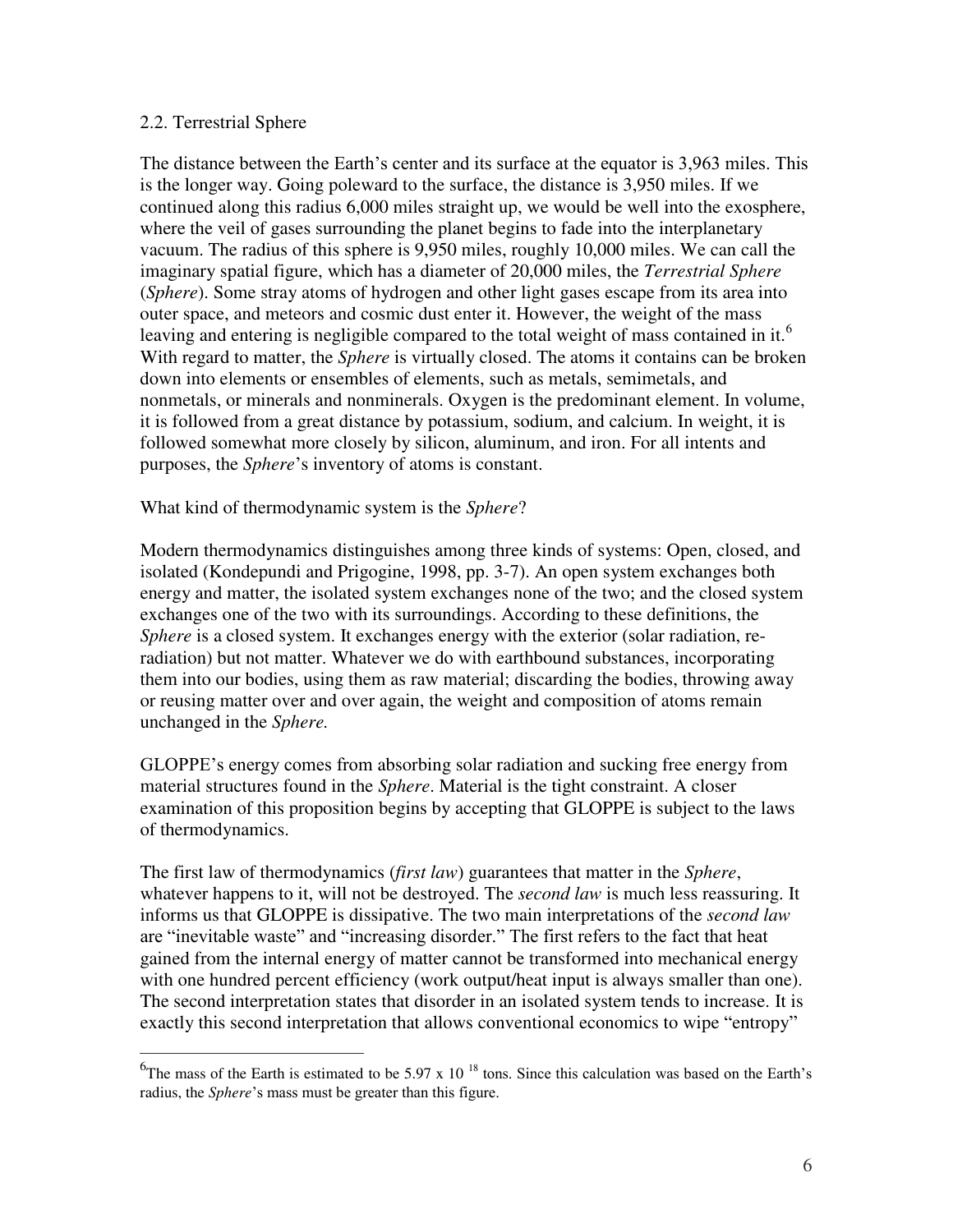## 2.2. Terrestrial Sphere

The distance between the Earth's center and its surface at the equator is 3,963 miles. This is the longer way. Going poleward to the surface, the distance is 3,950 miles. If we continued along this radius 6,000 miles straight up, we would be well into the exosphere, where the veil of gases surrounding the planet begins to fade into the interplanetary vacuum. The radius of this sphere is 9,950 miles, roughly 10,000 miles. We can call the imaginary spatial figure, which has a diameter of 20,000 miles, the *Terrestrial Sphere* (*Sphere*). Some stray atoms of hydrogen and other light gases escape from its area into outer space, and meteors and cosmic dust enter it. However, the weight of the mass leaving and entering is negligible compared to the total weight of mass contained in it.[6] With regard to matter, the *Sphere* is virtually closed. The atoms it contains can be broken down into elements or ensembles of elements, such as metals, semimetals, and nonmetals, or minerals and nonminerals. Oxygen is the predominant element. In volume, it is followed from a great distance by potassium, sodium, and calcium. In weight, it is followed somewhat more closely by silicon, aluminum, and iron. For all intents and purposes, the *Sphere*'s inventory of atoms is constant.

What kind of thermodynamic system is the *Sphere*?

Modern thermodynamics distinguishes among three kinds of systems: Open, closed, and isolated (Kondepundi and Prigogine, 1998, pp. 3-7). An open system exchanges both energy and matter, the isolated system exchanges none of the two; and the closed system exchanges one of the two with its surroundings. According to these definitions, the *Sphere* is a closed system. It exchanges energy with the exterior (solar radiation, re-radiation) but not matter. Whatever we do with earthbound substances, incorporating them into our bodies, using them as raw material; discarding the bodies, throwing away or reusing matter over and over again, the weight and composition of atoms remain unchanged in the *Sphere.*

GLOPPE's energy comes from absorbing solar radiation and sucking free energy from material structures found in the *Sphere*. Material is the tight constraint. A closer examination of this proposition begins by accepting that GLOPPE is subject to the laws of thermodynamics.

The first law of thermodynamics (*first law*) guarantees that matter in the *Sphere*, whatever happens to it, will not be destroyed. The *second law* is much less reassuring. It informs us that GLOPPE is dissipative. The two main interpretations of the *second law* are "inevitable waste" and "increasing disorder." The first refers to the fact that heat gained from the internal energy of matter cannot be transformed into mechanical energy with one hundred percent efficiency (work output/heat input is always smaller than one). The second interpretation states that disorder in an isolated system tends to increase. It is exactly this second interpretation that allows conventional economics to wipe "entropy"

---

[6] The mass of the Earth is estimated to be $5.97 \times 10^{18}$ tons. Since this calculation was based on the Earth's radius, the *Sphere*'s mass must be greater than this figure.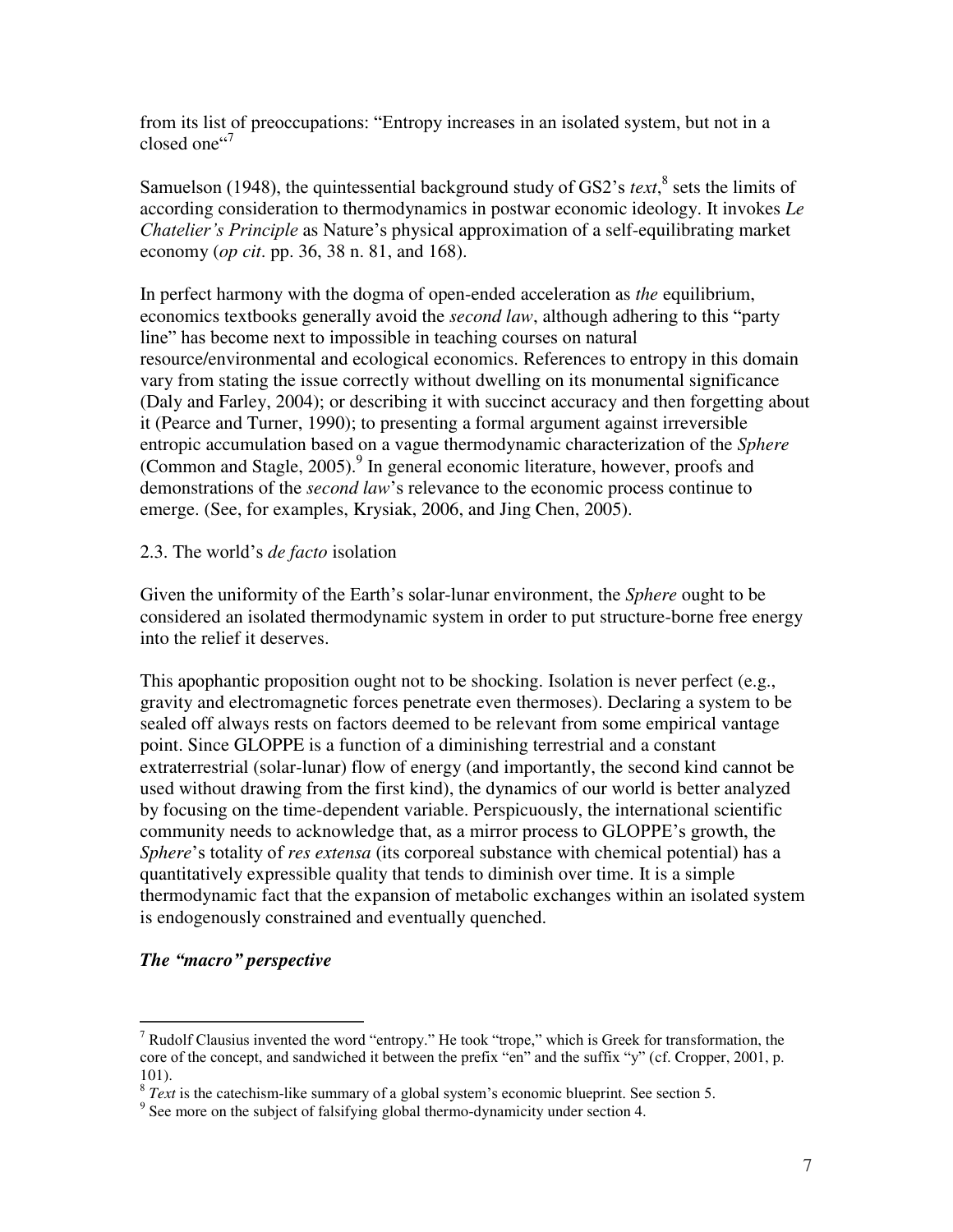from its list of preoccupations: "Entropy increases in an isolated system, but not in a closed one"[7]

Samuelson (1948), the quintessential background study of GS2's *text*,[8] sets the limits of according consideration to thermodynamics in postwar economic ideology. It invokes *Le Chatelier's Principle* as Nature's physical approximation of a self-equilibrating market economy (*op cit*. pp. 36, 38 n. 81, and 168).

In perfect harmony with the dogma of open-ended acceleration as *the* equilibrium, economics textbooks generally avoid the *second law*, although adhering to this "party line" has become next to impossible in teaching courses on natural resource/environmental and ecological economics. References to entropy in this domain vary from stating the issue correctly without dwelling on its monumental significance (Daly and Farley, 2004); or describing it with succinct accuracy and then forgetting about it (Pearce and Turner, 1990); to presenting a formal argument against irreversible entropic accumulation based on a vague thermodynamic characterization of the *Sphere* (Common and Stagle, 2005).[9] In general economic literature, however, proofs and demonstrations of the *second law*'s relevance to the economic process continue to emerge. (See, for examples, Krysiak, 2006, and Jing Chen, 2005).

### 2.3. The world's *de facto* isolation

Given the uniformity of the Earth's solar-lunar environment, the *Sphere* ought to be considered an isolated thermodynamic system in order to put structure-borne free energy into the relief it deserves.

This apophantic proposition ought not to be shocking. Isolation is never perfect (e.g., gravity and electromagnetic forces penetrate even thermoses). Declaring a system to be sealed off always rests on factors deemed to be relevant from some empirical vantage point. Since GLOPPE is a function of a diminishing terrestrial and a constant extraterrestrial (solar-lunar) flow of energy (and importantly, the second kind cannot be used without drawing from the first kind), the dynamics of our world is better analyzed by focusing on the time-dependent variable. Perspicuously, the international scientific community needs to acknowledge that, as a mirror process to GLOPPE's growth, the *Sphere*'s totality of *res extensa* (its corporeal substance with chemical potential) has a quantitatively expressible quality that tends to diminish over time. It is a simple thermodynamic fact that the expansion of metabolic exchanges within an isolated system is endogenously constrained and eventually quenched.

#### ***The "macro" perspective***

---

[7] Rudolf Clausius invented the word "entropy." He took "trope," which is Greek for transformation, the core of the concept, and sandwiched it between the prefix "en" and the suffix "y" (cf. Cropper, 2001, p. 101).

[8] *Text* is the catechism-like summary of a global system's economic blueprint. See section 5.

[9] See more on the subject of falsifying global thermo-dynamicity under section 4.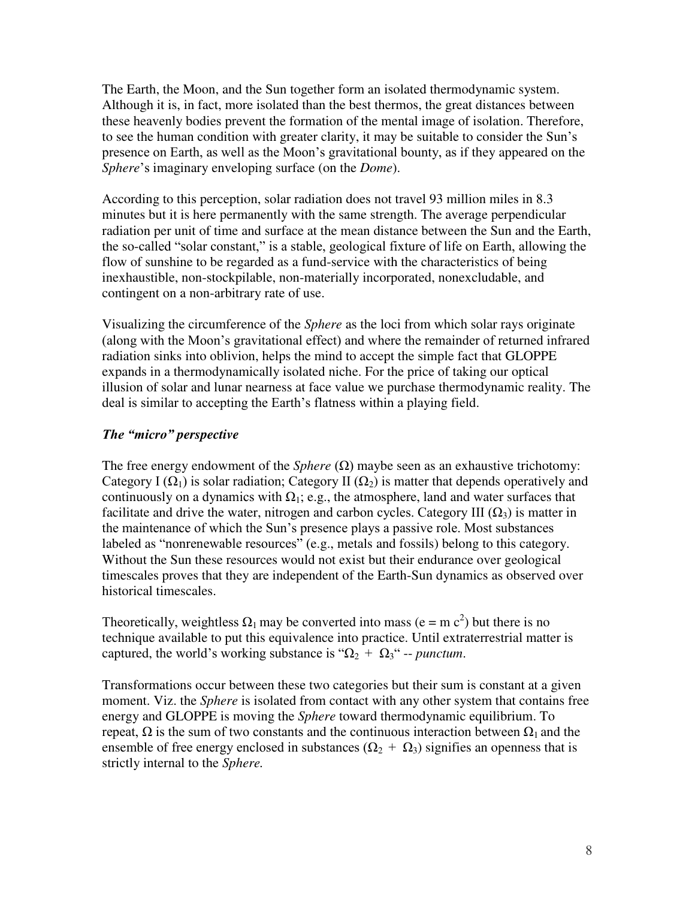The Earth, the Moon, and the Sun together form an isolated thermodynamic system. Although it is, in fact, more isolated than the best thermos, the great distances between these heavenly bodies prevent the formation of the mental image of isolation. Therefore, to see the human condition with greater clarity, it may be suitable to consider the Sun's presence on Earth, as well as the Moon's gravitational bounty, as if they appeared on the *Sphere*'s imaginary enveloping surface (on the *Dome*).

According to this perception, solar radiation does not travel 93 million miles in 8.3 minutes but it is here permanently with the same strength. The average perpendicular radiation per unit of time and surface at the mean distance between the Sun and the Earth, the so-called "solar constant," is a stable, geological fixture of life on Earth, allowing the flow of sunshine to be regarded as a fund-service with the characteristics of being inexhaustible, non-stockpilable, non-materially incorporated, nonexcludable, and contingent on a non-arbitrary rate of use.

Visualizing the circumference of the *Sphere* as the loci from which solar rays originate (along with the Moon's gravitational effect) and where the remainder of returned infrared radiation sinks into oblivion, helps the mind to accept the simple fact that GLOPPE expands in a thermodynamically isolated niche. For the price of taking our optical illusion of solar and lunar nearness at face value we purchase thermodynamic reality. The deal is similar to accepting the Earth's flatness within a playing field.

### *The "micro" perspective*

The free energy endowment of the *Sphere* ($\Omega$) maybe seen as an exhaustive trichotomy: Category I ($\Omega_1$) is solar radiation; Category II ($\Omega_2$) is matter that depends operatively and continuously on a dynamics with $\Omega_1$; e.g., the atmosphere, land and water surfaces that facilitate and drive the water, nitrogen and carbon cycles. Category III ($\Omega_3$) is matter in the maintenance of which the Sun's presence plays a passive role. Most substances labeled as "nonrenewable resources" (e.g., metals and fossils) belong to this category. Without the Sun these resources would not exist but their endurance over geological timescales proves that they are independent of the Earth-Sun dynamics as observed over historical timescales.

Theoretically, weightless $\Omega_1$ may be converted into mass ($e = m\,c^2$) but there is no technique available to put this equivalence into practice. Until extraterrestrial matter is captured, the world's working substance is "$\Omega_2 + \Omega_3$" -- *punctum*.

Transformations occur between these two categories but their sum is constant at a given moment. Viz. the *Sphere* is isolated from contact with any other system that contains free energy and GLOPPE is moving the *Sphere* toward thermodynamic equilibrium. To repeat, $\Omega$ is the sum of two constants and the continuous interaction between $\Omega_1$ and the ensemble of free energy enclosed in substances ($\Omega_2 + \Omega_3$) signifies an openness that is strictly internal to the *Sphere.*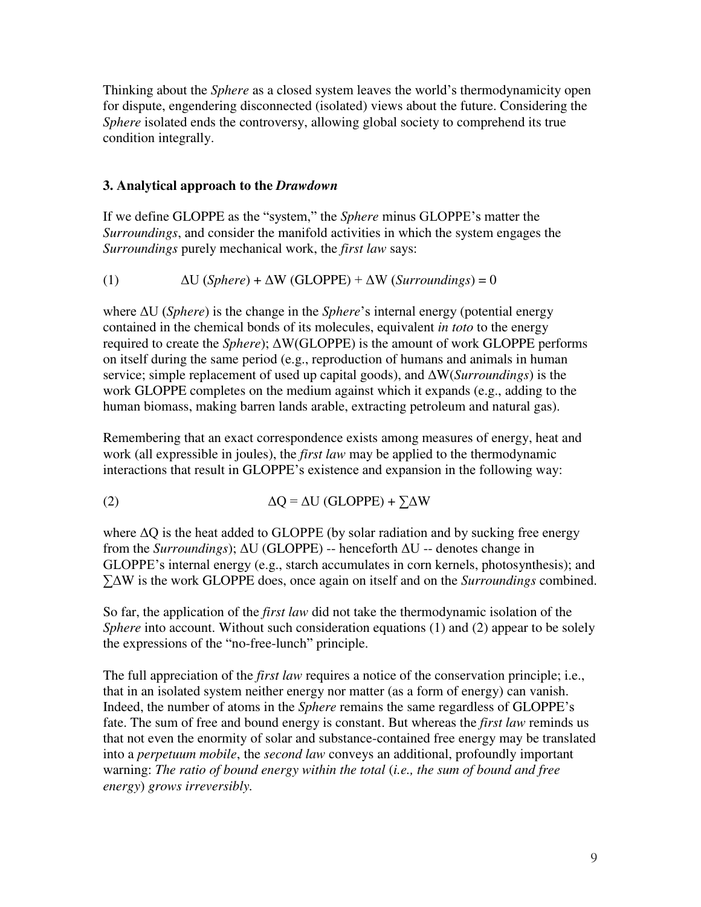Thinking about the *Sphere* as a closed system leaves the world's thermodynamicity open for dispute, engendering disconnected (isolated) views about the future. Considering the *Sphere* isolated ends the controversy, allowing global society to comprehend its true condition integrally.

### 3. Analytical approach to the *Drawdown*

If we define GLOPPE as the "system," the *Sphere* minus GLOPPE's matter the *Surroundings*, and consider the manifold activities in which the system engages the *Surroundings* purely mechanical work, the *first law* says:

$$\text{(1)} \qquad \Delta U\,(\textit{Sphere}) + \Delta W\,(\text{GLOPPE}) + \Delta W\,(\textit{Surroundings}) = 0$$

where $\Delta U$ (*Sphere*) is the change in the *Sphere*'s internal energy (potential energy contained in the chemical bonds of its molecules, equivalent *in toto* to the energy required to create the *Sphere*); $\Delta W$(GLOPPE) is the amount of work GLOPPE performs on itself during the same period (e.g., reproduction of humans and animals in human service; simple replacement of used up capital goods), and $\Delta W$(*Surroundings*) is the work GLOPPE completes on the medium against which it expands (e.g., adding to the human biomass, making barren lands arable, extracting petroleum and natural gas).

Remembering that an exact correspondence exists among measures of energy, heat and work (all expressible in joules), the *first law* may be applied to the thermodynamic interactions that result in GLOPPE's existence and expansion in the following way:

$$\text{(2)} \qquad \Delta Q = \Delta U\,(\text{GLOPPE}) + \sum \Delta W$$

where $\Delta Q$ is the heat added to GLOPPE (by solar radiation and by sucking free energy from the *Surroundings*); $\Delta U$ (GLOPPE) -- henceforth $\Delta U$ -- denotes change in GLOPPE's internal energy (e.g., starch accumulates in corn kernels, photosynthesis); and $\sum \Delta W$ is the work GLOPPE does, once again on itself and on the *Surroundings* combined.

So far, the application of the *first law* did not take the thermodynamic isolation of the *Sphere* into account. Without such consideration equations (1) and (2) appear to be solely the expressions of the "no-free-lunch" principle.

The full appreciation of the *first law* requires a notice of the conservation principle; i.e., that in an isolated system neither energy nor matter (as a form of energy) can vanish. Indeed, the number of atoms in the *Sphere* remains the same regardless of GLOPPE's fate. The sum of free and bound energy is constant. But whereas the *first law* reminds us that not even the enormity of solar and substance-contained free energy may be translated into a *perpetuum mobile*, the *second law* conveys an additional, profoundly important warning: *The ratio of bound energy within the total* (*i.e., the sum of bound and free energy*) *grows irreversibly.*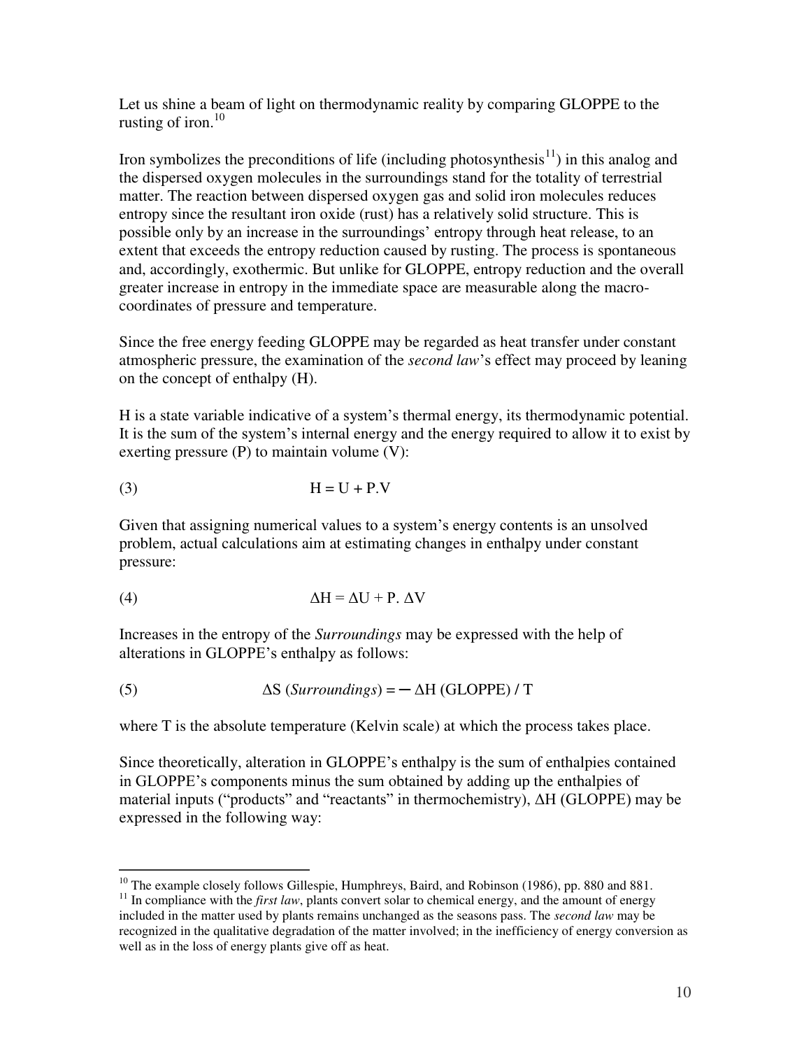Let us shine a beam of light on thermodynamic reality by comparing GLOPPE to the rusting of iron.[10]

Iron symbolizes the preconditions of life (including photosynthesis[11]) in this analog and the dispersed oxygen molecules in the surroundings stand for the totality of terrestrial matter. The reaction between dispersed oxygen gas and solid iron molecules reduces entropy since the resultant iron oxide (rust) has a relatively solid structure. This is possible only by an increase in the surroundings' entropy through heat release, to an extent that exceeds the entropy reduction caused by rusting. The process is spontaneous and, accordingly, exothermic. But unlike for GLOPPE, entropy reduction and the overall greater increase in entropy in the immediate space are measurable along the macro-coordinates of pressure and temperature.

Since the free energy feeding GLOPPE may be regarded as heat transfer under constant atmospheric pressure, the examination of the *second law*'s effect may proceed by leaning on the concept of enthalpy (H).

H is a state variable indicative of a system's thermal energy, its thermodynamic potential. It is the sum of the system's internal energy and the energy required to allow it to exist by exerting pressure (P) to maintain volume (V):

$$H = U + P.V \tag{3}$$

Given that assigning numerical values to a system's energy contents is an unsolved problem, actual calculations aim at estimating changes in enthalpy under constant pressure:

$$\Delta H = \Delta U + P.\,\Delta V \tag{4}$$

Increases in the entropy of the *Surroundings* may be expressed with the help of alterations in GLOPPE's enthalpy as follows:

$$\Delta S\,(\textit{Surroundings}) = -\,\Delta H\,(\text{GLOPPE})\,/\,T \tag{5}$$

where T is the absolute temperature (Kelvin scale) at which the process takes place.

Since theoretically, alteration in GLOPPE's enthalpy is the sum of enthalpies contained in GLOPPE's components minus the sum obtained by adding up the enthalpies of material inputs ("products" and "reactants" in thermochemistry), ΔH (GLOPPE) may be expressed in the following way:

---

[10] The example closely follows Gillespie, Humphreys, Baird, and Robinson (1986), pp. 880 and 881.

[11] In compliance with the *first law*, plants convert solar to chemical energy, and the amount of energy included in the matter used by plants remains unchanged as the seasons pass. The *second law* may be recognized in the qualitative degradation of the matter involved; in the inefficiency of energy conversion as well as in the loss of energy plants give off as heat.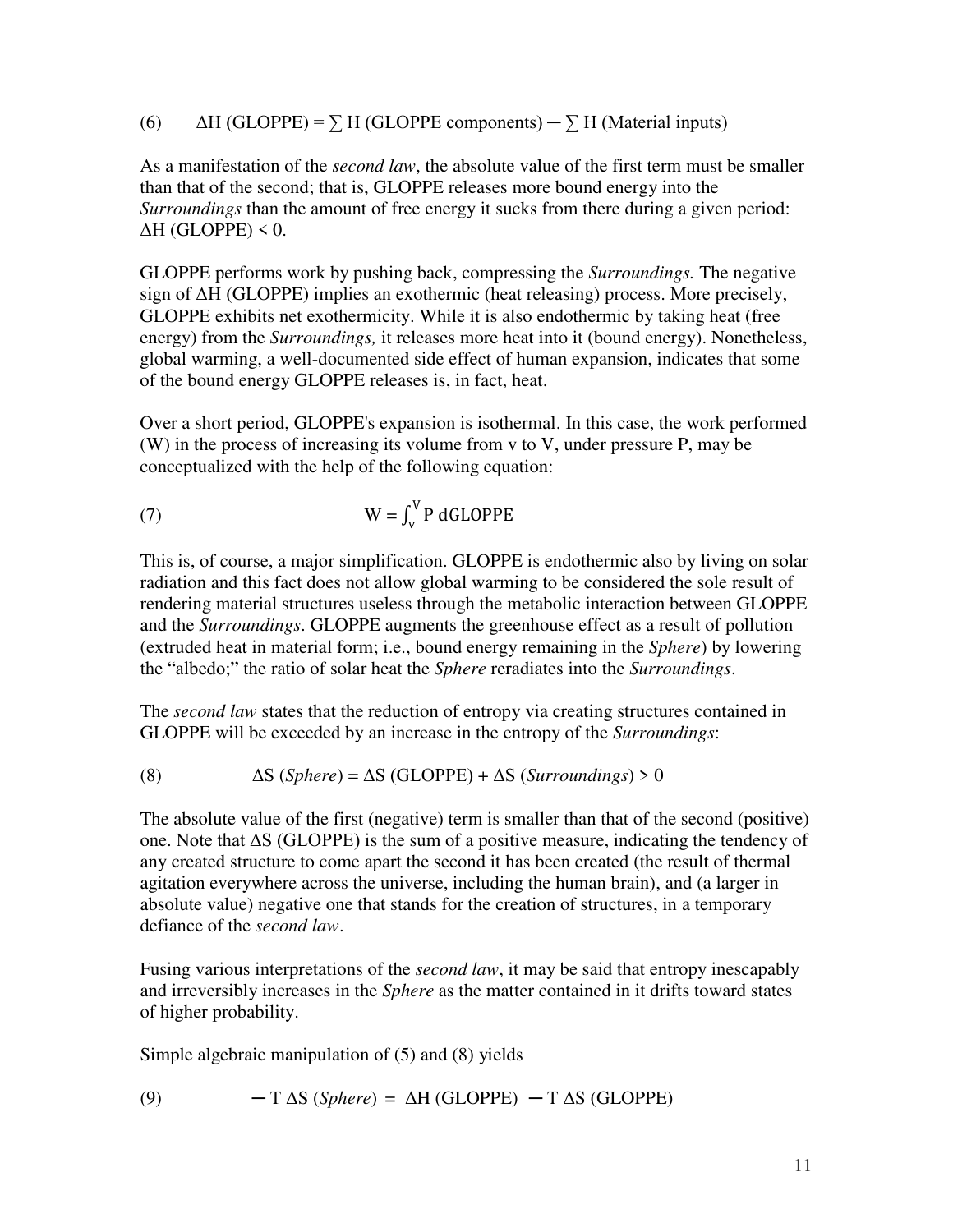(6) $\Delta H \text{ (GLOPPE)} = \sum H \text{ (GLOPPE components)} - \sum H \text{ (Material inputs)}$

As a manifestation of the *second law*, the absolute value of the first term must be smaller than that of the second; that is, GLOPPE releases more bound energy into the *Surroundings* than the amount of free energy it sucks from there during a given period: $\Delta H \text{ (GLOPPE)} < 0$.

GLOPPE performs work by pushing back, compressing the *Surroundings.* The negative sign of ΔH (GLOPPE) implies an exothermic (heat releasing) process. More precisely, GLOPPE exhibits net exothermicity. While it is also endothermic by taking heat (free energy) from the *Surroundings,* it releases more heat into it (bound energy). Nonetheless, global warming, a well-documented side effect of human expansion, indicates that some of the bound energy GLOPPE releases is, in fact, heat.

Over a short period, GLOPPE's expansion is isothermal. In this case, the work performed (W) in the process of increasing its volume from v to V, under pressure P, may be conceptualized with the help of the following equation:

(7) $$W = \int_{v}^{V} P \, d\text{GLOPPE}$$

This is, of course, a major simplification. GLOPPE is endothermic also by living on solar radiation and this fact does not allow global warming to be considered the sole result of rendering material structures useless through the metabolic interaction between GLOPPE and the *Surroundings*. GLOPPE augments the greenhouse effect as a result of pollution (extruded heat in material form; i.e., bound energy remaining in the *Sphere*) by lowering the "albedo;" the ratio of solar heat the *Sphere* reradiates into the *Surroundings*.

The *second law* states that the reduction of entropy via creating structures contained in GLOPPE will be exceeded by an increase in the entropy of the *Surroundings*:

(8) $$\Delta S \text{ (Sphere)} = \Delta S \text{ (GLOPPE)} + \Delta S \text{ (Surroundings)} > 0$$

The absolute value of the first (negative) term is smaller than that of the second (positive) one. Note that ΔS (GLOPPE) is the sum of a positive measure, indicating the tendency of any created structure to come apart the second it has been created (the result of thermal agitation everywhere across the universe, including the human brain), and (a larger in absolute value) negative one that stands for the creation of structures, in a temporary defiance of the *second law*.

Fusing various interpretations of the *second law*, it may be said that entropy inescapably and irreversibly increases in the *Sphere* as the matter contained in it drifts toward states of higher probability.

Simple algebraic manipulation of (5) and (8) yields

(9) $$-T \Delta S \text{ (Sphere)} = \Delta H \text{ (GLOPPE)} - T \Delta S \text{ (GLOPPE)}$$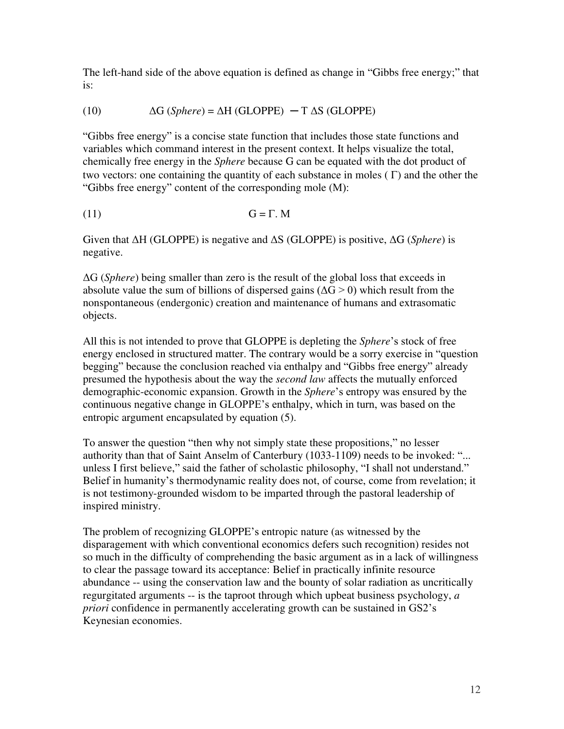The left-hand side of the above equation is defined as change in "Gibbs free energy;" that is:

$$\Delta G\ (\textit{Sphere}) = \Delta H\ (\text{GLOPPE}) - T\ \Delta S\ (\text{GLOPPE}) \tag{10}$$

"Gibbs free energy" is a concise state function that includes those state functions and variables which command interest in the present context. It helps visualize the total, chemically free energy in the *Sphere* because G can be equated with the dot product of two vectors: one containing the quantity of each substance in moles ( $\Gamma$) and the other the "Gibbs free energy" content of the corresponding mole (M):

$$G = \Gamma .\ M \tag{11}$$

Given that $\Delta H$ (GLOPPE) is negative and $\Delta S$ (GLOPPE) is positive, $\Delta G$ (*Sphere*) is negative.

$\Delta G$ (*Sphere*) being smaller than zero is the result of the global loss that exceeds in absolute value the sum of billions of dispersed gains ($\Delta G > 0$) which result from the nonspontaneous (endergonic) creation and maintenance of humans and extrasomatic objects.

All this is not intended to prove that GLOPPE is depleting the *Sphere*'s stock of free energy enclosed in structured matter. The contrary would be a sorry exercise in "question begging" because the conclusion reached via enthalpy and "Gibbs free energy" already presumed the hypothesis about the way the *second law* affects the mutually enforced demographic-economic expansion. Growth in the *Sphere*'s entropy was ensured by the continuous negative change in GLOPPE's enthalpy, which in turn, was based on the entropic argument encapsulated by equation (5).

To answer the question "then why not simply state these propositions," no lesser authority than that of Saint Anselm of Canterbury (1033-1109) needs to be invoked: "... unless I first believe," said the father of scholastic philosophy, "I shall not understand." Belief in humanity's thermodynamic reality does not, of course, come from revelation; it is not testimony-grounded wisdom to be imparted through the pastoral leadership of inspired ministry.

The problem of recognizing GLOPPE's entropic nature (as witnessed by the disparagement with which conventional economics defers such recognition) resides not so much in the difficulty of comprehending the basic argument as in a lack of willingness to clear the passage toward its acceptance: Belief in practically infinite resource abundance -- using the conservation law and the bounty of solar radiation as uncritically regurgitated arguments -- is the taproot through which upbeat business psychology, *a priori* confidence in permanently accelerating growth can be sustained in GS2's Keynesian economies.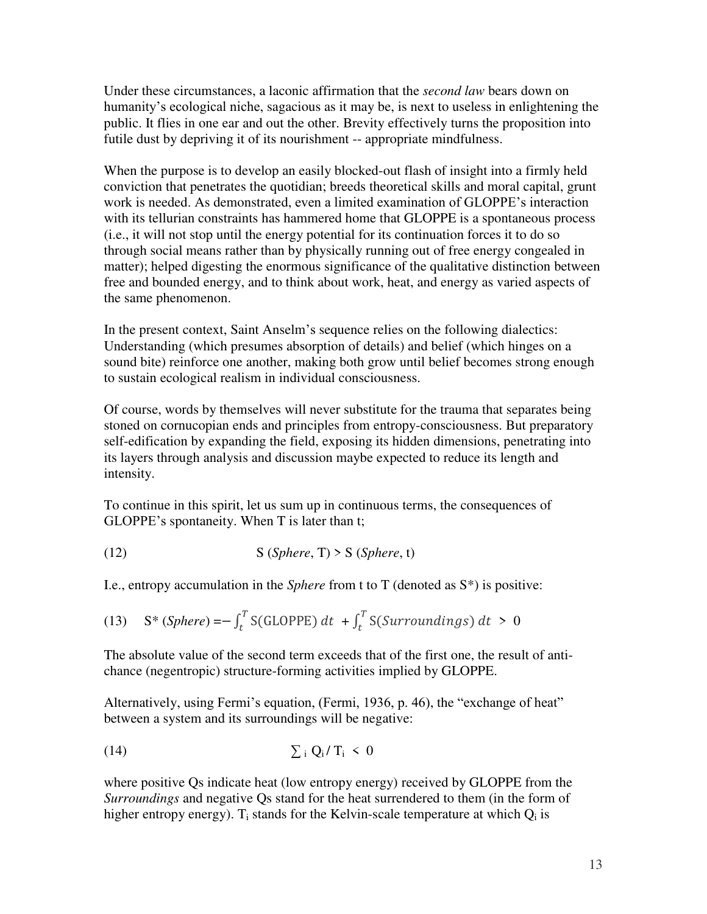Under these circumstances, a laconic affirmation that the *second law* bears down on humanity's ecological niche, sagacious as it may be, is next to useless in enlightening the public. It flies in one ear and out the other. Brevity effectively turns the proposition into futile dust by depriving it of its nourishment -- appropriate mindfulness.

When the purpose is to develop an easily blocked-out flash of insight into a firmly held conviction that penetrates the quotidian; breeds theoretical skills and moral capital, grunt work is needed. As demonstrated, even a limited examination of GLOPPE's interaction with its tellurian constraints has hammered home that GLOPPE is a spontaneous process (i.e., it will not stop until the energy potential for its continuation forces it to do so through social means rather than by physically running out of free energy congealed in matter); helped digesting the enormous significance of the qualitative distinction between free and bounded energy, and to think about work, heat, and energy as varied aspects of the same phenomenon.

In the present context, Saint Anselm's sequence relies on the following dialectics: Understanding (which presumes absorption of details) and belief (which hinges on a sound bite) reinforce one another, making both grow until belief becomes strong enough to sustain ecological realism in individual consciousness.

Of course, words by themselves will never substitute for the trauma that separates being stoned on cornucopian ends and principles from entropy-consciousness. But preparatory self-edification by expanding the field, exposing its hidden dimensions, penetrating into its layers through analysis and discussion maybe expected to reduce its length and intensity.

To continue in this spirit, let us sum up in continuous terms, the consequences of GLOPPE's spontaneity. When T is later than t;

$$S\,(\textit{Sphere}, T) > S\,(\textit{Sphere}, t) \tag{12}$$

I.e., entropy accumulation in the *Sphere* from t to T (denoted as S*) is positive:

$$S^*\,(\textit{Sphere}) = -\int_t^T S(\text{GLOPPE})\,dt \;+ \int_t^T S(\textit{Surroundings})\,dt \;>\; 0 \tag{13}$$

The absolute value of the second term exceeds that of the first one, the result of anti-chance (negentropic) structure-forming activities implied by GLOPPE.

Alternatively, using Fermi's equation, (Fermi, 1936, p. 46), the "exchange of heat" between a system and its surroundings will be negative:

$$\sum_i Q_i / T_i \;<\; 0 \tag{14}$$

where positive Qs indicate heat (low entropy energy) received by GLOPPE from the *Surroundings* and negative Qs stand for the heat surrendered to them (in the form of higher entropy energy). $T_i$ stands for the Kelvin-scale temperature at which $Q_i$ is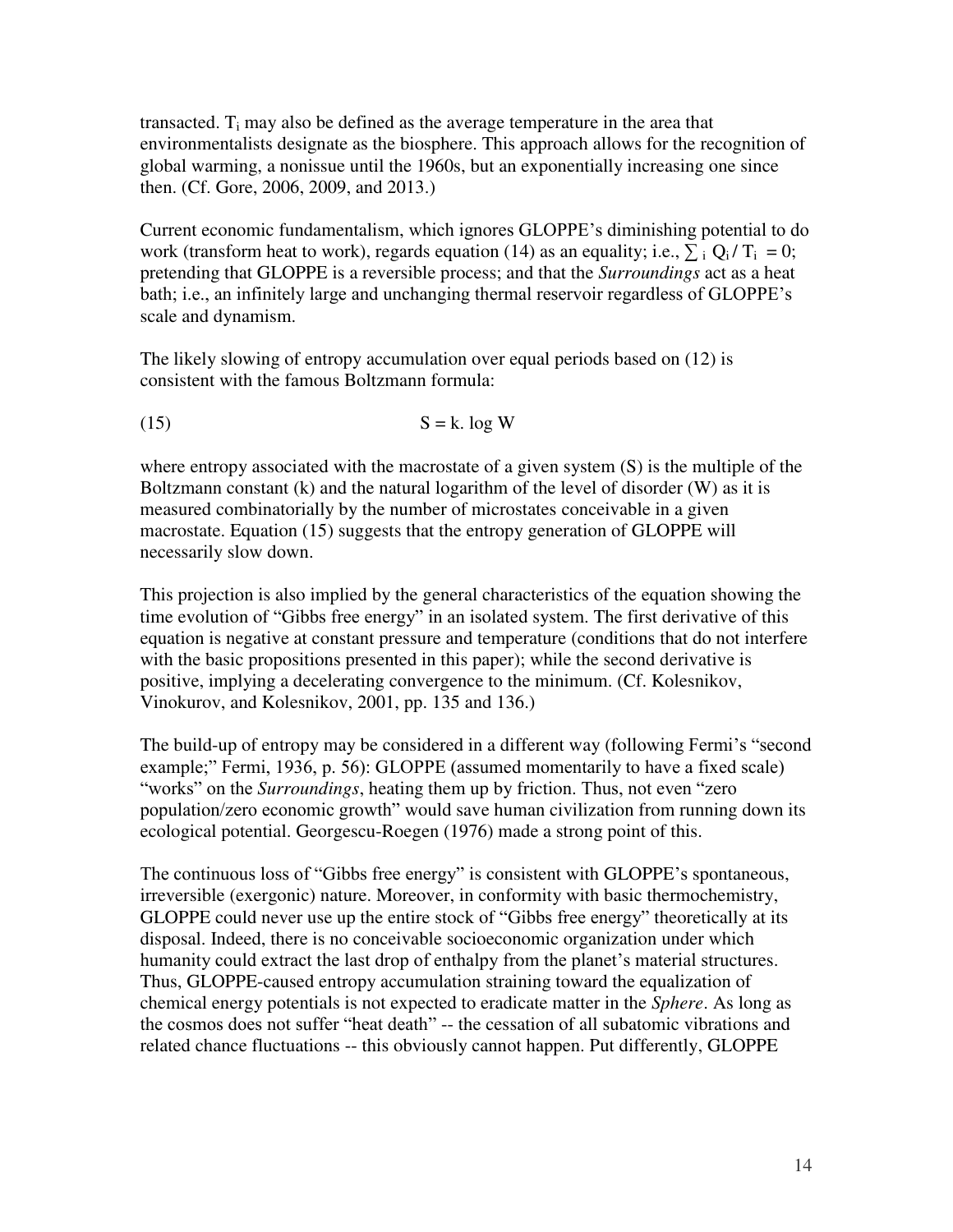transacted. $T_i$ may also be defined as the average temperature in the area that environmentalists designate as the biosphere. This approach allows for the recognition of global warming, a nonissue until the 1960s, but an exponentially increasing one since then. (Cf. Gore, 2006, 2009, and 2013.)

Current economic fundamentalism, which ignores GLOPPE's diminishing potential to do work (transform heat to work), regards equation (14) as an equality; i.e., $\sum_i Q_i / T_i = 0$; pretending that GLOPPE is a reversible process; and that the *Surroundings* act as a heat bath; i.e., an infinitely large and unchanging thermal reservoir regardless of GLOPPE's scale and dynamism.

The likely slowing of entropy accumulation over equal periods based on (12) is consistent with the famous Boltzmann formula:

$$S = k.\ \log W \tag{15}$$

where entropy associated with the macrostate of a given system (S) is the multiple of the Boltzmann constant (k) and the natural logarithm of the level of disorder (W) as it is measured combinatorially by the number of microstates conceivable in a given macrostate. Equation (15) suggests that the entropy generation of GLOPPE will necessarily slow down.

This projection is also implied by the general characteristics of the equation showing the time evolution of "Gibbs free energy" in an isolated system. The first derivative of this equation is negative at constant pressure and temperature (conditions that do not interfere with the basic propositions presented in this paper); while the second derivative is positive, implying a decelerating convergence to the minimum. (Cf. Kolesnikov, Vinokurov, and Kolesnikov, 2001, pp. 135 and 136.)

The build-up of entropy may be considered in a different way (following Fermi's "second example;" Fermi, 1936, p. 56): GLOPPE (assumed momentarily to have a fixed scale) "works" on the *Surroundings*, heating them up by friction. Thus, not even "zero population/zero economic growth" would save human civilization from running down its ecological potential. Georgescu-Roegen (1976) made a strong point of this.

The continuous loss of "Gibbs free energy" is consistent with GLOPPE's spontaneous, irreversible (exergonic) nature. Moreover, in conformity with basic thermochemistry, GLOPPE could never use up the entire stock of "Gibbs free energy" theoretically at its disposal. Indeed, there is no conceivable socioeconomic organization under which humanity could extract the last drop of enthalpy from the planet's material structures. Thus, GLOPPE-caused entropy accumulation straining toward the equalization of chemical energy potentials is not expected to eradicate matter in the *Sphere*. As long as the cosmos does not suffer "heat death" -- the cessation of all subatomic vibrations and related chance fluctuations -- this obviously cannot happen. Put differently, GLOPPE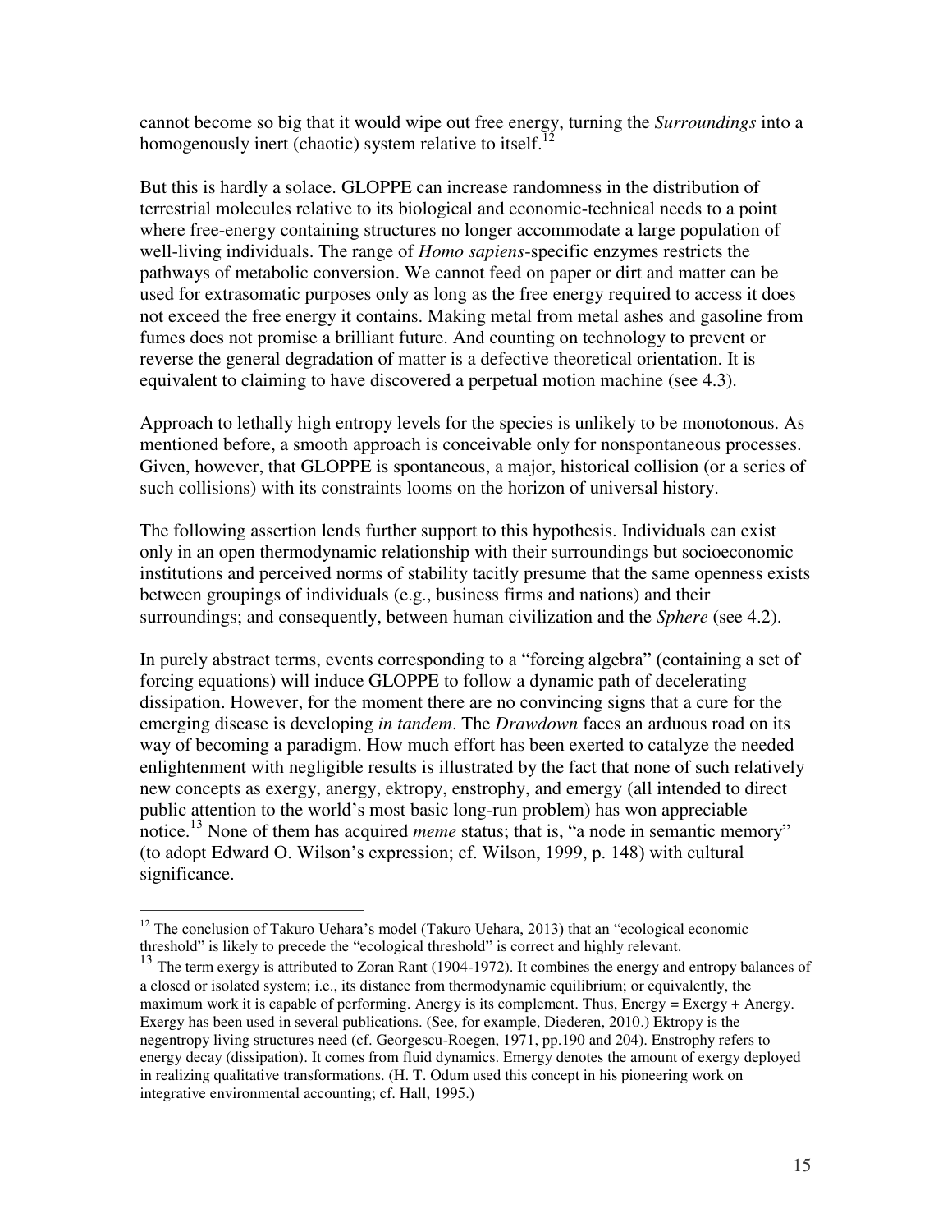cannot become so big that it would wipe out free energy, turning the *Surroundings* into a homogenously inert (chaotic) system relative to itself.[12]

But this is hardly a solace. GLOPPE can increase randomness in the distribution of terrestrial molecules relative to its biological and economic-technical needs to a point where free-energy containing structures no longer accommodate a large population of well-living individuals. The range of *Homo sapiens*-specific enzymes restricts the pathways of metabolic conversion. We cannot feed on paper or dirt and matter can be used for extrasomatic purposes only as long as the free energy required to access it does not exceed the free energy it contains. Making metal from metal ashes and gasoline from fumes does not promise a brilliant future. And counting on technology to prevent or reverse the general degradation of matter is a defective theoretical orientation. It is equivalent to claiming to have discovered a perpetual motion machine (see 4.3).

Approach to lethally high entropy levels for the species is unlikely to be monotonous. As mentioned before, a smooth approach is conceivable only for nonspontaneous processes. Given, however, that GLOPPE is spontaneous, a major, historical collision (or a series of such collisions) with its constraints looms on the horizon of universal history.

The following assertion lends further support to this hypothesis. Individuals can exist only in an open thermodynamic relationship with their surroundings but socioeconomic institutions and perceived norms of stability tacitly presume that the same openness exists between groupings of individuals (e.g., business firms and nations) and their surroundings; and consequently, between human civilization and the *Sphere* (see 4.2).

In purely abstract terms, events corresponding to a "forcing algebra" (containing a set of forcing equations) will induce GLOPPE to follow a dynamic path of decelerating dissipation. However, for the moment there are no convincing signs that a cure for the emerging disease is developing *in tandem*. The *Drawdown* faces an arduous road on its way of becoming a paradigm. How much effort has been exerted to catalyze the needed enlightenment with negligible results is illustrated by the fact that none of such relatively new concepts as exergy, anergy, ektropy, enstrophy, and emergy (all intended to direct public attention to the world's most basic long-run problem) has won appreciable notice.[13] None of them has acquired *meme* status; that is, "a node in semantic memory" (to adopt Edward O. Wilson's expression; cf. Wilson, 1999, p. 148) with cultural significance.

---

[12] The conclusion of Takuro Uehara's model (Takuro Uehara, 2013) that an "ecological economic threshold" is likely to precede the "ecological threshold" is correct and highly relevant.

[13] The term exergy is attributed to Zoran Rant (1904-1972). It combines the energy and entropy balances of a closed or isolated system; i.e., its distance from thermodynamic equilibrium; or equivalently, the maximum work it is capable of performing. Anergy is its complement. Thus, Energy = Exergy + Anergy. Exergy has been used in several publications. (See, for example, Diederen, 2010.) Ektropy is the negentropy living structures need (cf. Georgescu-Roegen, 1971, pp.190 and 204). Enstrophy refers to energy decay (dissipation). It comes from fluid dynamics. Emergy denotes the amount of exergy deployed in realizing qualitative transformations. (H. T. Odum used this concept in his pioneering work on integrative environmental accounting; cf. Hall, 1995.)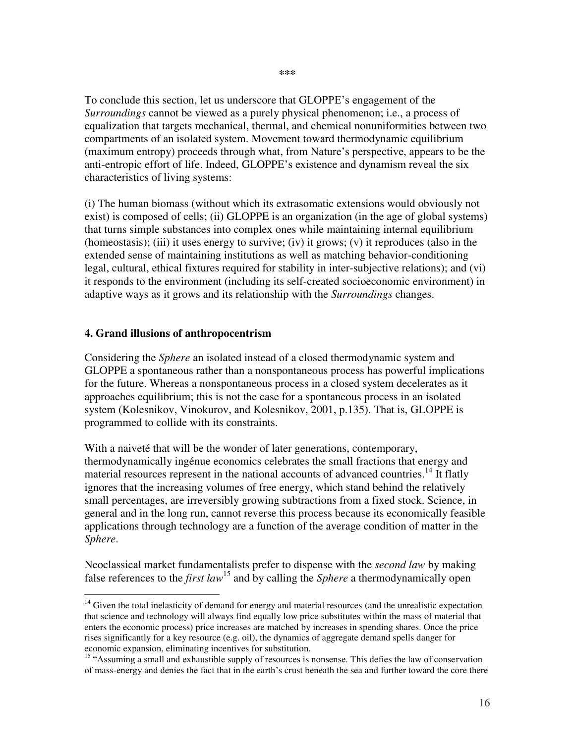***

To conclude this section, let us underscore that GLOPPE's engagement of the *Surroundings* cannot be viewed as a purely physical phenomenon; i.e., a process of equalization that targets mechanical, thermal, and chemical nonuniformities between two compartments of an isolated system. Movement toward thermodynamic equilibrium (maximum entropy) proceeds through what, from Nature's perspective, appears to be the anti-entropic effort of life. Indeed, GLOPPE's existence and dynamism reveal the six characteristics of living systems:

(i) The human biomass (without which its extrasomatic extensions would obviously not exist) is composed of cells; (ii) GLOPPE is an organization (in the age of global systems) that turns simple substances into complex ones while maintaining internal equilibrium (homeostasis); (iii) it uses energy to survive; (iv) it grows; (v) it reproduces (also in the extended sense of maintaining institutions as well as matching behavior-conditioning legal, cultural, ethical fixtures required for stability in inter-subjective relations); and (vi) it responds to the environment (including its self-created socioeconomic environment) in adaptive ways as it grows and its relationship with the *Surroundings* changes.

## 4. Grand illusions of anthropocentrism

Considering the *Sphere* an isolated instead of a closed thermodynamic system and GLOPPE a spontaneous rather than a nonspontaneous process has powerful implications for the future. Whereas a nonspontaneous process in a closed system decelerates as it approaches equilibrium; this is not the case for a spontaneous process in an isolated system (Kolesnikov, Vinokurov, and Kolesnikov, 2001, p.135). That is, GLOPPE is programmed to collide with its constraints.

With a naiveté that will be the wonder of later generations, contemporary, thermodynamically ingénue economics celebrates the small fractions that energy and material resources represent in the national accounts of advanced countries.[14] It flatly ignores that the increasing volumes of free energy, which stand behind the relatively small percentages, are irreversibly growing subtractions from a fixed stock. Science, in general and in the long run, cannot reverse this process because its economically feasible applications through technology are a function of the average condition of matter in the *Sphere*.

Neoclassical market fundamentalists prefer to dispense with the *second law* by making false references to the *first law*[15] and by calling the *Sphere* a thermodynamically open

---

[14] Given the total inelasticity of demand for energy and material resources (and the unrealistic expectation that science and technology will always find equally low price substitutes within the mass of material that enters the economic process) price increases are matched by increases in spending shares. Once the price rises significantly for a key resource (e.g. oil), the dynamics of aggregate demand spells danger for economic expansion, eliminating incentives for substitution.

[15] "Assuming a small and exhaustible supply of resources is nonsense. This defies the law of conservation of mass-energy and denies the fact that in the earth's crust beneath the sea and further toward the core there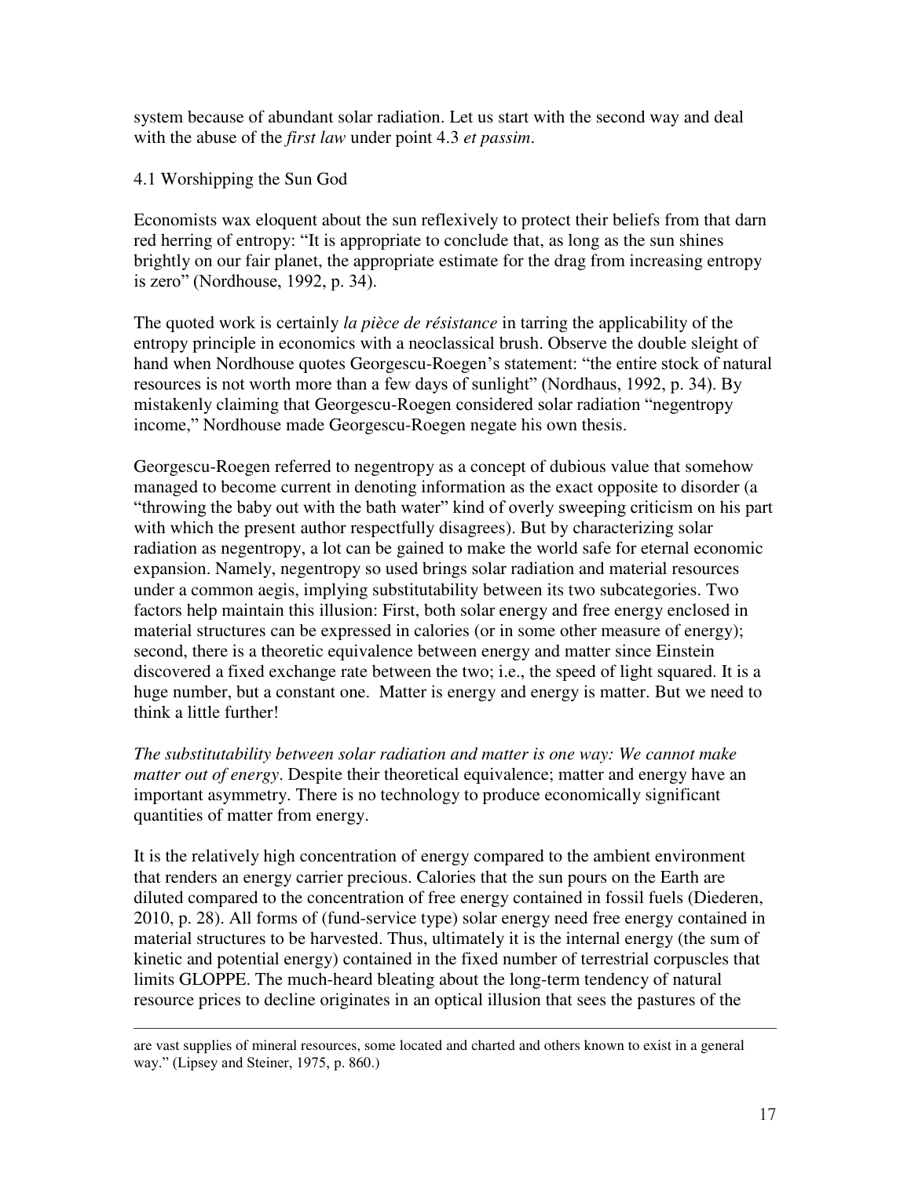system because of abundant solar radiation. Let us start with the second way and deal with the abuse of the *first law* under point 4.3 *et passim*.

### 4.1 Worshipping the Sun God

Economists wax eloquent about the sun reflexively to protect their beliefs from that darn red herring of entropy: "It is appropriate to conclude that, as long as the sun shines brightly on our fair planet, the appropriate estimate for the drag from increasing entropy is zero" (Nordhouse, 1992, p. 34).

The quoted work is certainly *la pièce de résistance* in tarring the applicability of the entropy principle in economics with a neoclassical brush. Observe the double sleight of hand when Nordhouse quotes Georgescu-Roegen's statement: "the entire stock of natural resources is not worth more than a few days of sunlight" (Nordhaus, 1992, p. 34). By mistakenly claiming that Georgescu-Roegen considered solar radiation "negentropy income," Nordhouse made Georgescu-Roegen negate his own thesis.

Georgescu-Roegen referred to negentropy as a concept of dubious value that somehow managed to become current in denoting information as the exact opposite to disorder (a "throwing the baby out with the bath water" kind of overly sweeping criticism on his part with which the present author respectfully disagrees). But by characterizing solar radiation as negentropy, a lot can be gained to make the world safe for eternal economic expansion. Namely, negentropy so used brings solar radiation and material resources under a common aegis, implying substitutability between its two subcategories. Two factors help maintain this illusion: First, both solar energy and free energy enclosed in material structures can be expressed in calories (or in some other measure of energy); second, there is a theoretic equivalence between energy and matter since Einstein discovered a fixed exchange rate between the two; i.e., the speed of light squared. It is a huge number, but a constant one. Matter is energy and energy is matter. But we need to think a little further!

*The substitutability between solar radiation and matter is one way: We cannot make matter out of energy*. Despite their theoretical equivalence; matter and energy have an important asymmetry. There is no technology to produce economically significant quantities of matter from energy.

It is the relatively high concentration of energy compared to the ambient environment that renders an energy carrier precious. Calories that the sun pours on the Earth are diluted compared to the concentration of free energy contained in fossil fuels (Diederen, 2010, p. 28). All forms of (fund-service type) solar energy need free energy contained in material structures to be harvested. Thus, ultimately it is the internal energy (the sum of kinetic and potential energy) contained in the fixed number of terrestrial corpuscles that limits GLOPPE. The much-heard bleating about the long-term tendency of natural resource prices to decline originates in an optical illusion that sees the pastures of the

---

are vast supplies of mineral resources, some located and charted and others known to exist in a general way." (Lipsey and Steiner, 1975, p. 860.)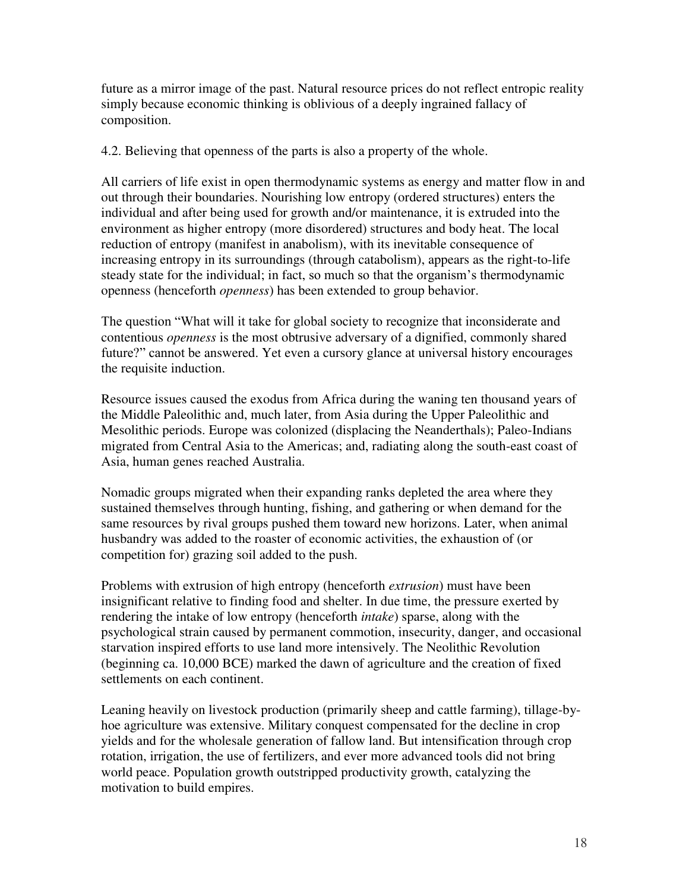future as a mirror image of the past. Natural resource prices do not reflect entropic reality simply because economic thinking is oblivious of a deeply ingrained fallacy of composition.

4.2. Believing that openness of the parts is also a property of the whole.

All carriers of life exist in open thermodynamic systems as energy and matter flow in and out through their boundaries. Nourishing low entropy (ordered structures) enters the individual and after being used for growth and/or maintenance, it is extruded into the environment as higher entropy (more disordered) structures and body heat. The local reduction of entropy (manifest in anabolism), with its inevitable consequence of increasing entropy in its surroundings (through catabolism), appears as the right-to-life steady state for the individual; in fact, so much so that the organism's thermodynamic openness (henceforth *openness*) has been extended to group behavior.

The question "What will it take for global society to recognize that inconsiderate and contentious *openness* is the most obtrusive adversary of a dignified, commonly shared future?" cannot be answered. Yet even a cursory glance at universal history encourages the requisite induction.

Resource issues caused the exodus from Africa during the waning ten thousand years of the Middle Paleolithic and, much later, from Asia during the Upper Paleolithic and Mesolithic periods. Europe was colonized (displacing the Neanderthals); Paleo-Indians migrated from Central Asia to the Americas; and, radiating along the south-east coast of Asia, human genes reached Australia.

Nomadic groups migrated when their expanding ranks depleted the area where they sustained themselves through hunting, fishing, and gathering or when demand for the same resources by rival groups pushed them toward new horizons. Later, when animal husbandry was added to the roaster of economic activities, the exhaustion of (or competition for) grazing soil added to the push.

Problems with extrusion of high entropy (henceforth *extrusion*) must have been insignificant relative to finding food and shelter. In due time, the pressure exerted by rendering the intake of low entropy (henceforth *intake*) sparse, along with the psychological strain caused by permanent commotion, insecurity, danger, and occasional starvation inspired efforts to use land more intensively. The Neolithic Revolution (beginning ca. 10,000 BCE) marked the dawn of agriculture and the creation of fixed settlements on each continent.

Leaning heavily on livestock production (primarily sheep and cattle farming), tillage-by-hoe agriculture was extensive. Military conquest compensated for the decline in crop yields and for the wholesale generation of fallow land. But intensification through crop rotation, irrigation, the use of fertilizers, and ever more advanced tools did not bring world peace. Population growth outstripped productivity growth, catalyzing the motivation to build empires.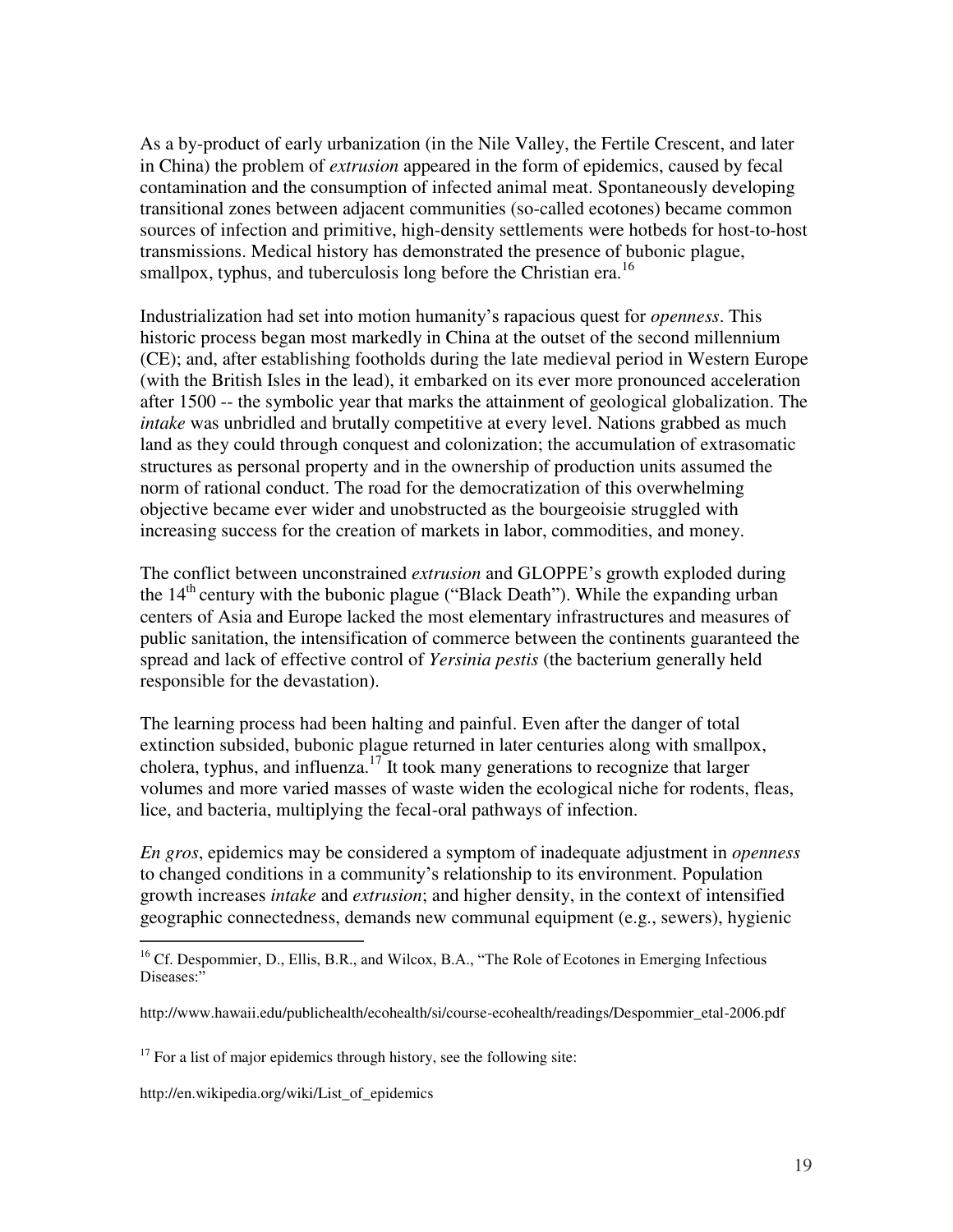As a by-product of early urbanization (in the Nile Valley, the Fertile Crescent, and later in China) the problem of *extrusion* appeared in the form of epidemics, caused by fecal contamination and the consumption of infected animal meat. Spontaneously developing transitional zones between adjacent communities (so-called ecotones) became common sources of infection and primitive, high-density settlements were hotbeds for host-to-host transmissions. Medical history has demonstrated the presence of bubonic plague, smallpox, typhus, and tuberculosis long before the Christian era.[16]

Industrialization had set into motion humanity's rapacious quest for *openness*. This historic process began most markedly in China at the outset of the second millennium (CE); and, after establishing footholds during the late medieval period in Western Europe (with the British Isles in the lead), it embarked on its ever more pronounced acceleration after 1500 -- the symbolic year that marks the attainment of geological globalization. The *intake* was unbridled and brutally competitive at every level. Nations grabbed as much land as they could through conquest and colonization; the accumulation of extrasomatic structures as personal property and in the ownership of production units assumed the norm of rational conduct. The road for the democratization of this overwhelming objective became ever wider and unobstructed as the bourgeoisie struggled with increasing success for the creation of markets in labor, commodities, and money.

The conflict between unconstrained *extrusion* and GLOPPE's growth exploded during the 14th century with the bubonic plague ("Black Death"). While the expanding urban centers of Asia and Europe lacked the most elementary infrastructures and measures of public sanitation, the intensification of commerce between the continents guaranteed the spread and lack of effective control of *Yersinia pestis* (the bacterium generally held responsible for the devastation).

The learning process had been halting and painful. Even after the danger of total extinction subsided, bubonic plague returned in later centuries along with smallpox, cholera, typhus, and influenza.[17] It took many generations to recognize that larger volumes and more varied masses of waste widen the ecological niche for rodents, fleas, lice, and bacteria, multiplying the fecal-oral pathways of infection.

*En gros*, epidemics may be considered a symptom of inadequate adjustment in *openness* to changed conditions in a community's relationship to its environment. Population growth increases *intake* and *extrusion*; and higher density, in the context of intensified geographic connectedness, demands new communal equipment (e.g., sewers), hygienic

---

[16] Cf. Despommier, D., Ellis, B.R., and Wilcox, B.A., "The Role of Ecotones in Emerging Infectious Diseases:"

http://www.hawaii.edu/publichealth/ecohealth/si/course-ecohealth/readings/Despommier_etal-2006.pdf

[17] For a list of major epidemics through history, see the following site:

http://en.wikipedia.org/wiki/List_of_epidemics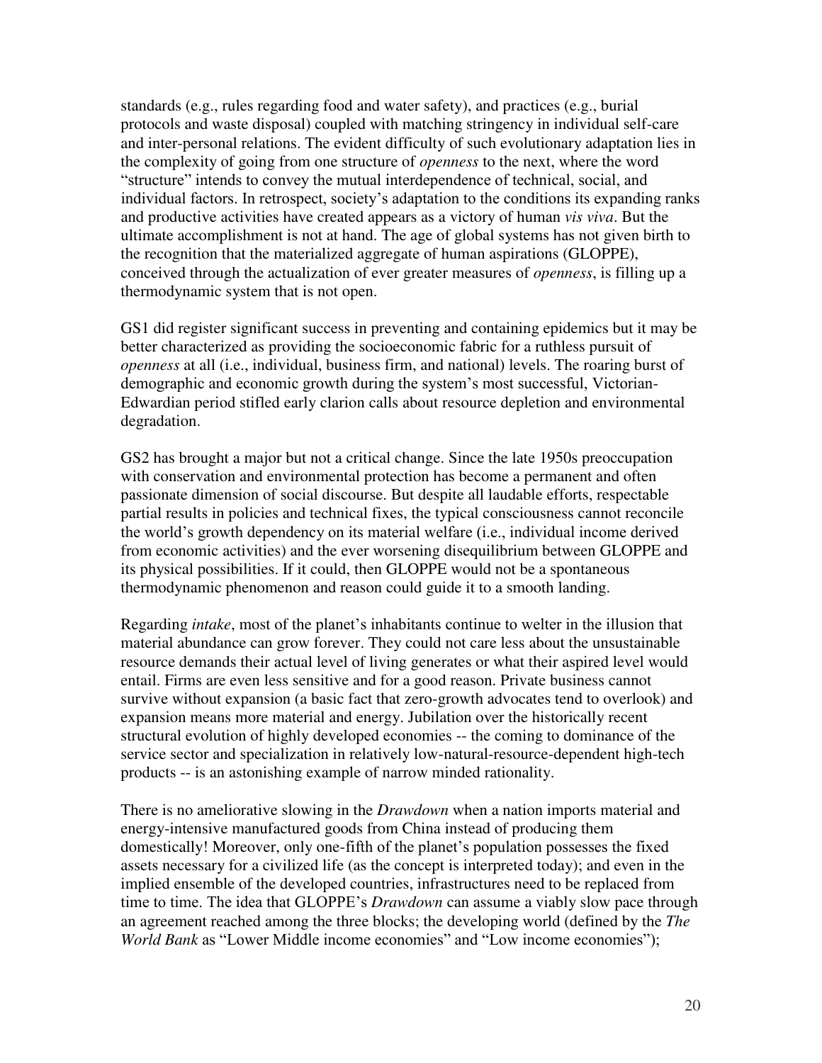standards (e.g., rules regarding food and water safety), and practices (e.g., burial protocols and waste disposal) coupled with matching stringency in individual self-care and inter-personal relations. The evident difficulty of such evolutionary adaptation lies in the complexity of going from one structure of *openness* to the next, where the word "structure" intends to convey the mutual interdependence of technical, social, and individual factors. In retrospect, society's adaptation to the conditions its expanding ranks and productive activities have created appears as a victory of human *vis viva*. But the ultimate accomplishment is not at hand. The age of global systems has not given birth to the recognition that the materialized aggregate of human aspirations (GLOPPE), conceived through the actualization of ever greater measures of *openness*, is filling up a thermodynamic system that is not open.

GS1 did register significant success in preventing and containing epidemics but it may be better characterized as providing the socioeconomic fabric for a ruthless pursuit of *openness* at all (i.e., individual, business firm, and national) levels. The roaring burst of demographic and economic growth during the system's most successful, Victorian-Edwardian period stifled early clarion calls about resource depletion and environmental degradation.

GS2 has brought a major but not a critical change. Since the late 1950s preoccupation with conservation and environmental protection has become a permanent and often passionate dimension of social discourse. But despite all laudable efforts, respectable partial results in policies and technical fixes, the typical consciousness cannot reconcile the world's growth dependency on its material welfare (i.e., individual income derived from economic activities) and the ever worsening disequilibrium between GLOPPE and its physical possibilities. If it could, then GLOPPE would not be a spontaneous thermodynamic phenomenon and reason could guide it to a smooth landing.

Regarding *intake*, most of the planet's inhabitants continue to welter in the illusion that material abundance can grow forever. They could not care less about the unsustainable resource demands their actual level of living generates or what their aspired level would entail. Firms are even less sensitive and for a good reason. Private business cannot survive without expansion (a basic fact that zero-growth advocates tend to overlook) and expansion means more material and energy. Jubilation over the historically recent structural evolution of highly developed economies -- the coming to dominance of the service sector and specialization in relatively low-natural-resource-dependent high-tech products -- is an astonishing example of narrow minded rationality.

There is no ameliorative slowing in the *Drawdown* when a nation imports material and energy-intensive manufactured goods from China instead of producing them domestically! Moreover, only one-fifth of the planet's population possesses the fixed assets necessary for a civilized life (as the concept is interpreted today); and even in the implied ensemble of the developed countries, infrastructures need to be replaced from time to time. The idea that GLOPPE's *Drawdown* can assume a viably slow pace through an agreement reached among the three blocks; the developing world (defined by the *The World Bank* as "Lower Middle income economies" and "Low income economies");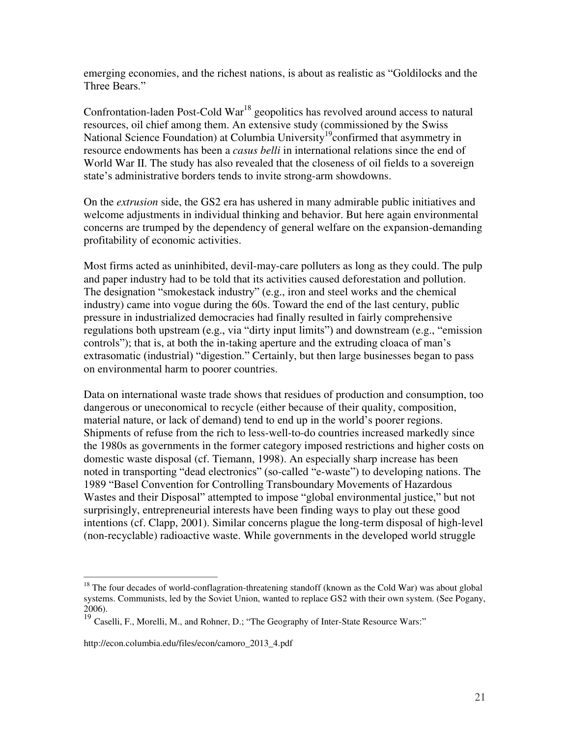emerging economies, and the richest nations, is about as realistic as "Goldilocks and the Three Bears."

Confrontation-laden Post-Cold War[18] geopolitics has revolved around access to natural resources, oil chief among them. An extensive study (commissioned by the Swiss National Science Foundation) at Columbia University[19]confirmed that asymmetry in resource endowments has been a *casus belli* in international relations since the end of World War II. The study has also revealed that the closeness of oil fields to a sovereign state's administrative borders tends to invite strong-arm showdowns.

On the *extrusion* side, the GS2 era has ushered in many admirable public initiatives and welcome adjustments in individual thinking and behavior. But here again environmental concerns are trumped by the dependency of general welfare on the expansion-demanding profitability of economic activities.

Most firms acted as uninhibited, devil-may-care polluters as long as they could. The pulp and paper industry had to be told that its activities caused deforestation and pollution. The designation "smokestack industry" (e.g., iron and steel works and the chemical industry) came into vogue during the 60s. Toward the end of the last century, public pressure in industrialized democracies had finally resulted in fairly comprehensive regulations both upstream (e.g., via "dirty input limits") and downstream (e.g., "emission controls"); that is, at both the in-taking aperture and the extruding cloaca of man's extrasomatic (industrial) "digestion." Certainly, but then large businesses began to pass on environmental harm to poorer countries.

Data on international waste trade shows that residues of production and consumption, too dangerous or uneconomical to recycle (either because of their quality, composition, material nature, or lack of demand) tend to end up in the world's poorer regions. Shipments of refuse from the rich to less-well-to-do countries increased markedly since the 1980s as governments in the former category imposed restrictions and higher costs on domestic waste disposal (cf. Tiemann, 1998). An especially sharp increase has been noted in transporting "dead electronics" (so-called "e-waste") to developing nations. The 1989 "Basel Convention for Controlling Transboundary Movements of Hazardous Wastes and their Disposal" attempted to impose "global environmental justice," but not surprisingly, entrepreneurial interests have been finding ways to play out these good intentions (cf. Clapp, 2001). Similar concerns plague the long-term disposal of high-level (non-recyclable) radioactive waste. While governments in the developed world struggle

---

[18] The four decades of world-conflagration-threatening standoff (known as the Cold War) was about global systems. Communists, led by the Soviet Union, wanted to replace GS2 with their own system. (See Pogany, 2006).

[19] Caselli, F., Morelli, M., and Rohner, D.; "The Geography of Inter-State Resource Wars:"

http://econ.columbia.edu/files/econ/camoro_2013_4.pdf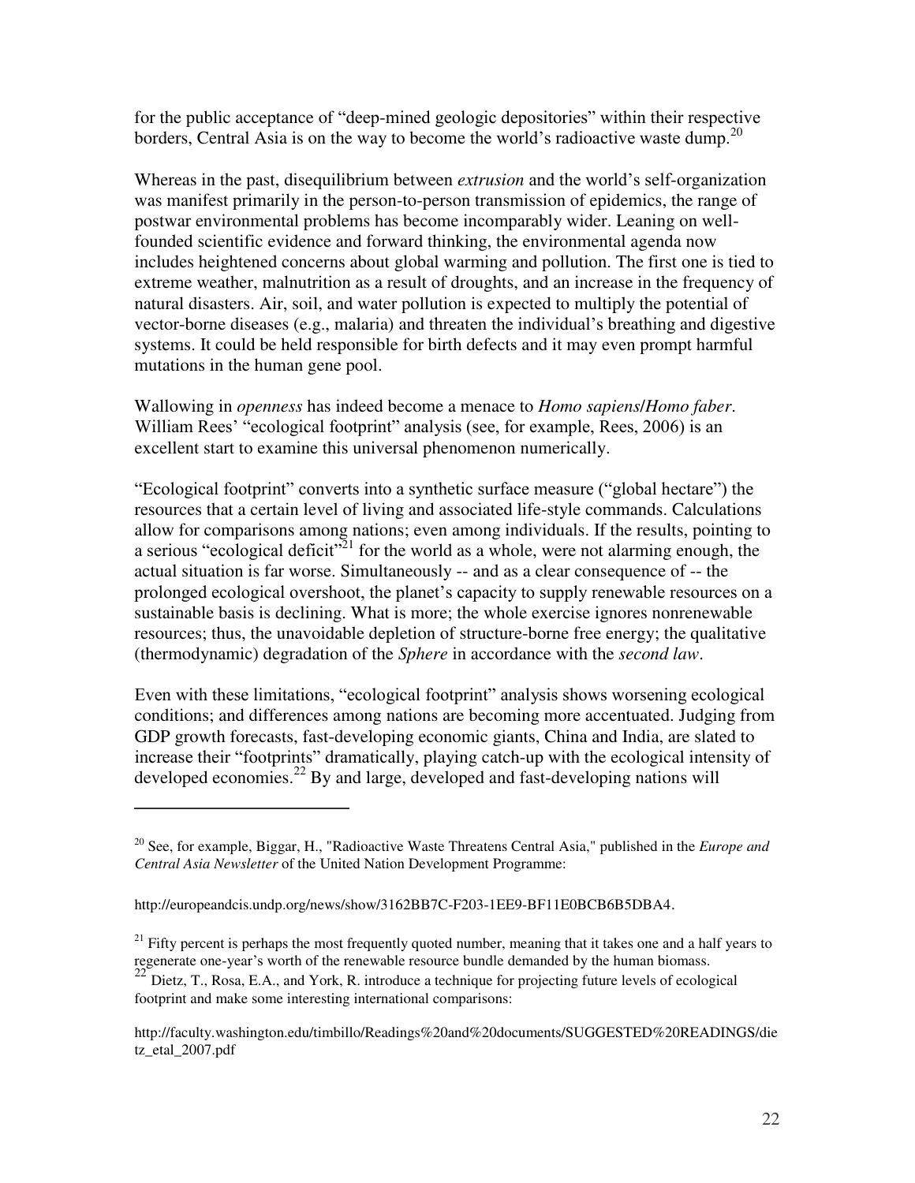for the public acceptance of "deep-mined geologic depositories" within their respective borders, Central Asia is on the way to become the world's radioactive waste dump.[20]

Whereas in the past, disequilibrium between *extrusion* and the world's self-organization was manifest primarily in the person-to-person transmission of epidemics, the range of postwar environmental problems has become incomparably wider. Leaning on well-founded scientific evidence and forward thinking, the environmental agenda now includes heightened concerns about global warming and pollution. The first one is tied to extreme weather, malnutrition as a result of droughts, and an increase in the frequency of natural disasters. Air, soil, and water pollution is expected to multiply the potential of vector-borne diseases (e.g., malaria) and threaten the individual's breathing and digestive systems. It could be held responsible for birth defects and it may even prompt harmful mutations in the human gene pool.

Wallowing in *openness* has indeed become a menace to *Homo sapiens*/*Homo faber*. William Rees' "ecological footprint" analysis (see, for example, Rees, 2006) is an excellent start to examine this universal phenomenon numerically.

"Ecological footprint" converts into a synthetic surface measure ("global hectare") the resources that a certain level of living and associated life-style commands. Calculations allow for comparisons among nations; even among individuals. If the results, pointing to a serious "ecological deficit"[21] for the world as a whole, were not alarming enough, the actual situation is far worse. Simultaneously -- and as a clear consequence of -- the prolonged ecological overshoot, the planet's capacity to supply renewable resources on a sustainable basis is declining. What is more; the whole exercise ignores nonrenewable resources; thus, the unavoidable depletion of structure-borne free energy; the qualitative (thermodynamic) degradation of the *Sphere* in accordance with the *second law*.

Even with these limitations, "ecological footprint" analysis shows worsening ecological conditions; and differences among nations are becoming more accentuated. Judging from GDP growth forecasts, fast-developing economic giants, China and India, are slated to increase their "footprints" dramatically, playing catch-up with the ecological intensity of developed economies.[22] By and large, developed and fast-developing nations will

---

[20] See, for example, Biggar, H., "Radioactive Waste Threatens Central Asia," published in the *Europe and Central Asia Newsletter* of the United Nation Development Programme:

http://europeandcis.undp.org/news/show/3162BB7C-F203-1EE9-BF11E0BCB6B5DBA4.

[21] Fifty percent is perhaps the most frequently quoted number, meaning that it takes one and a half years to regenerate one-year's worth of the renewable resource bundle demanded by the human biomass.

[22] Dietz, T., Rosa, E.A., and York, R. introduce a technique for projecting future levels of ecological footprint and make some interesting international comparisons:

http://faculty.washington.edu/timbillo/Readings%20and%20documents/SUGGESTED%20READINGS/dietz_etal_2007.pdf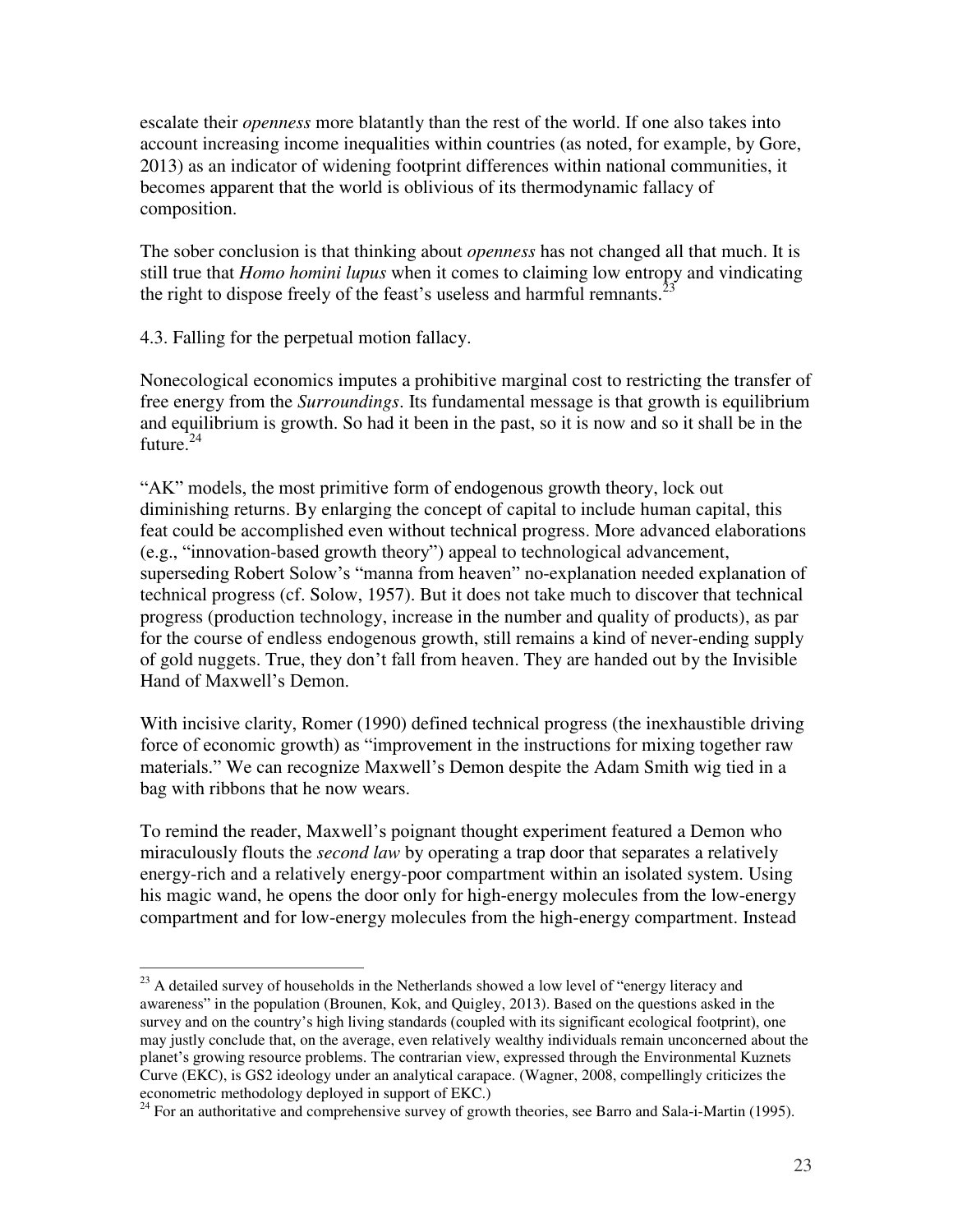escalate their *openness* more blatantly than the rest of the world. If one also takes into account increasing income inequalities within countries (as noted, for example, by Gore, 2013) as an indicator of widening footprint differences within national communities, it becomes apparent that the world is oblivious of its thermodynamic fallacy of composition.

The sober conclusion is that thinking about *openness* has not changed all that much. It is still true that *Homo homini lupus* when it comes to claiming low entropy and vindicating the right to dispose freely of the feast's useless and harmful remnants.[23]

### 4.3. Falling for the perpetual motion fallacy.

Nonecological economics imputes a prohibitive marginal cost to restricting the transfer of free energy from the *Surroundings*. Its fundamental message is that growth is equilibrium and equilibrium is growth. So had it been in the past, so it is now and so it shall be in the future.[24]

"AK" models, the most primitive form of endogenous growth theory, lock out diminishing returns. By enlarging the concept of capital to include human capital, this feat could be accomplished even without technical progress. More advanced elaborations (e.g., "innovation-based growth theory") appeal to technological advancement, superseding Robert Solow's "manna from heaven" no-explanation needed explanation of technical progress (cf. Solow, 1957). But it does not take much to discover that technical progress (production technology, increase in the number and quality of products), as par for the course of endless endogenous growth, still remains a kind of never-ending supply of gold nuggets. True, they don't fall from heaven. They are handed out by the Invisible Hand of Maxwell's Demon.

With incisive clarity, Romer (1990) defined technical progress (the inexhaustible driving force of economic growth) as "improvement in the instructions for mixing together raw materials." We can recognize Maxwell's Demon despite the Adam Smith wig tied in a bag with ribbons that he now wears.

To remind the reader, Maxwell's poignant thought experiment featured a Demon who miraculously flouts the *second law* by operating a trap door that separates a relatively energy-rich and a relatively energy-poor compartment within an isolated system. Using his magic wand, he opens the door only for high-energy molecules from the low-energy compartment and for low-energy molecules from the high-energy compartment. Instead

---

[23] A detailed survey of households in the Netherlands showed a low level of "energy literacy and awareness" in the population (Brounen, Kok, and Quigley, 2013). Based on the questions asked in the survey and on the country's high living standards (coupled with its significant ecological footprint), one may justly conclude that, on the average, even relatively wealthy individuals remain unconcerned about the planet's growing resource problems. The contrarian view, expressed through the Environmental Kuznets Curve (EKC), is GS2 ideology under an analytical carapace. (Wagner, 2008, compellingly criticizes the econometric methodology deployed in support of EKC.)

[24] For an authoritative and comprehensive survey of growth theories, see Barro and Sala-i-Martin (1995).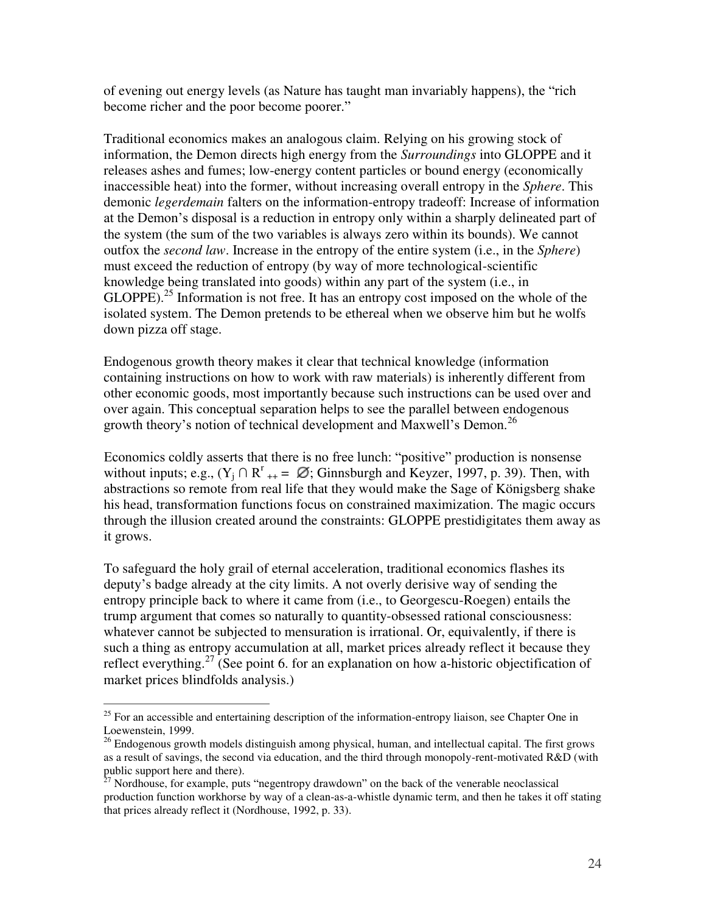of evening out energy levels (as Nature has taught man invariably happens), the "rich become richer and the poor become poorer."

Traditional economics makes an analogous claim. Relying on his growing stock of information, the Demon directs high energy from the *Surroundings* into GLOPPE and it releases ashes and fumes; low-energy content particles or bound energy (economically inaccessible heat) into the former, without increasing overall entropy in the *Sphere*. This demonic *legerdemain* falters on the information-entropy tradeoff: Increase of information at the Demon's disposal is a reduction in entropy only within a sharply delineated part of the system (the sum of the two variables is always zero within its bounds). We cannot outfox the *second law*. Increase in the entropy of the entire system (i.e., in the *Sphere*) must exceed the reduction of entropy (by way of more technological-scientific knowledge being translated into goods) within any part of the system (i.e., in GLOPPE).[25] Information is not free. It has an entropy cost imposed on the whole of the isolated system. The Demon pretends to be ethereal when we observe him but he wolfs down pizza off stage.

Endogenous growth theory makes it clear that technical knowledge (information containing instructions on how to work with raw materials) is inherently different from other economic goods, most importantly because such instructions can be used over and over again. This conceptual separation helps to see the parallel between endogenous growth theory's notion of technical development and Maxwell's Demon.[26]

Economics coldly asserts that there is no free lunch: "positive" production is nonsense without inputs; e.g., ($Y_j \cap R^r_{++} = \varnothing$; Ginnsburgh and Keyzer, 1997, p. 39). Then, with abstractions so remote from real life that they would make the Sage of Königsberg shake his head, transformation functions focus on constrained maximization. The magic occurs through the illusion created around the constraints: GLOPPE prestidigitates them away as it grows.

To safeguard the holy grail of eternal acceleration, traditional economics flashes its deputy's badge already at the city limits. A not overly derisive way of sending the entropy principle back to where it came from (i.e., to Georgescu-Roegen) entails the trump argument that comes so naturally to quantity-obsessed rational consciousness: whatever cannot be subjected to mensuration is irrational. Or, equivalently, if there is such a thing as entropy accumulation at all, market prices already reflect it because they reflect everything.[27] (See point 6. for an explanation on how a-historic objectification of market prices blindfolds analysis.)

---

[25] For an accessible and entertaining description of the information-entropy liaison, see Chapter One in Loewenstein, 1999.

[26] Endogenous growth models distinguish among physical, human, and intellectual capital. The first grows as a result of savings, the second via education, and the third through monopoly-rent-motivated R&D (with public support here and there).

[27] Nordhouse, for example, puts "negentropy drawdown" on the back of the venerable neoclassical production function workhorse by way of a clean-as-a-whistle dynamic term, and then he takes it off stating that prices already reflect it (Nordhouse, 1992, p. 33).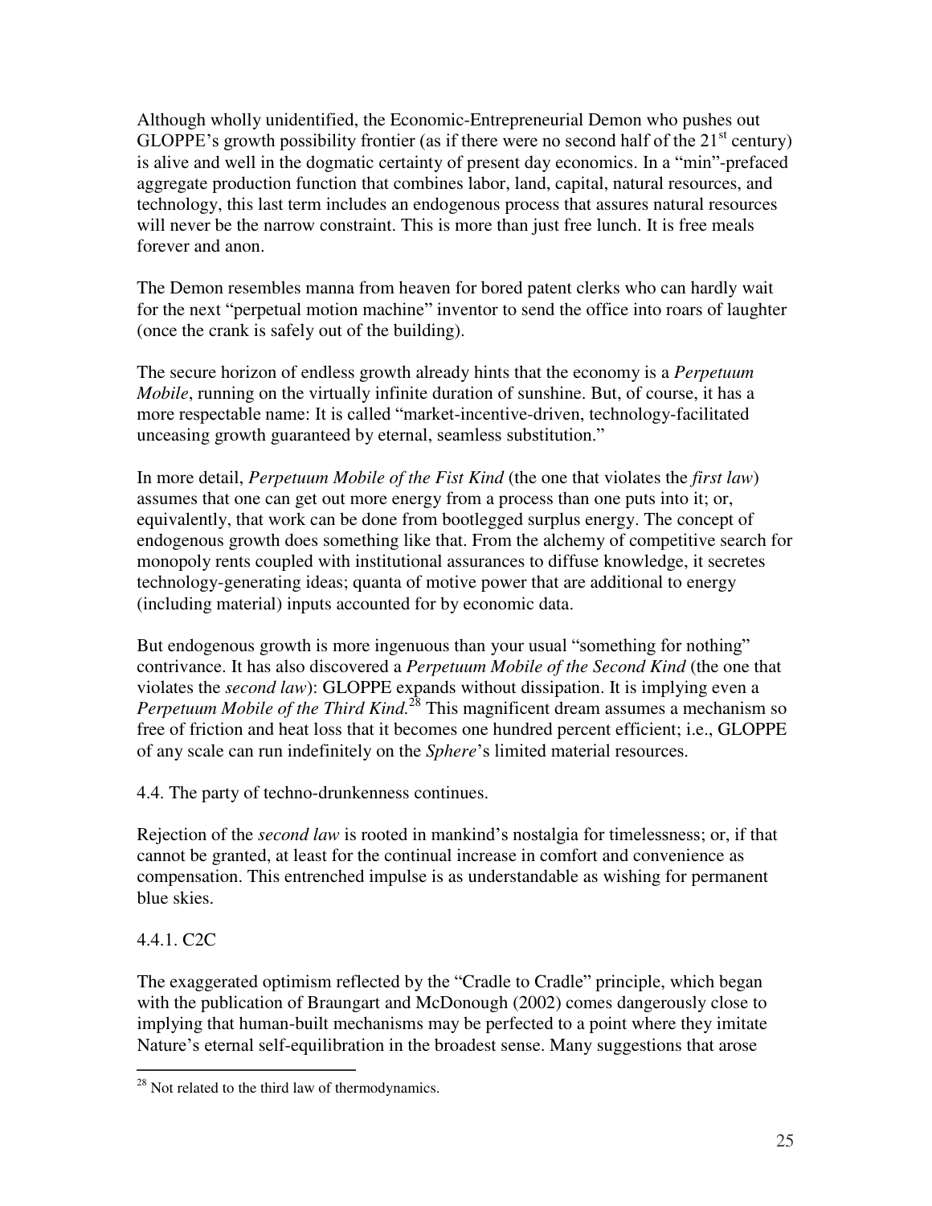Although wholly unidentified, the Economic-Entrepreneurial Demon who pushes out GLOPPE's growth possibility frontier (as if there were no second half of the 21st century) is alive and well in the dogmatic certainty of present day economics. In a "min"-prefaced aggregate production function that combines labor, land, capital, natural resources, and technology, this last term includes an endogenous process that assures natural resources will never be the narrow constraint. This is more than just free lunch. It is free meals forever and anon.

The Demon resembles manna from heaven for bored patent clerks who can hardly wait for the next "perpetual motion machine" inventor to send the office into roars of laughter (once the crank is safely out of the building).

The secure horizon of endless growth already hints that the economy is a *Perpetuum Mobile*, running on the virtually infinite duration of sunshine. But, of course, it has a more respectable name: It is called "market-incentive-driven, technology-facilitated unceasing growth guaranteed by eternal, seamless substitution."

In more detail, *Perpetuum Mobile of the Fist Kind* (the one that violates the *first law*) assumes that one can get out more energy from a process than one puts into it; or, equivalently, that work can be done from bootlegged surplus energy. The concept of endogenous growth does something like that. From the alchemy of competitive search for monopoly rents coupled with institutional assurances to diffuse knowledge, it secretes technology-generating ideas; quanta of motive power that are additional to energy (including material) inputs accounted for by economic data.

But endogenous growth is more ingenuous than your usual "something for nothing" contrivance. It has also discovered a *Perpetuum Mobile of the Second Kind* (the one that violates the *second law*): GLOPPE expands without dissipation. It is implying even a *Perpetuum Mobile of the Third Kind.*[28] This magnificent dream assumes a mechanism so free of friction and heat loss that it becomes one hundred percent efficient; i.e., GLOPPE of any scale can run indefinitely on the *Sphere*'s limited material resources.

### 4.4. The party of techno-drunkenness continues.

Rejection of the *second law* is rooted in mankind's nostalgia for timelessness; or, if that cannot be granted, at least for the continual increase in comfort and convenience as compensation. This entrenched impulse is as understandable as wishing for permanent blue skies.

#### 4.4.1. C2C

The exaggerated optimism reflected by the "Cradle to Cradle" principle, which began with the publication of Braungart and McDonough (2002) comes dangerously close to implying that human-built mechanisms may be perfected to a point where they imitate Nature's eternal self-equilibration in the broadest sense. Many suggestions that arose

[28] Not related to the third law of thermodynamics.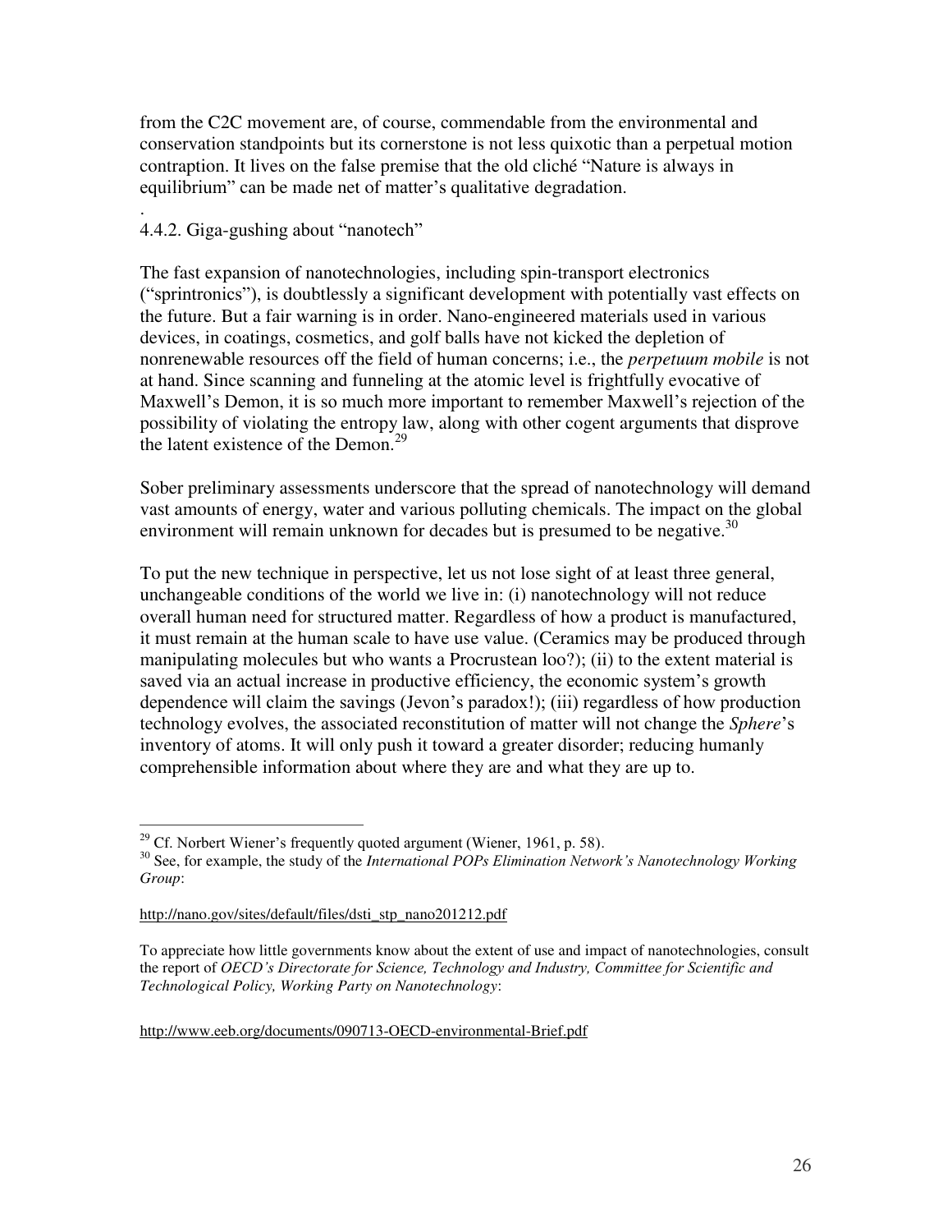from the C2C movement are, of course, commendable from the environmental and conservation standpoints but its cornerstone is not less quixotic than a perpetual motion contraption. It lives on the false premise that the old cliché "Nature is always in equilibrium" can be made net of matter's qualitative degradation.

.

### 4.4.2. Giga-gushing about "nanotech"

The fast expansion of nanotechnologies, including spin-transport electronics ("sprintronics"), is doubtlessly a significant development with potentially vast effects on the future. But a fair warning is in order. Nano-engineered materials used in various devices, in coatings, cosmetics, and golf balls have not kicked the depletion of nonrenewable resources off the field of human concerns; i.e., the *perpetuum mobile* is not at hand. Since scanning and funneling at the atomic level is frightfully evocative of Maxwell's Demon, it is so much more important to remember Maxwell's rejection of the possibility of violating the entropy law, along with other cogent arguments that disprove the latent existence of the Demon.[29]

Sober preliminary assessments underscore that the spread of nanotechnology will demand vast amounts of energy, water and various polluting chemicals. The impact on the global environment will remain unknown for decades but is presumed to be negative.[30]

To put the new technique in perspective, let us not lose sight of at least three general, unchangeable conditions of the world we live in: (i) nanotechnology will not reduce overall human need for structured matter. Regardless of how a product is manufactured, it must remain at the human scale to have use value. (Ceramics may be produced through manipulating molecules but who wants a Procrustean loo?); (ii) to the extent material is saved via an actual increase in productive efficiency, the economic system's growth dependence will claim the savings (Jevon's paradox!); (iii) regardless of how production technology evolves, the associated reconstitution of matter will not change the *Sphere*'s inventory of atoms. It will only push it toward a greater disorder; reducing humanly comprehensible information about where they are and what they are up to.

---

[29] Cf. Norbert Wiener's frequently quoted argument (Wiener, 1961, p. 58).

[30] See, for example, the study of the *International POPs Elimination Network's Nanotechnology Working Group*:

http://nano.gov/sites/default/files/dsti_stp_nano201212.pdf

To appreciate how little governments know about the extent of use and impact of nanotechnologies, consult the report of *OECD's Directorate for Science, Technology and Industry, Committee for Scientific and Technological Policy, Working Party on Nanotechnology*:

http://www.eeb.org/documents/090713-OECD-environmental-Brief.pdf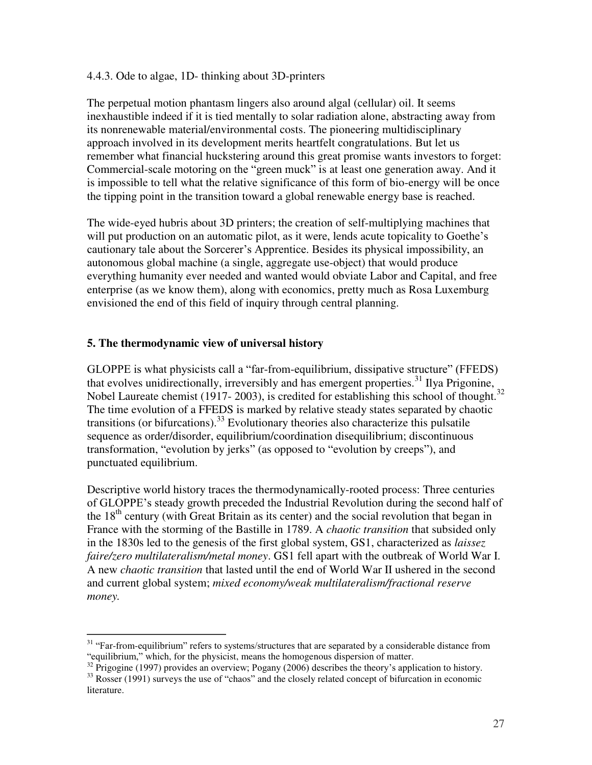4.4.3. Ode to algae, 1D- thinking about 3D-printers

The perpetual motion phantasm lingers also around algal (cellular) oil. It seems inexhaustible indeed if it is tied mentally to solar radiation alone, abstracting away from its nonrenewable material/environmental costs. The pioneering multidisciplinary approach involved in its development merits heartfelt congratulations. But let us remember what financial huckstering around this great promise wants investors to forget: Commercial-scale motoring on the "green muck" is at least one generation away. And it is impossible to tell what the relative significance of this form of bio-energy will be once the tipping point in the transition toward a global renewable energy base is reached.

The wide-eyed hubris about 3D printers; the creation of self-multiplying machines that will put production on an automatic pilot, as it were, lends acute topicality to Goethe's cautionary tale about the Sorcerer's Apprentice. Besides its physical impossibility, an autonomous global machine (a single, aggregate use-object) that would produce everything humanity ever needed and wanted would obviate Labor and Capital, and free enterprise (as we know them), along with economics, pretty much as Rosa Luxemburg envisioned the end of this field of inquiry through central planning.

## 5. The thermodynamic view of universal history

GLOPPE is what physicists call a "far-from-equilibrium, dissipative structure" (FFEDS) that evolves unidirectionally, irreversibly and has emergent properties.[31] Ilya Prigonine, Nobel Laureate chemist (1917- 2003), is credited for establishing this school of thought.[32] The time evolution of a FFEDS is marked by relative steady states separated by chaotic transitions (or bifurcations).[33] Evolutionary theories also characterize this pulsatile sequence as order/disorder, equilibrium/coordination disequilibrium; discontinuous transformation, "evolution by jerks" (as opposed to "evolution by creeps"), and punctuated equilibrium.

Descriptive world history traces the thermodynamically-rooted process: Three centuries of GLOPPE's steady growth preceded the Industrial Revolution during the second half of the 18th century (with Great Britain as its center) and the social revolution that began in France with the storming of the Bastille in 1789. A *chaotic transition* that subsided only in the 1830s led to the genesis of the first global system, GS1, characterized as *laissez faire/zero multilateralism/metal money*. GS1 fell apart with the outbreak of World War I. A new *chaotic transition* that lasted until the end of World War II ushered in the second and current global system; *mixed economy/weak multilateralism/fractional reserve money.*

[31] "Far-from-equilibrium" refers to systems/structures that are separated by a considerable distance from "equilibrium," which, for the physicist, means the homogenous dispersion of matter.

[32] Prigogine (1997) provides an overview; Pogany (2006) describes the theory's application to history.

[33] Rosser (1991) surveys the use of "chaos" and the closely related concept of bifurcation in economic literature.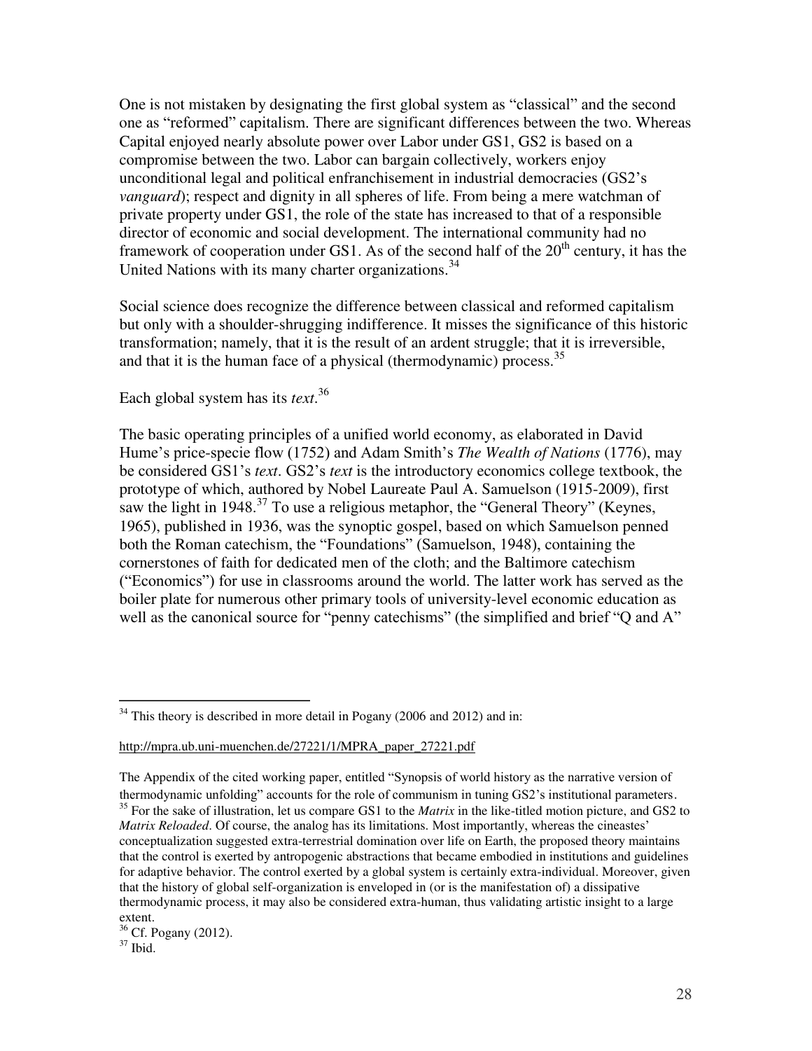One is not mistaken by designating the first global system as "classical" and the second one as "reformed" capitalism. There are significant differences between the two. Whereas Capital enjoyed nearly absolute power over Labor under GS1, GS2 is based on a compromise between the two. Labor can bargain collectively, workers enjoy unconditional legal and political enfranchisement in industrial democracies (GS2's *vanguard*); respect and dignity in all spheres of life. From being a mere watchman of private property under GS1, the role of the state has increased to that of a responsible director of economic and social development. The international community had no framework of cooperation under GS1. As of the second half of the 20th century, it has the United Nations with its many charter organizations.[34]

Social science does recognize the difference between classical and reformed capitalism but only with a shoulder-shrugging indifference. It misses the significance of this historic transformation; namely, that it is the result of an ardent struggle; that it is irreversible, and that it is the human face of a physical (thermodynamic) process.[35]

Each global system has its *text*.[36]

The basic operating principles of a unified world economy, as elaborated in David Hume's price-specie flow (1752) and Adam Smith's *The Wealth of Nations* (1776), may be considered GS1's *text*. GS2's *text* is the introductory economics college textbook, the prototype of which, authored by Nobel Laureate Paul A. Samuelson (1915-2009), first saw the light in 1948.[37] To use a religious metaphor, the "General Theory" (Keynes, 1965), published in 1936, was the synoptic gospel, based on which Samuelson penned both the Roman catechism, the "Foundations" (Samuelson, 1948), containing the cornerstones of faith for dedicated men of the cloth; and the Baltimore catechism ("Economics") for use in classrooms around the world. The latter work has served as the boiler plate for numerous other primary tools of university-level economic education as well as the canonical source for "penny catechisms" (the simplified and brief "Q and A"

---

[34] This theory is described in more detail in Pogany (2006 and 2012) and in:

http://mpra.ub.uni-muenchen.de/27221/1/MPRA_paper_27221.pdf

The Appendix of the cited working paper, entitled "Synopsis of world history as the narrative version of thermodynamic unfolding" accounts for the role of communism in tuning GS2's institutional parameters.

[35] For the sake of illustration, let us compare GS1 to the *Matrix* in the like-titled motion picture, and GS2 to *Matrix Reloaded*. Of course, the analog has its limitations. Most importantly, whereas the cineastes' conceptualization suggested extra-terrestrial domination over life on Earth, the proposed theory maintains that the control is exerted by antropogenic abstractions that became embodied in institutions and guidelines for adaptive behavior. The control exerted by a global system is certainly extra-individual. Moreover, given that the history of global self-organization is enveloped in (or is the manifestation of) a dissipative thermodynamic process, it may also be considered extra-human, thus validating artistic insight to a large extent.

[36] Cf. Pogany (2012).

[37] Ibid.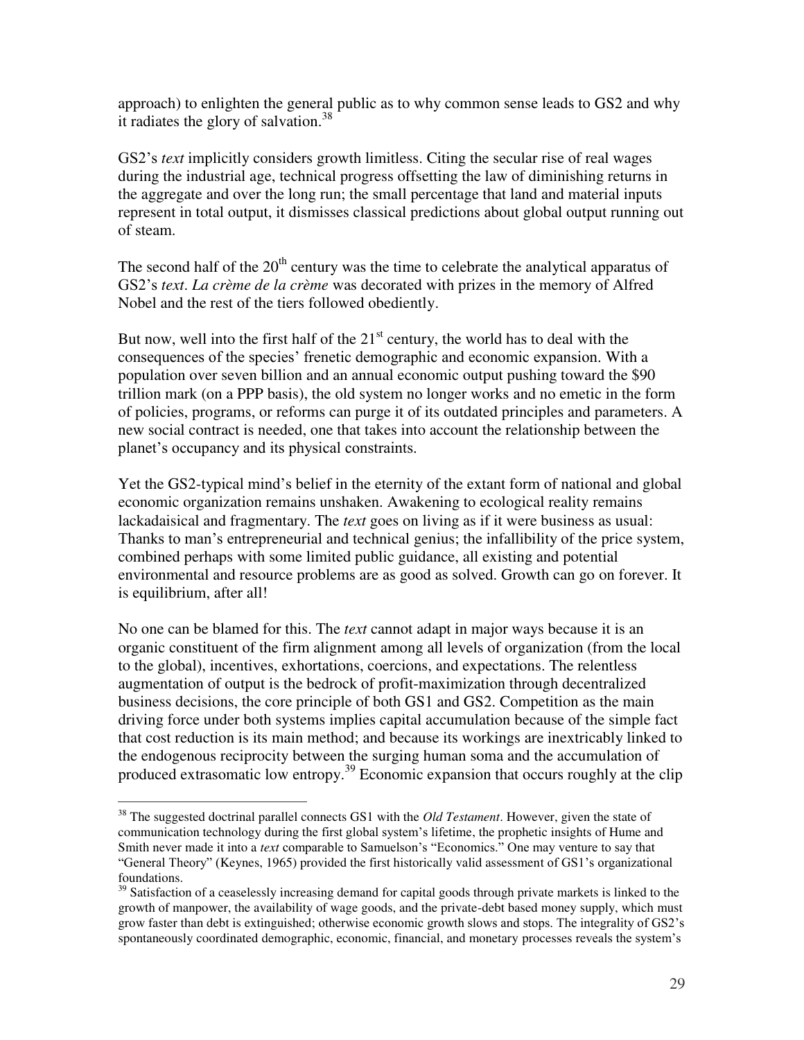approach) to enlighten the general public as to why common sense leads to GS2 and why it radiates the glory of salvation.[38]

GS2's *text* implicitly considers growth limitless. Citing the secular rise of real wages during the industrial age, technical progress offsetting the law of diminishing returns in the aggregate and over the long run; the small percentage that land and material inputs represent in total output, it dismisses classical predictions about global output running out of steam.

The second half of the 20th century was the time to celebrate the analytical apparatus of GS2's *text*. *La crème de la crème* was decorated with prizes in the memory of Alfred Nobel and the rest of the tiers followed obediently.

But now, well into the first half of the 21st century, the world has to deal with the consequences of the species' frenetic demographic and economic expansion. With a population over seven billion and an annual economic output pushing toward the $90 trillion mark (on a PPP basis), the old system no longer works and no emetic in the form of policies, programs, or reforms can purge it of its outdated principles and parameters. A new social contract is needed, one that takes into account the relationship between the planet's occupancy and its physical constraints.

Yet the GS2-typical mind's belief in the eternity of the extant form of national and global economic organization remains unshaken. Awakening to ecological reality remains lackadaisical and fragmentary. The *text* goes on living as if it were business as usual: Thanks to man's entrepreneurial and technical genius; the infallibility of the price system, combined perhaps with some limited public guidance, all existing and potential environmental and resource problems are as good as solved. Growth can go on forever. It is equilibrium, after all!

No one can be blamed for this. The *text* cannot adapt in major ways because it is an organic constituent of the firm alignment among all levels of organization (from the local to the global), incentives, exhortations, coercions, and expectations. The relentless augmentation of output is the bedrock of profit-maximization through decentralized business decisions, the core principle of both GS1 and GS2. Competition as the main driving force under both systems implies capital accumulation because of the simple fact that cost reduction is its main method; and because its workings are inextricably linked to the endogenous reciprocity between the surging human soma and the accumulation of produced extrasomatic low entropy.[39] Economic expansion that occurs roughly at the clip

---

[38] The suggested doctrinal parallel connects GS1 with the *Old Testament*. However, given the state of communication technology during the first global system's lifetime, the prophetic insights of Hume and Smith never made it into a *text* comparable to Samuelson's "Economics." One may venture to say that "General Theory" (Keynes, 1965) provided the first historically valid assessment of GS1's organizational foundations.

[39] Satisfaction of a ceaselessly increasing demand for capital goods through private markets is linked to the growth of manpower, the availability of wage goods, and the private-debt based money supply, which must grow faster than debt is extinguished; otherwise economic growth slows and stops. The integrality of GS2's spontaneously coordinated demographic, economic, financial, and monetary processes reveals the system's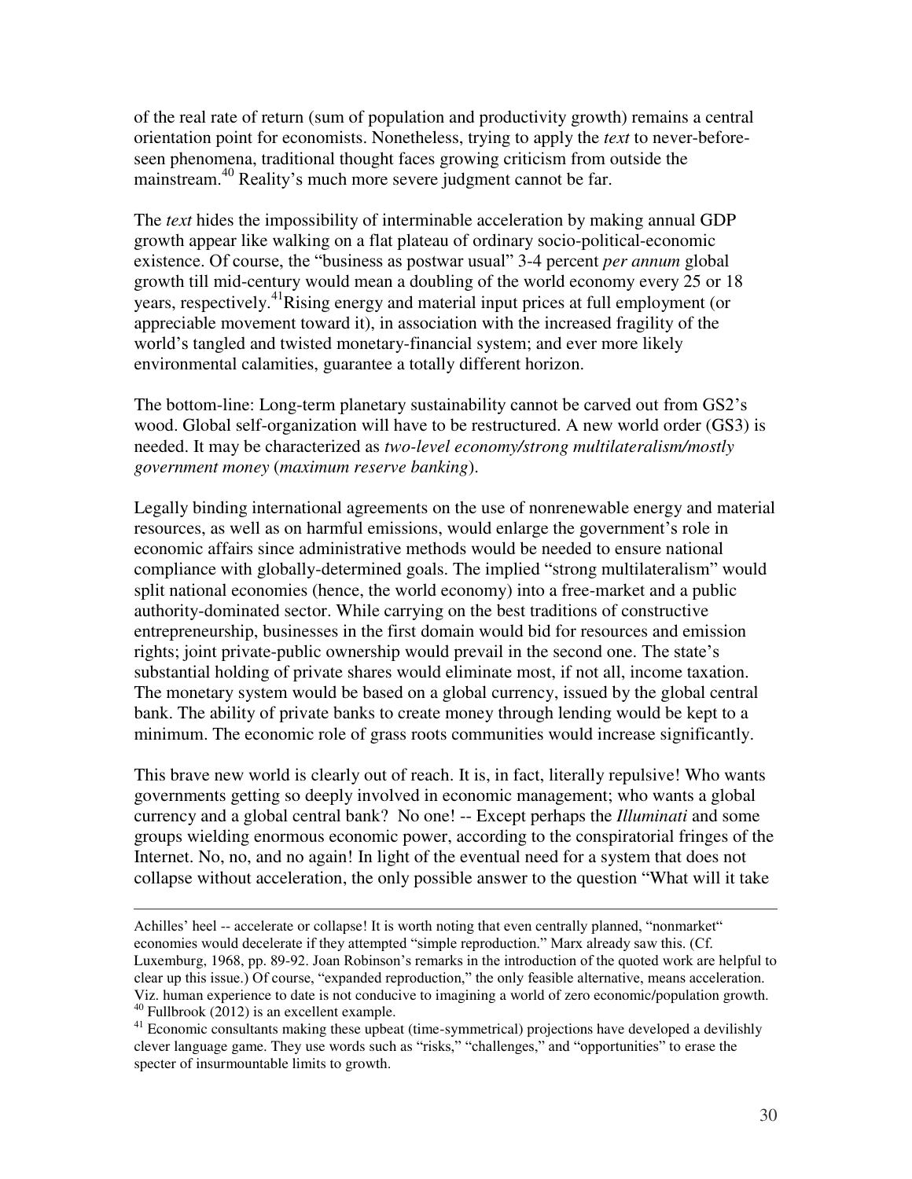of the real rate of return (sum of population and productivity growth) remains a central orientation point for economists. Nonetheless, trying to apply the *text* to never-before-seen phenomena, traditional thought faces growing criticism from outside the mainstream.[40] Reality's much more severe judgment cannot be far.

The *text* hides the impossibility of interminable acceleration by making annual GDP growth appear like walking on a flat plateau of ordinary socio-political-economic existence. Of course, the "business as postwar usual" 3-4 percent *per annum* global growth till mid-century would mean a doubling of the world economy every 25 or 18 years, respectively.[41]Rising energy and material input prices at full employment (or appreciable movement toward it), in association with the increased fragility of the world's tangled and twisted monetary-financial system; and ever more likely environmental calamities, guarantee a totally different horizon.

The bottom-line: Long-term planetary sustainability cannot be carved out from GS2's wood. Global self-organization will have to be restructured. A new world order (GS3) is needed. It may be characterized as *two-level economy/strong multilateralism/mostly government money* (*maximum reserve banking*).

Legally binding international agreements on the use of nonrenewable energy and material resources, as well as on harmful emissions, would enlarge the government's role in economic affairs since administrative methods would be needed to ensure national compliance with globally-determined goals. The implied "strong multilateralism" would split national economies (hence, the world economy) into a free-market and a public authority-dominated sector. While carrying on the best traditions of constructive entrepreneurship, businesses in the first domain would bid for resources and emission rights; joint private-public ownership would prevail in the second one. The state's substantial holding of private shares would eliminate most, if not all, income taxation. The monetary system would be based on a global currency, issued by the global central bank. The ability of private banks to create money through lending would be kept to a minimum. The economic role of grass roots communities would increase significantly.

This brave new world is clearly out of reach. It is, in fact, literally repulsive! Who wants governments getting so deeply involved in economic management; who wants a global currency and a global central bank? No one! -- Except perhaps the *Illuminati* and some groups wielding enormous economic power, according to the conspiratorial fringes of the Internet. No, no, and no again! In light of the eventual need for a system that does not collapse without acceleration, the only possible answer to the question "What will it take

---

Achilles' heel -- accelerate or collapse! It is worth noting that even centrally planned, "nonmarket" economies would decelerate if they attempted "simple reproduction." Marx already saw this. (Cf. Luxemburg, 1968, pp. 89-92. Joan Robinson's remarks in the introduction of the quoted work are helpful to clear up this issue.) Of course, "expanded reproduction," the only feasible alternative, means acceleration. Viz. human experience to date is not conducive to imagining a world of zero economic/population growth.

[40] Fullbrook (2012) is an excellent example.

[41] Economic consultants making these upbeat (time-symmetrical) projections have developed a devilishly clever language game. They use words such as "risks," "challenges," and "opportunities" to erase the specter of insurmountable limits to growth.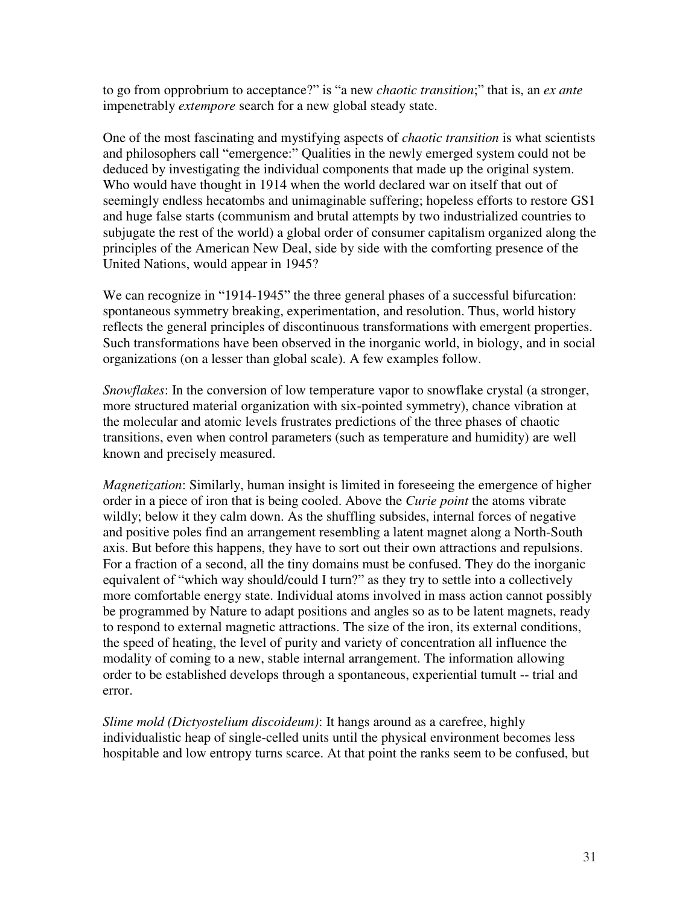to go from opprobrium to acceptance?" is "a new *chaotic transition*;" that is, an *ex ante* impenetrably *extempore* search for a new global steady state.

One of the most fascinating and mystifying aspects of *chaotic transition* is what scientists and philosophers call "emergence:" Qualities in the newly emerged system could not be deduced by investigating the individual components that made up the original system. Who would have thought in 1914 when the world declared war on itself that out of seemingly endless hecatombs and unimaginable suffering; hopeless efforts to restore GS1 and huge false starts (communism and brutal attempts by two industrialized countries to subjugate the rest of the world) a global order of consumer capitalism organized along the principles of the American New Deal, side by side with the comforting presence of the United Nations, would appear in 1945?

We can recognize in "1914-1945" the three general phases of a successful bifurcation: spontaneous symmetry breaking, experimentation, and resolution. Thus, world history reflects the general principles of discontinuous transformations with emergent properties. Such transformations have been observed in the inorganic world, in biology, and in social organizations (on a lesser than global scale). A few examples follow.

*Snowflakes*: In the conversion of low temperature vapor to snowflake crystal (a stronger, more structured material organization with six-pointed symmetry), chance vibration at the molecular and atomic levels frustrates predictions of the three phases of chaotic transitions, even when control parameters (such as temperature and humidity) are well known and precisely measured.

*Magnetization*: Similarly, human insight is limited in foreseeing the emergence of higher order in a piece of iron that is being cooled. Above the *Curie point* the atoms vibrate wildly; below it they calm down. As the shuffling subsides, internal forces of negative and positive poles find an arrangement resembling a latent magnet along a North-South axis. But before this happens, they have to sort out their own attractions and repulsions. For a fraction of a second, all the tiny domains must be confused. They do the inorganic equivalent of "which way should/could I turn?" as they try to settle into a collectively more comfortable energy state. Individual atoms involved in mass action cannot possibly be programmed by Nature to adapt positions and angles so as to be latent magnets, ready to respond to external magnetic attractions. The size of the iron, its external conditions, the speed of heating, the level of purity and variety of concentration all influence the modality of coming to a new, stable internal arrangement. The information allowing order to be established develops through a spontaneous, experiential tumult -- trial and error.

*Slime mold (Dictyostelium discoideum)*: It hangs around as a carefree, highly individualistic heap of single-celled units until the physical environment becomes less hospitable and low entropy turns scarce. At that point the ranks seem to be confused, but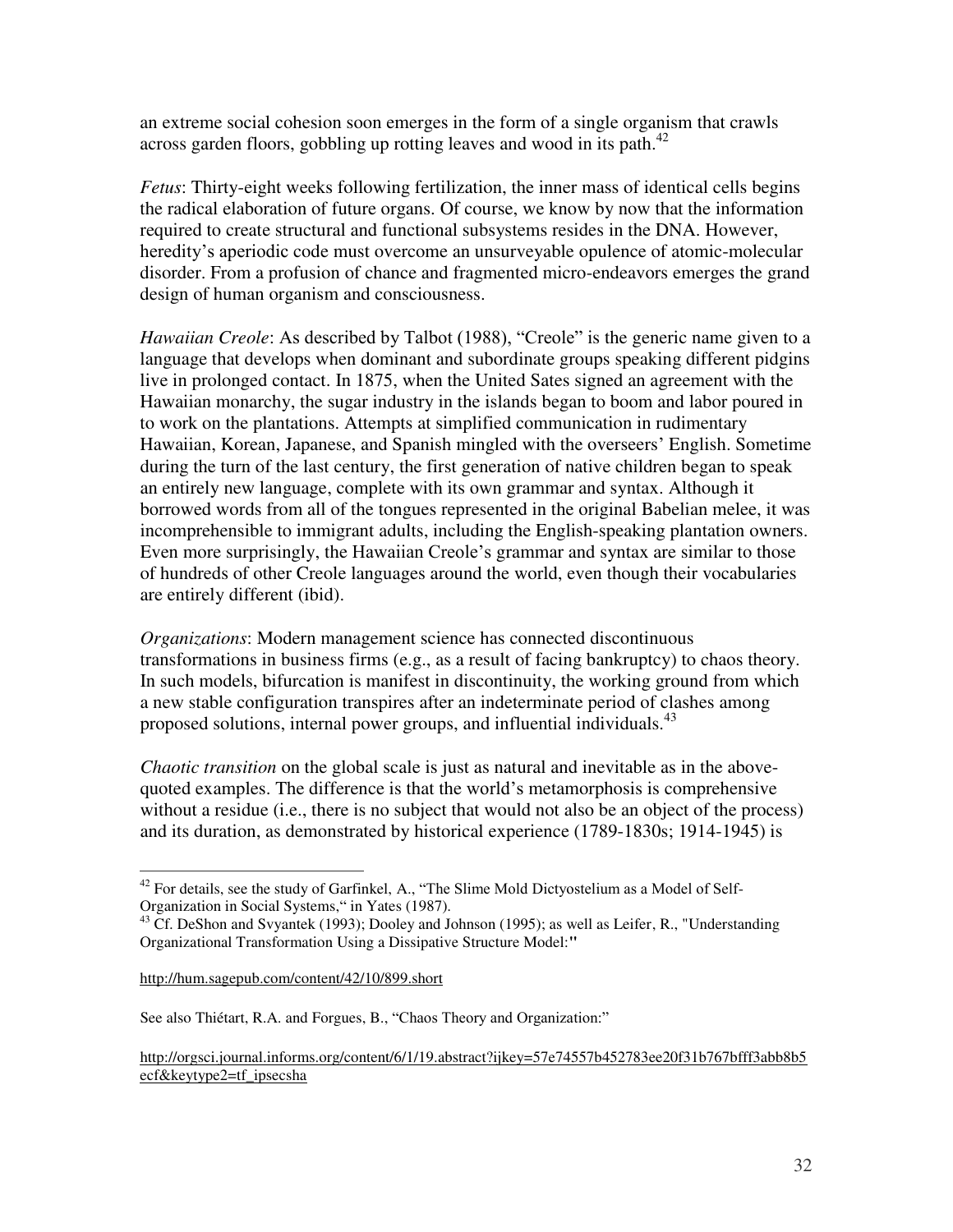an extreme social cohesion soon emerges in the form of a single organism that crawls across garden floors, gobbling up rotting leaves and wood in its path.[42]

*Fetus*: Thirty-eight weeks following fertilization, the inner mass of identical cells begins the radical elaboration of future organs. Of course, we know by now that the information required to create structural and functional subsystems resides in the DNA. However, heredity's aperiodic code must overcome an unsurveyable opulence of atomic-molecular disorder. From a profusion of chance and fragmented micro-endeavors emerges the grand design of human organism and consciousness.

*Hawaiian Creole*: As described by Talbot (1988), "Creole" is the generic name given to a language that develops when dominant and subordinate groups speaking different pidgins live in prolonged contact. In 1875, when the United Sates signed an agreement with the Hawaiian monarchy, the sugar industry in the islands began to boom and labor poured in to work on the plantations. Attempts at simplified communication in rudimentary Hawaiian, Korean, Japanese, and Spanish mingled with the overseers' English. Sometime during the turn of the last century, the first generation of native children began to speak an entirely new language, complete with its own grammar and syntax. Although it borrowed words from all of the tongues represented in the original Babelian melee, it was incomprehensible to immigrant adults, including the English-speaking plantation owners. Even more surprisingly, the Hawaiian Creole's grammar and syntax are similar to those of hundreds of other Creole languages around the world, even though their vocabularies are entirely different (ibid).

*Organizations*: Modern management science has connected discontinuous transformations in business firms (e.g., as a result of facing bankruptcy) to chaos theory. In such models, bifurcation is manifest in discontinuity, the working ground from which a new stable configuration transpires after an indeterminate period of clashes among proposed solutions, internal power groups, and influential individuals.[43]

*Chaotic transition* on the global scale is just as natural and inevitable as in the above-quoted examples. The difference is that the world's metamorphosis is comprehensive without a residue (i.e., there is no subject that would not also be an object of the process) and its duration, as demonstrated by historical experience (1789-1830s; 1914-1945) is

---

[42] For details, see the study of Garfinkel, A., "The Slime Mold Dictyostelium as a Model of Self-Organization in Social Systems," in Yates (1987).

[43] Cf. DeShon and Svyantek (1993); Dooley and Johnson (1995); as well as Leifer, R., "Understanding Organizational Transformation Using a Dissipative Structure Model:"

http://hum.sagepub.com/content/42/10/899.short

See also Thiétart, R.A. and Forgues, B., "Chaos Theory and Organization:"

http://orgsci.journal.informs.org/content/6/1/19.abstract?ijkey=57e74557b452783ee20f31b767bfff3abb8b5ecf&keytype2=tf_ipsecsha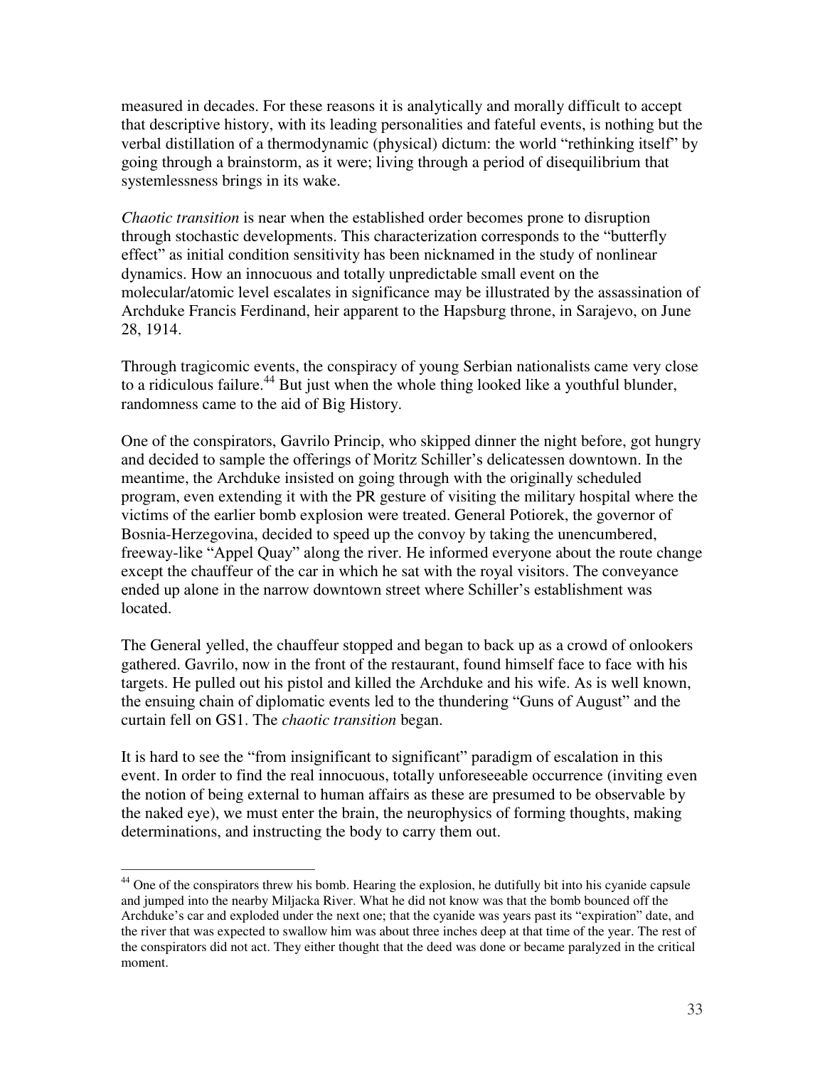measured in decades. For these reasons it is analytically and morally difficult to accept that descriptive history, with its leading personalities and fateful events, is nothing but the verbal distillation of a thermodynamic (physical) dictum: the world "rethinking itself" by going through a brainstorm, as it were; living through a period of disequilibrium that systemlessness brings in its wake.

*Chaotic transition* is near when the established order becomes prone to disruption through stochastic developments. This characterization corresponds to the "butterfly effect" as initial condition sensitivity has been nicknamed in the study of nonlinear dynamics. How an innocuous and totally unpredictable small event on the molecular/atomic level escalates in significance may be illustrated by the assassination of Archduke Francis Ferdinand, heir apparent to the Hapsburg throne, in Sarajevo, on June 28, 1914.

Through tragicomic events, the conspiracy of young Serbian nationalists came very close to a ridiculous failure.[44] But just when the whole thing looked like a youthful blunder, randomness came to the aid of Big History.

One of the conspirators, Gavrilo Princip, who skipped dinner the night before, got hungry and decided to sample the offerings of Moritz Schiller's delicatessen downtown. In the meantime, the Archduke insisted on going through with the originally scheduled program, even extending it with the PR gesture of visiting the military hospital where the victims of the earlier bomb explosion were treated. General Potiorek, the governor of Bosnia-Herzegovina, decided to speed up the convoy by taking the unencumbered, freeway-like "Appel Quay" along the river. He informed everyone about the route change except the chauffeur of the car in which he sat with the royal visitors. The conveyance ended up alone in the narrow downtown street where Schiller's establishment was located.

The General yelled, the chauffeur stopped and began to back up as a crowd of onlookers gathered. Gavrilo, now in the front of the restaurant, found himself face to face with his targets. He pulled out his pistol and killed the Archduke and his wife. As is well known, the ensuing chain of diplomatic events led to the thundering "Guns of August" and the curtain fell on GS1. The *chaotic transition* began.

It is hard to see the "from insignificant to significant" paradigm of escalation in this event. In order to find the real innocuous, totally unforeseeable occurrence (inviting even the notion of being external to human affairs as these are presumed to be observable by the naked eye), we must enter the brain, the neurophysics of forming thoughts, making determinations, and instructing the body to carry them out.

---

[44] One of the conspirators threw his bomb. Hearing the explosion, he dutifully bit into his cyanide capsule and jumped into the nearby Miljacka River. What he did not know was that the bomb bounced off the Archduke's car and exploded under the next one; that the cyanide was years past its "expiration" date, and the river that was expected to swallow him was about three inches deep at that time of the year. The rest of the conspirators did not act. They either thought that the deed was done or became paralyzed in the critical moment.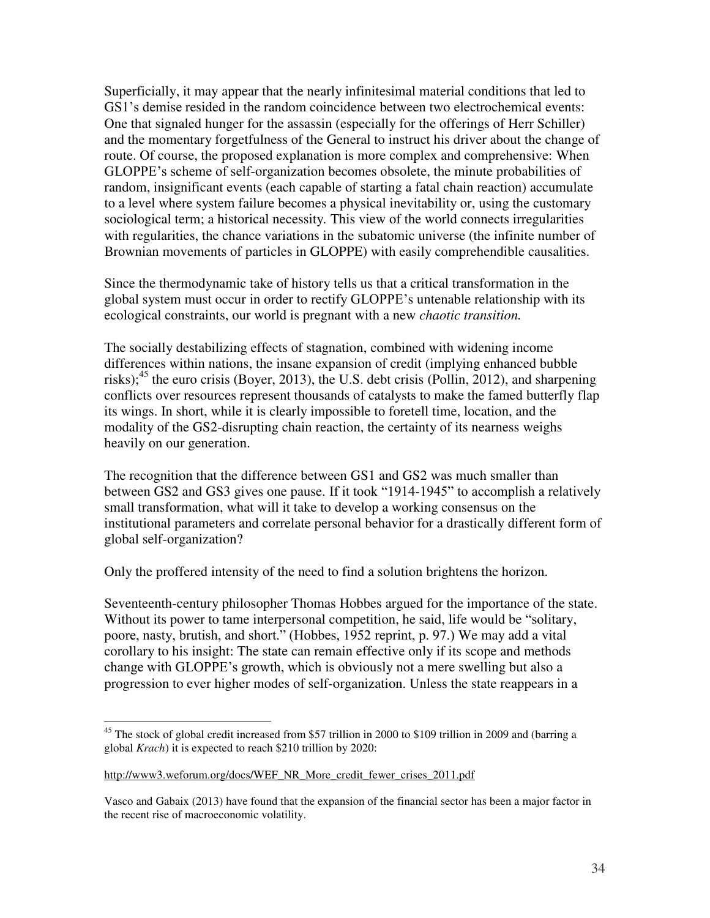Superficially, it may appear that the nearly infinitesimal material conditions that led to GS1's demise resided in the random coincidence between two electrochemical events: One that signaled hunger for the assassin (especially for the offerings of Herr Schiller) and the momentary forgetfulness of the General to instruct his driver about the change of route. Of course, the proposed explanation is more complex and comprehensive: When GLOPPE's scheme of self-organization becomes obsolete, the minute probabilities of random, insignificant events (each capable of starting a fatal chain reaction) accumulate to a level where system failure becomes a physical inevitability or, using the customary sociological term; a historical necessity. This view of the world connects irregularities with regularities, the chance variations in the subatomic universe (the infinite number of Brownian movements of particles in GLOPPE) with easily comprehendible causalities.

Since the thermodynamic take of history tells us that a critical transformation in the global system must occur in order to rectify GLOPPE's untenable relationship with its ecological constraints, our world is pregnant with a new *chaotic transition.*

The socially destabilizing effects of stagnation, combined with widening income differences within nations, the insane expansion of credit (implying enhanced bubble risks);[45] the euro crisis (Boyer, 2013), the U.S. debt crisis (Pollin, 2012), and sharpening conflicts over resources represent thousands of catalysts to make the famed butterfly flap its wings. In short, while it is clearly impossible to foretell time, location, and the modality of the GS2-disrupting chain reaction, the certainty of its nearness weighs heavily on our generation.

The recognition that the difference between GS1 and GS2 was much smaller than between GS2 and GS3 gives one pause. If it took "1914-1945" to accomplish a relatively small transformation, what will it take to develop a working consensus on the institutional parameters and correlate personal behavior for a drastically different form of global self-organization?

Only the proffered intensity of the need to find a solution brightens the horizon.

Seventeenth-century philosopher Thomas Hobbes argued for the importance of the state. Without its power to tame interpersonal competition, he said, life would be "solitary, poore, nasty, brutish, and short." (Hobbes, 1952 reprint, p. 97.) We may add a vital corollary to his insight: The state can remain effective only if its scope and methods change with GLOPPE's growth, which is obviously not a mere swelling but also a progression to ever higher modes of self-organization. Unless the state reappears in a

---

[45] The stock of global credit increased from $57 trillion in 2000 to $109 trillion in 2009 and (barring a global *Krach*) it is expected to reach $210 trillion by 2020:

http://www3.weforum.org/docs/WEF_NR_More_credit_fewer_crises_2011.pdf

Vasco and Gabaix (2013) have found that the expansion of the financial sector has been a major factor in the recent rise of macroeconomic volatility.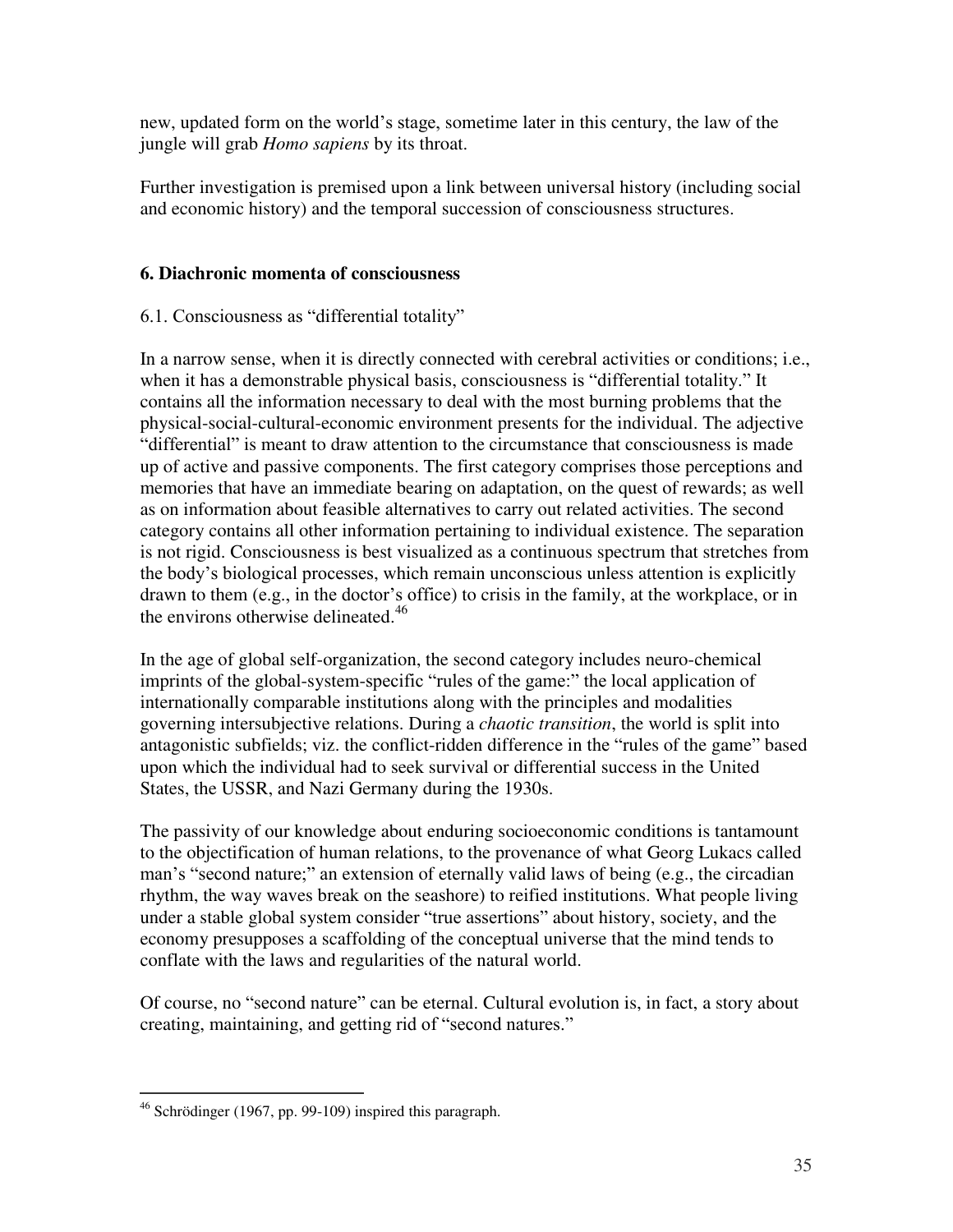new, updated form on the world's stage, sometime later in this century, the law of the jungle will grab *Homo sapiens* by its throat.

Further investigation is premised upon a link between universal history (including social and economic history) and the temporal succession of consciousness structures.

## 6. Diachronic momenta of consciousness

### 6.1. Consciousness as "differential totality"

In a narrow sense, when it is directly connected with cerebral activities or conditions; i.e., when it has a demonstrable physical basis, consciousness is "differential totality." It contains all the information necessary to deal with the most burning problems that the physical-social-cultural-economic environment presents for the individual. The adjective "differential" is meant to draw attention to the circumstance that consciousness is made up of active and passive components. The first category comprises those perceptions and memories that have an immediate bearing on adaptation, on the quest of rewards; as well as on information about feasible alternatives to carry out related activities. The second category contains all other information pertaining to individual existence. The separation is not rigid. Consciousness is best visualized as a continuous spectrum that stretches from the body's biological processes, which remain unconscious unless attention is explicitly drawn to them (e.g., in the doctor's office) to crisis in the family, at the workplace, or in the environs otherwise delineated.[46]

In the age of global self-organization, the second category includes neuro-chemical imprints of the global-system-specific "rules of the game:" the local application of internationally comparable institutions along with the principles and modalities governing intersubjective relations. During a *chaotic transition*, the world is split into antagonistic subfields; viz. the conflict-ridden difference in the "rules of the game" based upon which the individual had to seek survival or differential success in the United States, the USSR, and Nazi Germany during the 1930s.

The passivity of our knowledge about enduring socioeconomic conditions is tantamount to the objectification of human relations, to the provenance of what Georg Lukacs called man's "second nature;" an extension of eternally valid laws of being (e.g., the circadian rhythm, the way waves break on the seashore) to reified institutions. What people living under a stable global system consider "true assertions" about history, society, and the economy presupposes a scaffolding of the conceptual universe that the mind tends to conflate with the laws and regularities of the natural world.

Of course, no "second nature" can be eternal. Cultural evolution is, in fact, a story about creating, maintaining, and getting rid of "second natures."

---

[46] Schrödinger (1967, pp. 99-109) inspired this paragraph.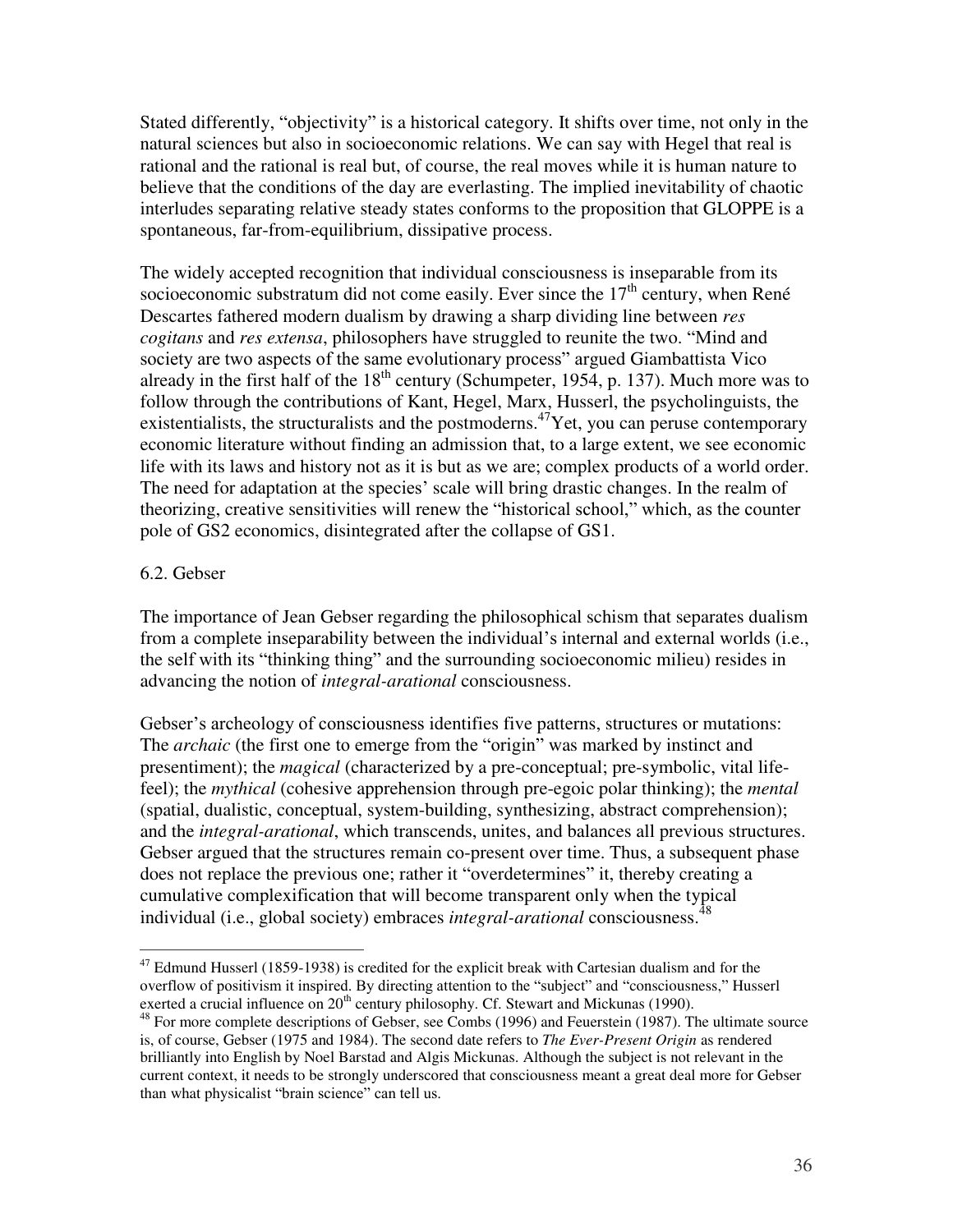Stated differently, "objectivity" is a historical category. It shifts over time, not only in the natural sciences but also in socioeconomic relations. We can say with Hegel that real is rational and the rational is real but, of course, the real moves while it is human nature to believe that the conditions of the day are everlasting. The implied inevitability of chaotic interludes separating relative steady states conforms to the proposition that GLOPPE is a spontaneous, far-from-equilibrium, dissipative process.

The widely accepted recognition that individual consciousness is inseparable from its socioeconomic substratum did not come easily. Ever since the 17th century, when René Descartes fathered modern dualism by drawing a sharp dividing line between *res cogitans* and *res extensa*, philosophers have struggled to reunite the two. "Mind and society are two aspects of the same evolutionary process" argued Giambattista Vico already in the first half of the 18th century (Schumpeter, 1954, p. 137). Much more was to follow through the contributions of Kant, Hegel, Marx, Husserl, the psycholinguists, the existentialists, the structuralists and the postmoderns.[47] Yet, you can peruse contemporary economic literature without finding an admission that, to a large extent, we see economic life with its laws and history not as it is but as we are; complex products of a world order. The need for adaptation at the species' scale will bring drastic changes. In the realm of theorizing, creative sensitivities will renew the "historical school," which, as the counter pole of GS2 economics, disintegrated after the collapse of GS1.

## 6.2. Gebser

The importance of Jean Gebser regarding the philosophical schism that separates dualism from a complete inseparability between the individual's internal and external worlds (i.e., the self with its "thinking thing" and the surrounding socioeconomic milieu) resides in advancing the notion of *integral-arational* consciousness.

Gebser's archeology of consciousness identifies five patterns, structures or mutations: The *archaic* (the first one to emerge from the "origin" was marked by instinct and presentiment); the *magical* (characterized by a pre-conceptual; pre-symbolic, vital life-feel); the *mythical* (cohesive apprehension through pre-egoic polar thinking); the *mental* (spatial, dualistic, conceptual, system-building, synthesizing, abstract comprehension); and the *integral-arational*, which transcends, unites, and balances all previous structures. Gebser argued that the structures remain co-present over time. Thus, a subsequent phase does not replace the previous one; rather it "overdetermines" it, thereby creating a cumulative complexification that will become transparent only when the typical individual (i.e., global society) embraces *integral-arational* consciousness.[48]

---

[47] Edmund Husserl (1859-1938) is credited for the explicit break with Cartesian dualism and for the overflow of positivism it inspired. By directing attention to the "subject" and "consciousness," Husserl exerted a crucial influence on 20th century philosophy. Cf. Stewart and Mickunas (1990).

[48] For more complete descriptions of Gebser, see Combs (1996) and Feuerstein (1987). The ultimate source is, of course, Gebser (1975 and 1984). The second date refers to *The Ever-Present Origin* as rendered brilliantly into English by Noel Barstad and Algis Mickunas. Although the subject is not relevant in the current context, it needs to be strongly underscored that consciousness meant a great deal more for Gebser than what physicalist "brain science" can tell us.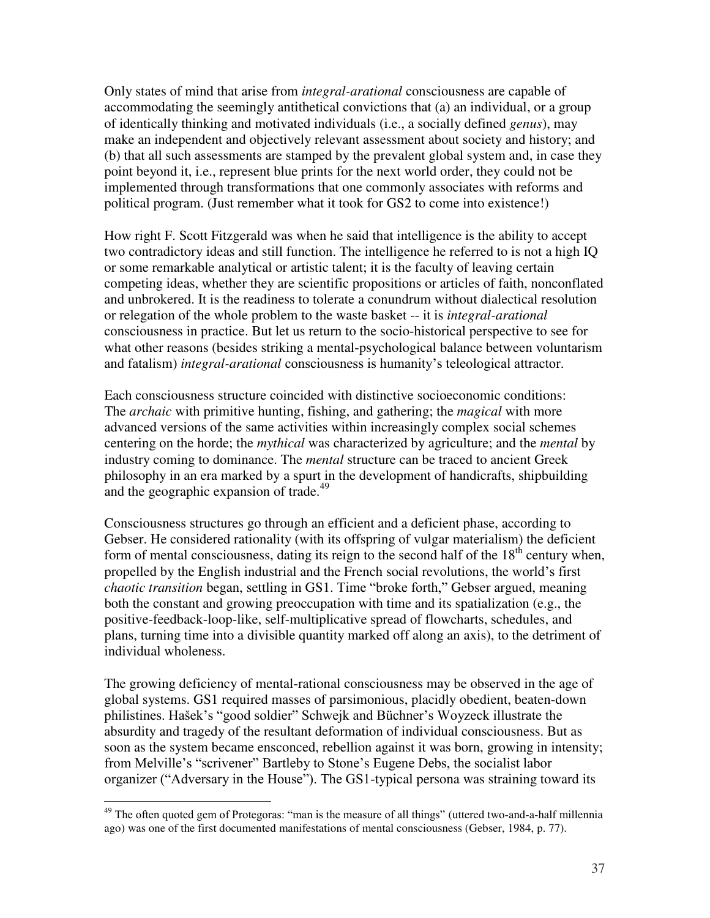Only states of mind that arise from *integral-arational* consciousness are capable of accommodating the seemingly antithetical convictions that (a) an individual, or a group of identically thinking and motivated individuals (i.e., a socially defined *genus*), may make an independent and objectively relevant assessment about society and history; and (b) that all such assessments are stamped by the prevalent global system and, in case they point beyond it, i.e., represent blue prints for the next world order, they could not be implemented through transformations that one commonly associates with reforms and political program. (Just remember what it took for GS2 to come into existence!)

How right F. Scott Fitzgerald was when he said that intelligence is the ability to accept two contradictory ideas and still function. The intelligence he referred to is not a high IQ or some remarkable analytical or artistic talent; it is the faculty of leaving certain competing ideas, whether they are scientific propositions or articles of faith, nonconflated and unbrokered. It is the readiness to tolerate a conundrum without dialectical resolution or relegation of the whole problem to the waste basket -- it is *integral-arational* consciousness in practice. But let us return to the socio-historical perspective to see for what other reasons (besides striking a mental-psychological balance between voluntarism and fatalism) *integral-arational* consciousness is humanity's teleological attractor.

Each consciousness structure coincided with distinctive socioeconomic conditions: The *archaic* with primitive hunting, fishing, and gathering; the *magical* with more advanced versions of the same activities within increasingly complex social schemes centering on the horde; the *mythical* was characterized by agriculture; and the *mental* by industry coming to dominance. The *mental* structure can be traced to ancient Greek philosophy in an era marked by a spurt in the development of handicrafts, shipbuilding and the geographic expansion of trade.[49]

Consciousness structures go through an efficient and a deficient phase, according to Gebser. He considered rationality (with its offspring of vulgar materialism) the deficient form of mental consciousness, dating its reign to the second half of the 18th century when, propelled by the English industrial and the French social revolutions, the world's first *chaotic transition* began, settling in GS1. Time "broke forth," Gebser argued, meaning both the constant and growing preoccupation with time and its spatialization (e.g., the positive-feedback-loop-like, self-multiplicative spread of flowcharts, schedules, and plans, turning time into a divisible quantity marked off along an axis), to the detriment of individual wholeness.

The growing deficiency of mental-rational consciousness may be observed in the age of global systems. GS1 required masses of parsimonious, placidly obedient, beaten-down philistines. Hašek's "good soldier" Schwejk and Büchner's Woyzeck illustrate the absurdity and tragedy of the resultant deformation of individual consciousness. But as soon as the system became ensconced, rebellion against it was born, growing in intensity; from Melville's "scrivener" Bartleby to Stone's Eugene Debs, the socialist labor organizer ("Adversary in the House"). The GS1-typical persona was straining toward its

[49] The often quoted gem of Protegoras: "man is the measure of all things" (uttered two-and-a-half millennia ago) was one of the first documented manifestations of mental consciousness (Gebser, 1984, p. 77).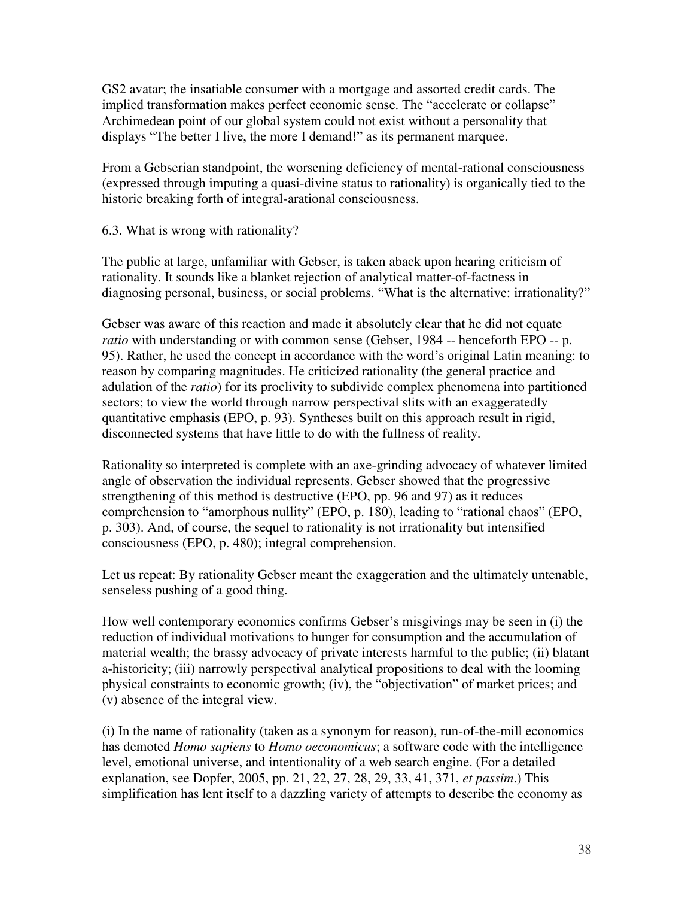GS2 avatar; the insatiable consumer with a mortgage and assorted credit cards. The implied transformation makes perfect economic sense. The "accelerate or collapse" Archimedean point of our global system could not exist without a personality that displays "The better I live, the more I demand!" as its permanent marquee.

From a Gebserian standpoint, the worsening deficiency of mental-rational consciousness (expressed through imputing a quasi-divine status to rationality) is organically tied to the historic breaking forth of integral-arational consciousness.

## 6.3. What is wrong with rationality?

The public at large, unfamiliar with Gebser, is taken aback upon hearing criticism of rationality. It sounds like a blanket rejection of analytical matter-of-factness in diagnosing personal, business, or social problems. "What is the alternative: irrationality?"

Gebser was aware of this reaction and made it absolutely clear that he did not equate *ratio* with understanding or with common sense (Gebser, 1984 -- henceforth EPO -- p. 95). Rather, he used the concept in accordance with the word's original Latin meaning: to reason by comparing magnitudes. He criticized rationality (the general practice and adulation of the *ratio*) for its proclivity to subdivide complex phenomena into partitioned sectors; to view the world through narrow perspectival slits with an exaggeratedly quantitative emphasis (EPO, p. 93). Syntheses built on this approach result in rigid, disconnected systems that have little to do with the fullness of reality.

Rationality so interpreted is complete with an axe-grinding advocacy of whatever limited angle of observation the individual represents. Gebser showed that the progressive strengthening of this method is destructive (EPO, pp. 96 and 97) as it reduces comprehension to "amorphous nullity" (EPO, p. 180), leading to "rational chaos" (EPO, p. 303). And, of course, the sequel to rationality is not irrationality but intensified consciousness (EPO, p. 480); integral comprehension.

Let us repeat: By rationality Gebser meant the exaggeration and the ultimately untenable, senseless pushing of a good thing.

How well contemporary economics confirms Gebser's misgivings may be seen in (i) the reduction of individual motivations to hunger for consumption and the accumulation of material wealth; the brassy advocacy of private interests harmful to the public; (ii) blatant a-historicity; (iii) narrowly perspectival analytical propositions to deal with the looming physical constraints to economic growth; (iv), the "objectivation" of market prices; and (v) absence of the integral view.

(i) In the name of rationality (taken as a synonym for reason), run-of-the-mill economics has demoted *Homo sapiens* to *Homo oeconomicus*; a software code with the intelligence level, emotional universe, and intentionality of a web search engine. (For a detailed explanation, see Dopfer, 2005, pp. 21, 22, 27, 28, 29, 33, 41, 371, *et passim*.) This simplification has lent itself to a dazzling variety of attempts to describe the economy as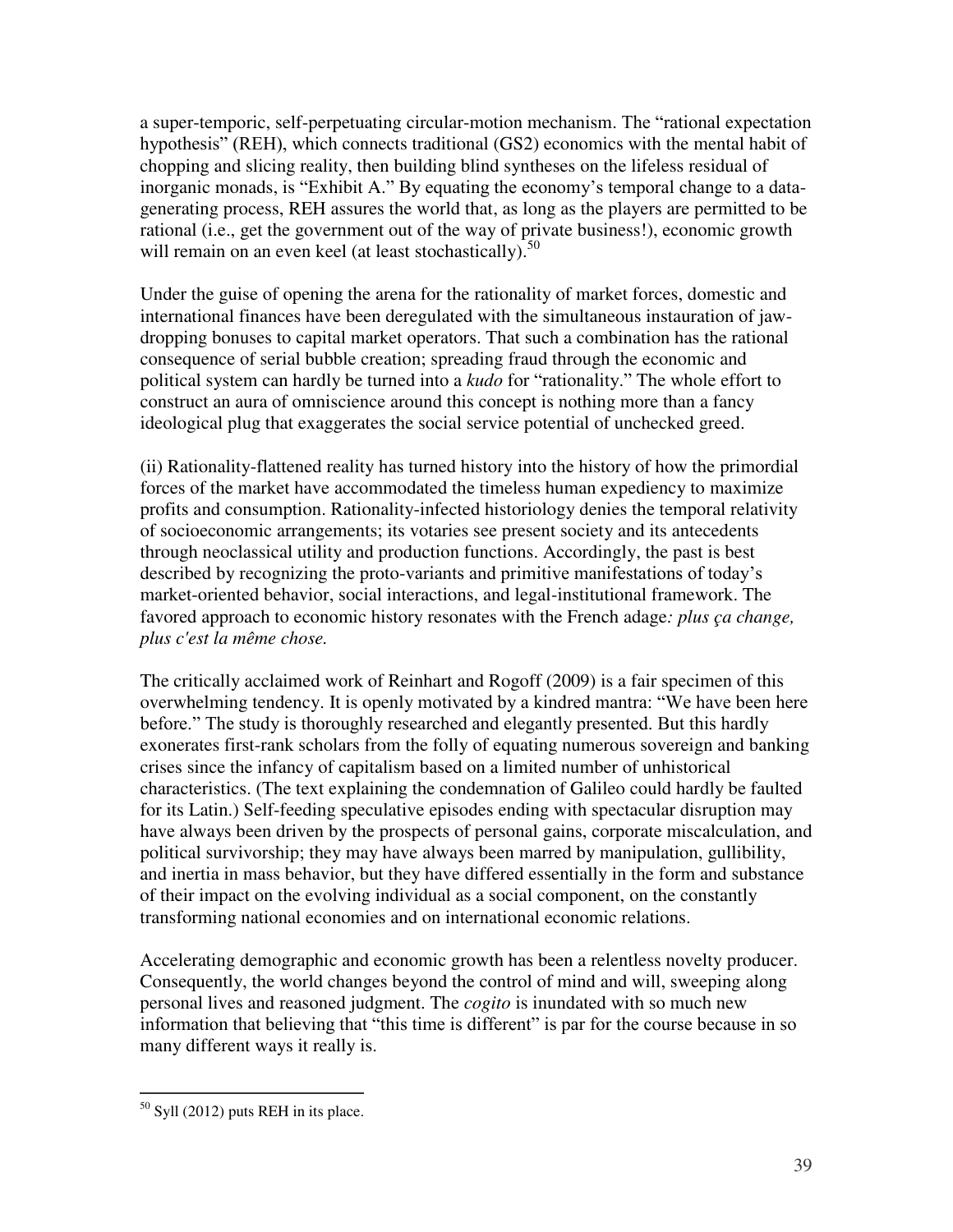a super-temporic, self-perpetuating circular-motion mechanism. The "rational expectation hypothesis" (REH), which connects traditional (GS2) economics with the mental habit of chopping and slicing reality, then building blind syntheses on the lifeless residual of inorganic monads, is "Exhibit A." By equating the economy's temporal change to a data-generating process, REH assures the world that, as long as the players are permitted to be rational (i.e., get the government out of the way of private business!), economic growth will remain on an even keel (at least stochastically).[50]

Under the guise of opening the arena for the rationality of market forces, domestic and international finances have been deregulated with the simultaneous instauration of jaw-dropping bonuses to capital market operators. That such a combination has the rational consequence of serial bubble creation; spreading fraud through the economic and political system can hardly be turned into a *kudo* for "rationality." The whole effort to construct an aura of omniscience around this concept is nothing more than a fancy ideological plug that exaggerates the social service potential of unchecked greed.

(ii) Rationality-flattened reality has turned history into the history of how the primordial forces of the market have accommodated the timeless human expediency to maximize profits and consumption. Rationality-infected historiology denies the temporal relativity of socioeconomic arrangements; its votaries see present society and its antecedents through neoclassical utility and production functions. Accordingly, the past is best described by recognizing the proto-variants and primitive manifestations of today's market-oriented behavior, social interactions, and legal-institutional framework. The favored approach to economic history resonates with the French adage*: plus ça change, plus c'est la même chose.*

The critically acclaimed work of Reinhart and Rogoff (2009) is a fair specimen of this overwhelming tendency. It is openly motivated by a kindred mantra: "We have been here before." The study is thoroughly researched and elegantly presented. But this hardly exonerates first-rank scholars from the folly of equating numerous sovereign and banking crises since the infancy of capitalism based on a limited number of unhistorical characteristics. (The text explaining the condemnation of Galileo could hardly be faulted for its Latin.) Self-feeding speculative episodes ending with spectacular disruption may have always been driven by the prospects of personal gains, corporate miscalculation, and political survivorship; they may have always been marred by manipulation, gullibility, and inertia in mass behavior, but they have differed essentially in the form and substance of their impact on the evolving individual as a social component, on the constantly transforming national economies and on international economic relations.

Accelerating demographic and economic growth has been a relentless novelty producer. Consequently, the world changes beyond the control of mind and will, sweeping along personal lives and reasoned judgment. The *cogito* is inundated with so much new information that believing that "this time is different" is par for the course because in so many different ways it really is.

---

[50] Syll (2012) puts REH in its place.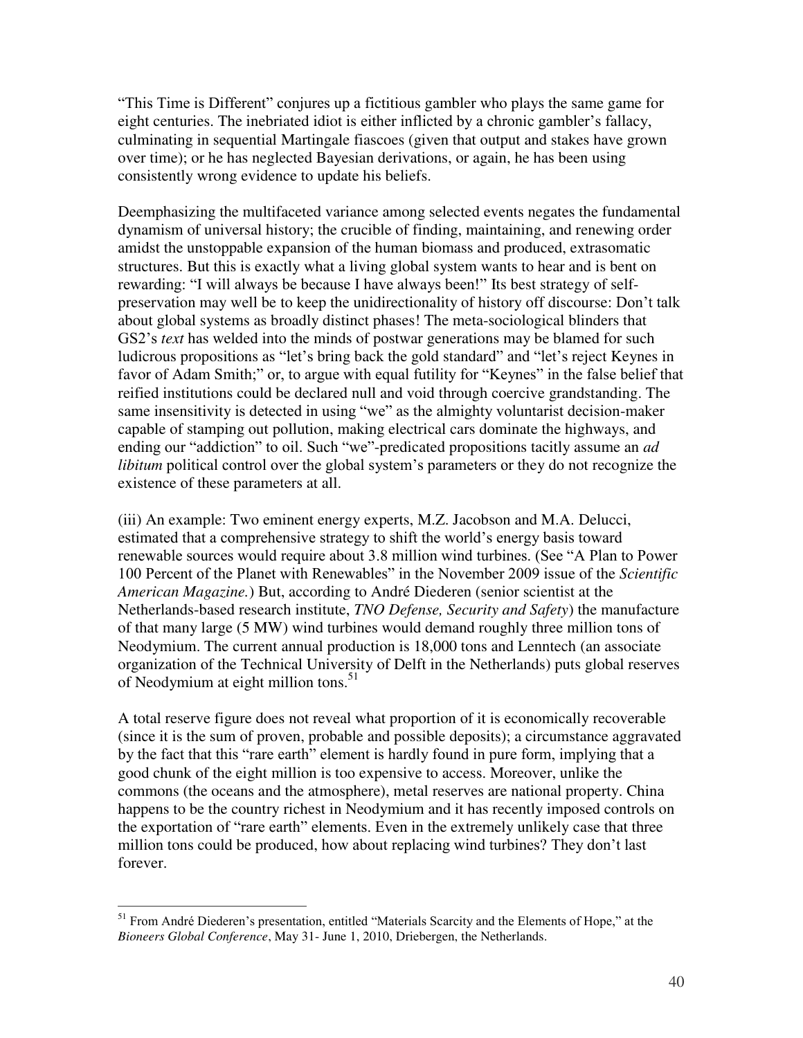"This Time is Different" conjures up a fictitious gambler who plays the same game for eight centuries. The inebriated idiot is either inflicted by a chronic gambler's fallacy, culminating in sequential Martingale fiascoes (given that output and stakes have grown over time); or he has neglected Bayesian derivations, or again, he has been using consistently wrong evidence to update his beliefs.

Deemphasizing the multifaceted variance among selected events negates the fundamental dynamism of universal history; the crucible of finding, maintaining, and renewing order amidst the unstoppable expansion of the human biomass and produced, extrasomatic structures. But this is exactly what a living global system wants to hear and is bent on rewarding: "I will always be because I have always been!" Its best strategy of self-preservation may well be to keep the unidirectionality of history off discourse: Don't talk about global systems as broadly distinct phases! The meta-sociological blinders that GS2's *text* has welded into the minds of postwar generations may be blamed for such ludicrous propositions as "let's bring back the gold standard" and "let's reject Keynes in favor of Adam Smith;" or, to argue with equal futility for "Keynes" in the false belief that reified institutions could be declared null and void through coercive grandstanding. The same insensitivity is detected in using "we" as the almighty voluntarist decision-maker capable of stamping out pollution, making electrical cars dominate the highways, and ending our "addiction" to oil. Such "we"-predicated propositions tacitly assume an *ad libitum* political control over the global system's parameters or they do not recognize the existence of these parameters at all.

(iii) An example: Two eminent energy experts, M.Z. Jacobson and M.A. Delucci, estimated that a comprehensive strategy to shift the world's energy basis toward renewable sources would require about 3.8 million wind turbines. (See "A Plan to Power 100 Percent of the Planet with Renewables" in the November 2009 issue of the *Scientific American Magazine.*) But, according to André Diederen (senior scientist at the Netherlands-based research institute, *TNO Defense, Security and Safety*) the manufacture of that many large (5 MW) wind turbines would demand roughly three million tons of Neodymium. The current annual production is 18,000 tons and Lenntech (an associate organization of the Technical University of Delft in the Netherlands) puts global reserves of Neodymium at eight million tons.[51]

A total reserve figure does not reveal what proportion of it is economically recoverable (since it is the sum of proven, probable and possible deposits); a circumstance aggravated by the fact that this "rare earth" element is hardly found in pure form, implying that a good chunk of the eight million is too expensive to access. Moreover, unlike the commons (the oceans and the atmosphere), metal reserves are national property. China happens to be the country richest in Neodymium and it has recently imposed controls on the exportation of "rare earth" elements. Even in the extremely unlikely case that three million tons could be produced, how about replacing wind turbines? They don't last forever.

[51] From André Diederen's presentation, entitled "Materials Scarcity and the Elements of Hope," at the *Bioneers Global Conference*, May 31- June 1, 2010, Driebergen, the Netherlands.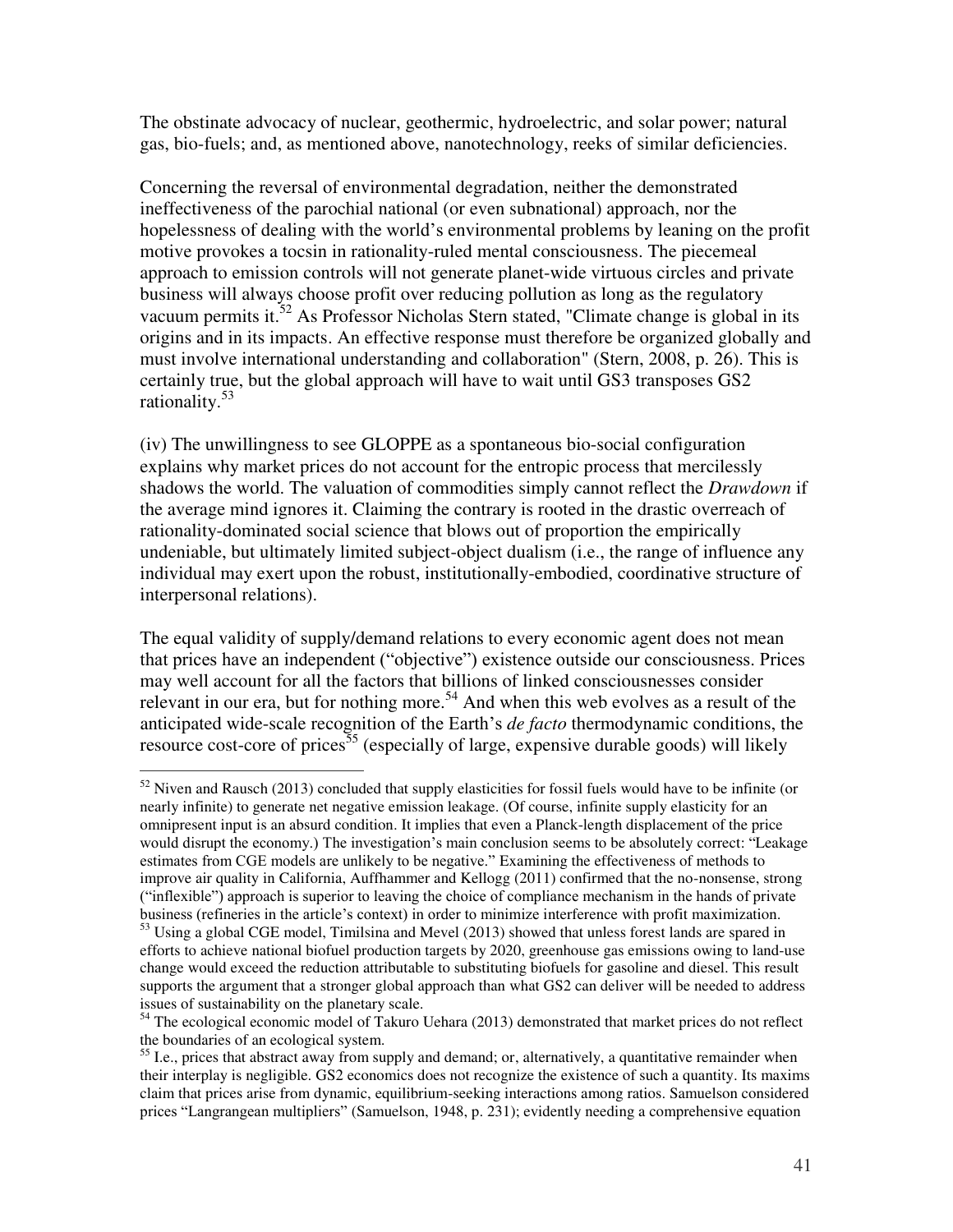The obstinate advocacy of nuclear, geothermic, hydroelectric, and solar power; natural gas, bio-fuels; and, as mentioned above, nanotechnology, reeks of similar deficiencies.

Concerning the reversal of environmental degradation, neither the demonstrated ineffectiveness of the parochial national (or even subnational) approach, nor the hopelessness of dealing with the world's environmental problems by leaning on the profit motive provokes a tocsin in rationality-ruled mental consciousness. The piecemeal approach to emission controls will not generate planet-wide virtuous circles and private business will always choose profit over reducing pollution as long as the regulatory vacuum permits it.[52] As Professor Nicholas Stern stated, "Climate change is global in its origins and in its impacts. An effective response must therefore be organized globally and must involve international understanding and collaboration" (Stern, 2008, p. 26). This is certainly true, but the global approach will have to wait until GS3 transposes GS2 rationality.[53]

(iv) The unwillingness to see GLOPPE as a spontaneous bio-social configuration explains why market prices do not account for the entropic process that mercilessly shadows the world. The valuation of commodities simply cannot reflect the *Drawdown* if the average mind ignores it. Claiming the contrary is rooted in the drastic overreach of rationality-dominated social science that blows out of proportion the empirically undeniable, but ultimately limited subject-object dualism (i.e., the range of influence any individual may exert upon the robust, institutionally-embodied, coordinative structure of interpersonal relations).

The equal validity of supply/demand relations to every economic agent does not mean that prices have an independent ("objective") existence outside our consciousness. Prices may well account for all the factors that billions of linked consciousnesses consider relevant in our era, but for nothing more.[54] And when this web evolves as a result of the anticipated wide-scale recognition of the Earth's *de facto* thermodynamic conditions, the resource cost-core of prices[55] (especially of large, expensive durable goods) will likely

---

[52] Niven and Rausch (2013) concluded that supply elasticities for fossil fuels would have to be infinite (or nearly infinite) to generate net negative emission leakage. (Of course, infinite supply elasticity for an omnipresent input is an absurd condition. It implies that even a Planck-length displacement of the price would disrupt the economy.) The investigation's main conclusion seems to be absolutely correct: "Leakage estimates from CGE models are unlikely to be negative." Examining the effectiveness of methods to improve air quality in California, Auffhammer and Kellogg (2011) confirmed that the no-nonsense, strong ("inflexible") approach is superior to leaving the choice of compliance mechanism in the hands of private business (refineries in the article's context) in order to minimize interference with profit maximization.

[53] Using a global CGE model, Timilsina and Mevel (2013) showed that unless forest lands are spared in efforts to achieve national biofuel production targets by 2020, greenhouse gas emissions owing to land-use change would exceed the reduction attributable to substituting biofuels for gasoline and diesel. This result supports the argument that a stronger global approach than what GS2 can deliver will be needed to address issues of sustainability on the planetary scale.

[54] The ecological economic model of Takuro Uehara (2013) demonstrated that market prices do not reflect the boundaries of an ecological system.

[55] I.e., prices that abstract away from supply and demand; or, alternatively, a quantitative remainder when their interplay is negligible. GS2 economics does not recognize the existence of such a quantity. Its maxims claim that prices arise from dynamic, equilibrium-seeking interactions among ratios. Samuelson considered prices "Langrangean multipliers" (Samuelson, 1948, p. 231); evidently needing a comprehensive equation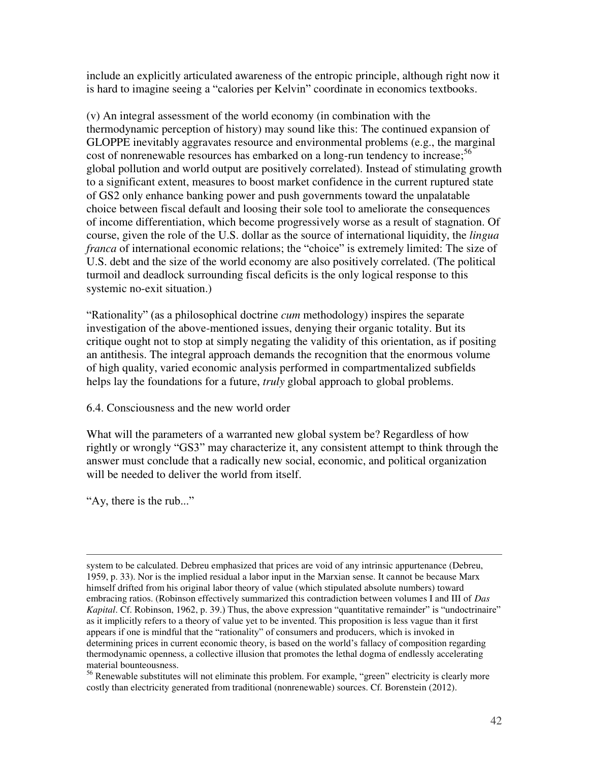include an explicitly articulated awareness of the entropic principle, although right now it is hard to imagine seeing a "calories per Kelvin" coordinate in economics textbooks.

(v) An integral assessment of the world economy (in combination with the thermodynamic perception of history) may sound like this: The continued expansion of GLOPPE inevitably aggravates resource and environmental problems (e.g., the marginal cost of nonrenewable resources has embarked on a long-run tendency to increase;[56] global pollution and world output are positively correlated). Instead of stimulating growth to a significant extent, measures to boost market confidence in the current ruptured state of GS2 only enhance banking power and push governments toward the unpalatable choice between fiscal default and loosing their sole tool to ameliorate the consequences of income differentiation, which become progressively worse as a result of stagnation. Of course, given the role of the U.S. dollar as the source of international liquidity, the *lingua franca* of international economic relations; the "choice" is extremely limited: The size of U.S. debt and the size of the world economy are also positively correlated. (The political turmoil and deadlock surrounding fiscal deficits is the only logical response to this systemic no-exit situation.)

"Rationality" (as a philosophical doctrine *cum* methodology) inspires the separate investigation of the above-mentioned issues, denying their organic totality. But its critique ought not to stop at simply negating the validity of this orientation, as if positing an antithesis. The integral approach demands the recognition that the enormous volume of high quality, varied economic analysis performed in compartmentalized subfields helps lay the foundations for a future, *truly* global approach to global problems.

## 6.4. Consciousness and the new world order

What will the parameters of a warranted new global system be? Regardless of how rightly or wrongly "GS3" may characterize it, any consistent attempt to think through the answer must conclude that a radically new social, economic, and political organization will be needed to deliver the world from itself.

"Ay, there is the rub..."

---

system to be calculated. Debreu emphasized that prices are void of any intrinsic appurtenance (Debreu, 1959, p. 33). Nor is the implied residual a labor input in the Marxian sense. It cannot be because Marx himself drifted from his original labor theory of value (which stipulated absolute numbers) toward embracing ratios. (Robinson effectively summarized this contradiction between volumes I and III of *Das Kapital*. Cf. Robinson, 1962, p. 39.) Thus, the above expression "quantitative remainder" is "undoctrinaire" as it implicitly refers to a theory of value yet to be invented. This proposition is less vague than it first appears if one is mindful that the "rationality" of consumers and producers, which is invoked in determining prices in current economic theory, is based on the world's fallacy of composition regarding thermodynamic openness, a collective illusion that promotes the lethal dogma of endlessly accelerating material bounteousness.

[56] Renewable substitutes will not eliminate this problem. For example, "green" electricity is clearly more costly than electricity generated from traditional (nonrenewable) sources. Cf. Borenstein (2012).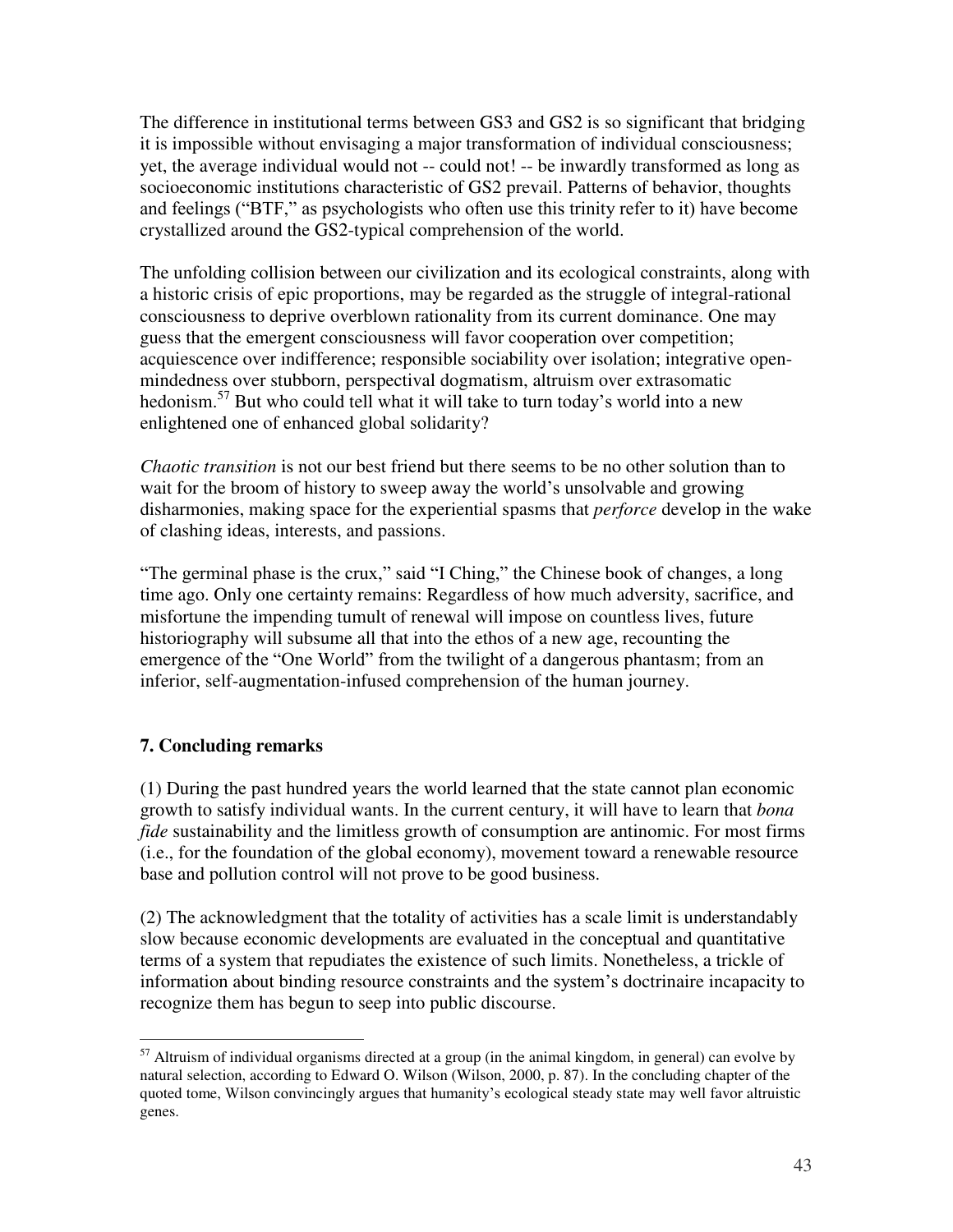The difference in institutional terms between GS3 and GS2 is so significant that bridging it is impossible without envisaging a major transformation of individual consciousness; yet, the average individual would not -- could not! -- be inwardly transformed as long as socioeconomic institutions characteristic of GS2 prevail. Patterns of behavior, thoughts and feelings ("BTF," as psychologists who often use this trinity refer to it) have become crystallized around the GS2-typical comprehension of the world.

The unfolding collision between our civilization and its ecological constraints, along with a historic crisis of epic proportions, may be regarded as the struggle of integral-rational consciousness to deprive overblown rationality from its current dominance. One may guess that the emergent consciousness will favor cooperation over competition; acquiescence over indifference; responsible sociability over isolation; integrative open-mindedness over stubborn, perspectival dogmatism, altruism over extrasomatic hedonism.[57] But who could tell what it will take to turn today's world into a new enlightened one of enhanced global solidarity?

*Chaotic transition* is not our best friend but there seems to be no other solution than to wait for the broom of history to sweep away the world's unsolvable and growing disharmonies, making space for the experiential spasms that *perforce* develop in the wake of clashing ideas, interests, and passions.

"The germinal phase is the crux," said "I Ching," the Chinese book of changes, a long time ago. Only one certainty remains: Regardless of how much adversity, sacrifice, and misfortune the impending tumult of renewal will impose on countless lives, future historiography will subsume all that into the ethos of a new age, recounting the emergence of the "One World" from the twilight of a dangerous phantasm; from an inferior, self-augmentation-infused comprehension of the human journey.

## 7. Concluding remarks

(1) During the past hundred years the world learned that the state cannot plan economic growth to satisfy individual wants. In the current century, it will have to learn that *bona fide* sustainability and the limitless growth of consumption are antinomic. For most firms (i.e., for the foundation of the global economy), movement toward a renewable resource base and pollution control will not prove to be good business.

(2) The acknowledgment that the totality of activities has a scale limit is understandably slow because economic developments are evaluated in the conceptual and quantitative terms of a system that repudiates the existence of such limits. Nonetheless, a trickle of information about binding resource constraints and the system's doctrinaire incapacity to recognize them has begun to seep into public discourse.

---

[57] Altruism of individual organisms directed at a group (in the animal kingdom, in general) can evolve by natural selection, according to Edward O. Wilson (Wilson, 2000, p. 87). In the concluding chapter of the quoted tome, Wilson convincingly argues that humanity's ecological steady state may well favor altruistic genes.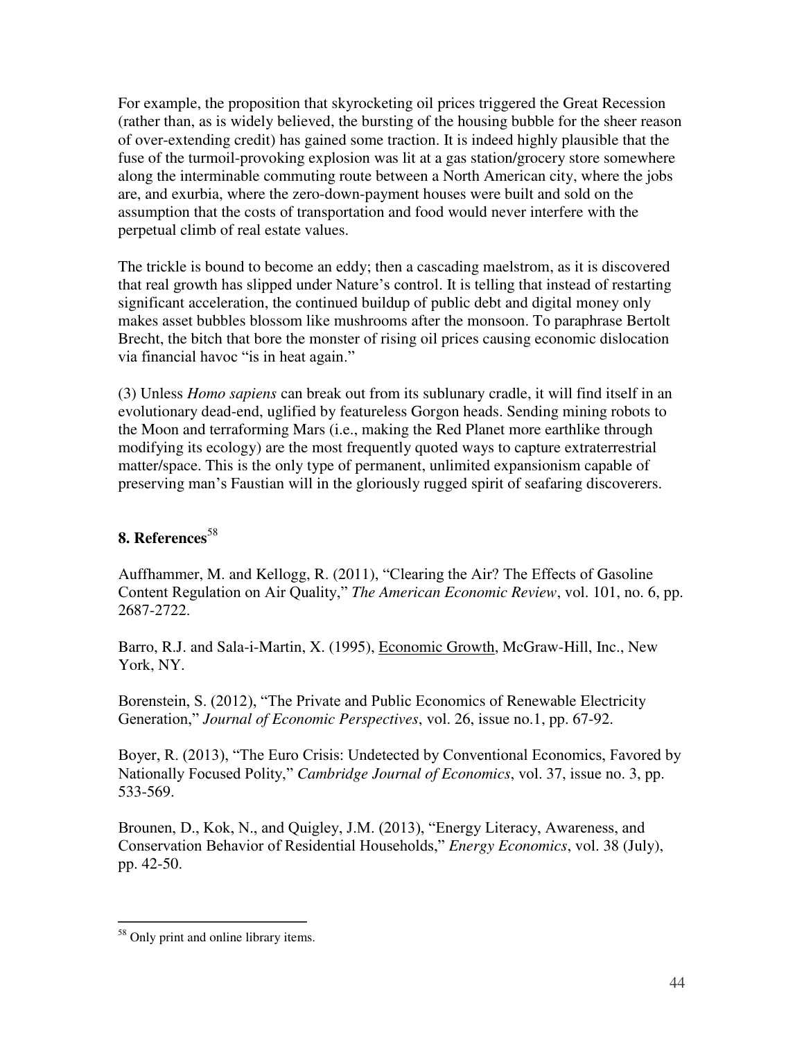For example, the proposition that skyrocketing oil prices triggered the Great Recession (rather than, as is widely believed, the bursting of the housing bubble for the sheer reason of over-extending credit) has gained some traction. It is indeed highly plausible that the fuse of the turmoil-provoking explosion was lit at a gas station/grocery store somewhere along the interminable commuting route between a North American city, where the jobs are, and exurbia, where the zero-down-payment houses were built and sold on the assumption that the costs of transportation and food would never interfere with the perpetual climb of real estate values.

The trickle is bound to become an eddy; then a cascading maelstrom, as it is discovered that real growth has slipped under Nature's control. It is telling that instead of restarting significant acceleration, the continued buildup of public debt and digital money only makes asset bubbles blossom like mushrooms after the monsoon. To paraphrase Bertolt Brecht, the bitch that bore the monster of rising oil prices causing economic dislocation via financial havoc "is in heat again."

(3) Unless *Homo sapiens* can break out from its sublunary cradle, it will find itself in an evolutionary dead-end, uglified by featureless Gorgon heads. Sending mining robots to the Moon and terraforming Mars (i.e., making the Red Planet more earthlike through modifying its ecology) are the most frequently quoted ways to capture extraterrestrial matter/space. This is the only type of permanent, unlimited expansionism capable of preserving man's Faustian will in the gloriously rugged spirit of seafaring discoverers.

## 8. References[58]

Auffhammer, M. and Kellogg, R. (2011), "Clearing the Air? The Effects of Gasoline Content Regulation on Air Quality," *The American Economic Review*, vol. 101, no. 6, pp. 2687-2722.

Barro, R.J. and Sala-i-Martin, X. (1995), Economic Growth, McGraw-Hill, Inc., New York, NY.

Borenstein, S. (2012), "The Private and Public Economics of Renewable Electricity Generation," *Journal of Economic Perspectives*, vol. 26, issue no.1, pp. 67-92.

Boyer, R. (2013), "The Euro Crisis: Undetected by Conventional Economics, Favored by Nationally Focused Polity," *Cambridge Journal of Economics*, vol. 37, issue no. 3, pp. 533-569.

Brounen, D., Kok, N., and Quigley, J.M. (2013), "Energy Literacy, Awareness, and Conservation Behavior of Residential Households," *Energy Economics*, vol. 38 (July), pp. 42-50.

---

[58] Only print and online library items.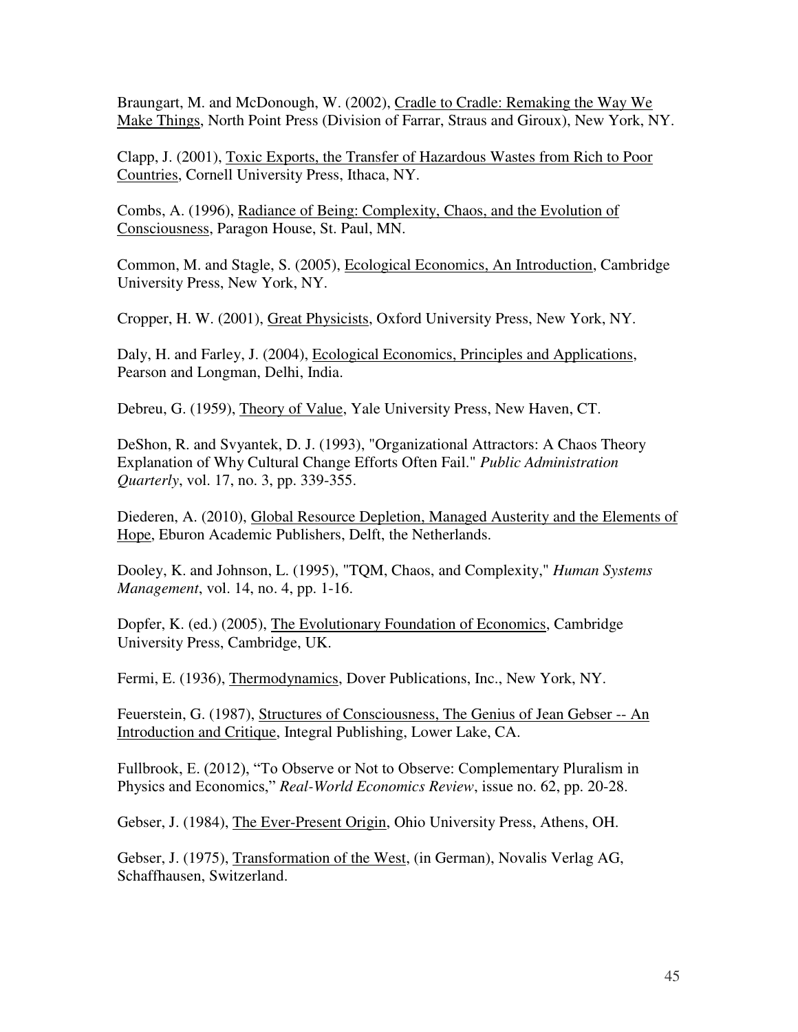Braungart, M. and McDonough, W. (2002), <u>Cradle to Cradle: Remaking the Way We Make Things</u>, North Point Press (Division of Farrar, Straus and Giroux), New York, NY.

Clapp, J. (2001), <u>Toxic Exports, the Transfer of Hazardous Wastes from Rich to Poor Countries</u>, Cornell University Press, Ithaca, NY.

Combs, A. (1996), <u>Radiance of Being: Complexity, Chaos, and the Evolution of Consciousness</u>, Paragon House, St. Paul, MN.

Common, M. and Stagle, S. (2005), <u>Ecological Economics, An Introduction</u>, Cambridge University Press, New York, NY.

Cropper, H. W. (2001), <u>Great Physicists</u>, Oxford University Press, New York, NY.

Daly, H. and Farley, J. (2004), <u>Ecological Economics, Principles and Applications</u>, Pearson and Longman, Delhi, India.

Debreu, G. (1959), <u>Theory of Value</u>, Yale University Press, New Haven, CT.

DeShon, R. and Svyantek, D. J. (1993), "Organizational Attractors: A Chaos Theory Explanation of Why Cultural Change Efforts Often Fail." *Public Administration Quarterly*, vol. 17, no. 3, pp. 339-355.

Diederen, A. (2010), <u>Global Resource Depletion, Managed Austerity and the Elements of Hope</u>, Eburon Academic Publishers, Delft, the Netherlands.

Dooley, K. and Johnson, L. (1995), "TQM, Chaos, and Complexity," *Human Systems Management*, vol. 14, no. 4, pp. 1-16.

Dopfer, K. (ed.) (2005), <u>The Evolutionary Foundation of Economics</u>, Cambridge University Press, Cambridge, UK.

Fermi, E. (1936), <u>Thermodynamics</u>, Dover Publications, Inc., New York, NY.

Feuerstein, G. (1987), <u>Structures of Consciousness, The Genius of Jean Gebser -- An Introduction and Critique</u>, Integral Publishing, Lower Lake, CA.

Fullbrook, E. (2012), "To Observe or Not to Observe: Complementary Pluralism in Physics and Economics," *Real-World Economics Review*, issue no. 62, pp. 20-28.

Gebser, J. (1984), <u>The Ever-Present Origin</u>, Ohio University Press, Athens, OH.

Gebser, J. (1975), <u>Transformation of the West</u>, (in German), Novalis Verlag AG, Schaffhausen, Switzerland.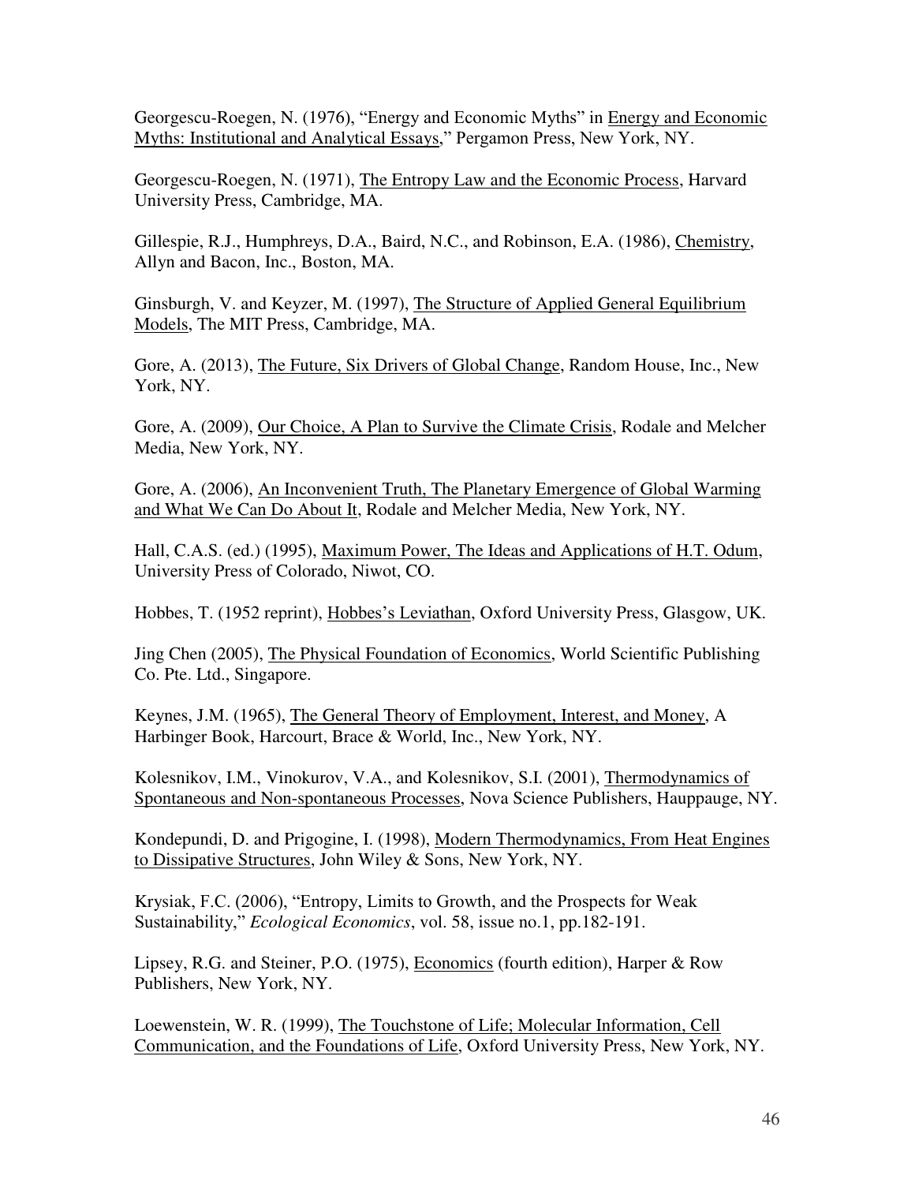Georgescu-Roegen, N. (1976), "Energy and Economic Myths" in <u>Energy and Economic Myths: Institutional and Analytical Essays</u>," Pergamon Press, New York, NY.

Georgescu-Roegen, N. (1971), <u>The Entropy Law and the Economic Process</u>, Harvard University Press, Cambridge, MA.

Gillespie, R.J., Humphreys, D.A., Baird, N.C., and Robinson, E.A. (1986), <u>Chemistry</u>, Allyn and Bacon, Inc., Boston, MA.

Ginsburgh, V. and Keyzer, M. (1997), <u>The Structure of Applied General Equilibrium Models</u>, The MIT Press, Cambridge, MA.

Gore, A. (2013), <u>The Future, Six Drivers of Global Change</u>, Random House, Inc., New York, NY.

Gore, A. (2009), <u>Our Choice, A Plan to Survive the Climate Crisis</u>, Rodale and Melcher Media, New York, NY.

Gore, A. (2006), <u>An Inconvenient Truth, The Planetary Emergence of Global Warming and What We Can Do About It</u>, Rodale and Melcher Media, New York, NY.

Hall, C.A.S. (ed.) (1995), <u>Maximum Power, The Ideas and Applications of H.T. Odum</u>, University Press of Colorado, Niwot, CO.

Hobbes, T. (1952 reprint), <u>Hobbes's Leviathan</u>, Oxford University Press, Glasgow, UK.

Jing Chen (2005), <u>The Physical Foundation of Economics</u>, World Scientific Publishing Co. Pte. Ltd., Singapore.

Keynes, J.M. (1965), <u>The General Theory of Employment, Interest, and Money</u>, A Harbinger Book, Harcourt, Brace & World, Inc., New York, NY.

Kolesnikov, I.M., Vinokurov, V.A., and Kolesnikov, S.I. (2001), <u>Thermodynamics of Spontaneous and Non-spontaneous Processes</u>, Nova Science Publishers, Hauppauge, NY.

Kondepundi, D. and Prigogine, I. (1998), <u>Modern Thermodynamics, From Heat Engines to Dissipative Structures</u>, John Wiley & Sons, New York, NY.

Krysiak, F.C. (2006), "Entropy, Limits to Growth, and the Prospects for Weak Sustainability," *Ecological Economics*, vol. 58, issue no.1, pp.182-191.

Lipsey, R.G. and Steiner, P.O. (1975), <u>Economics</u> (fourth edition), Harper & Row Publishers, New York, NY.

Loewenstein, W. R. (1999), <u>The Touchstone of Life; Molecular Information, Cell Communication, and the Foundations of Life</u>, Oxford University Press, New York, NY.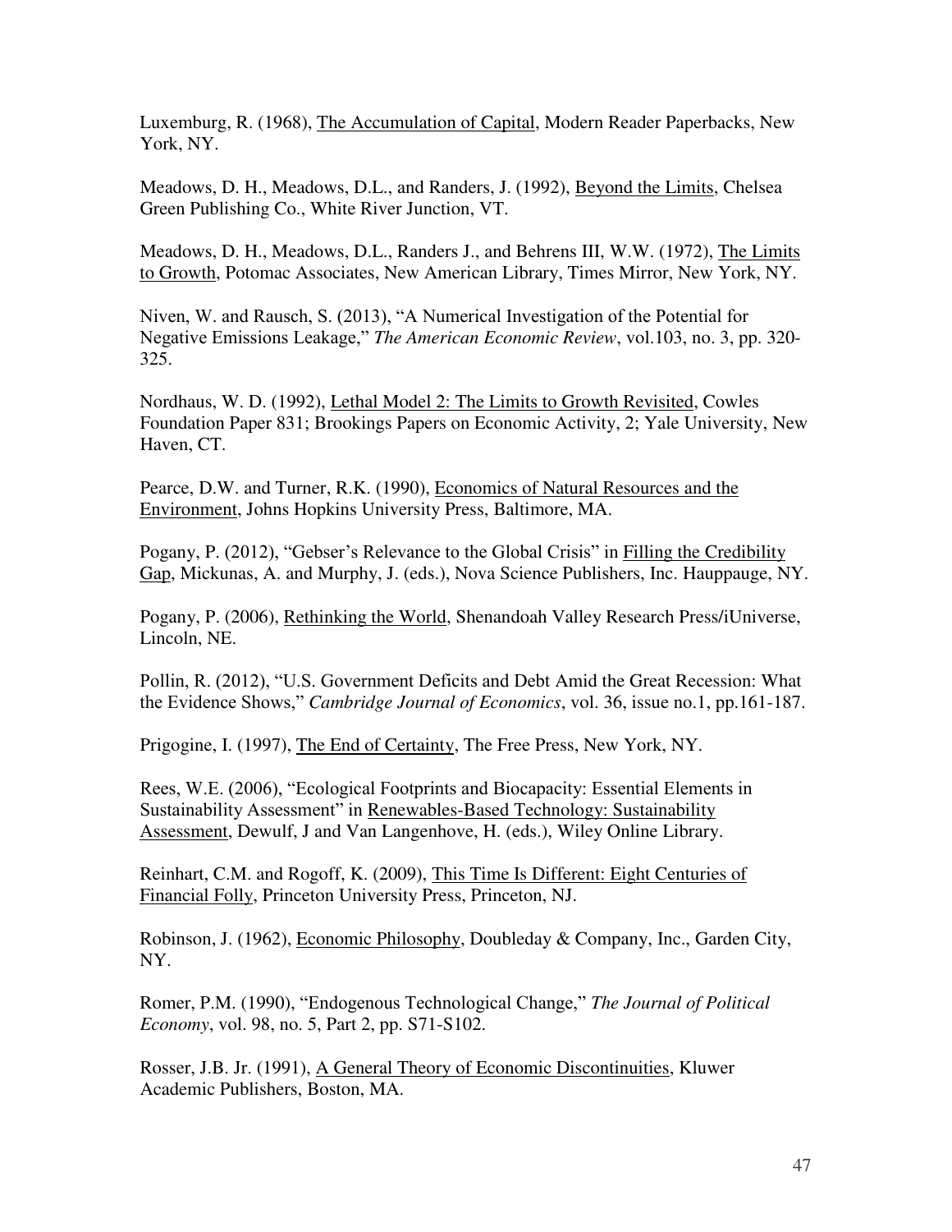Luxemburg, R. (1968), The Accumulation of Capital, Modern Reader Paperbacks, New York, NY.

Meadows, D. H., Meadows, D.L., and Randers, J. (1992), Beyond the Limits, Chelsea Green Publishing Co., White River Junction, VT.

Meadows, D. H., Meadows, D.L., Randers J., and Behrens III, W.W. (1972), The Limits to Growth, Potomac Associates, New American Library, Times Mirror, New York, NY.

Niven, W. and Rausch, S. (2013), "A Numerical Investigation of the Potential for Negative Emissions Leakage," *The American Economic Review*, vol.103, no. 3, pp. 320-325.

Nordhaus, W. D. (1992), Lethal Model 2: The Limits to Growth Revisited, Cowles Foundation Paper 831; Brookings Papers on Economic Activity, 2; Yale University, New Haven, CT.

Pearce, D.W. and Turner, R.K. (1990), Economics of Natural Resources and the Environment, Johns Hopkins University Press, Baltimore, MA.

Pogany, P. (2012), "Gebser's Relevance to the Global Crisis" in Filling the Credibility Gap, Mickunas, A. and Murphy, J. (eds.), Nova Science Publishers, Inc. Hauppauge, NY.

Pogany, P. (2006), Rethinking the World, Shenandoah Valley Research Press/iUniverse, Lincoln, NE.

Pollin, R. (2012), "U.S. Government Deficits and Debt Amid the Great Recession: What the Evidence Shows," *Cambridge Journal of Economics*, vol. 36, issue no.1, pp.161-187.

Prigogine, I. (1997), The End of Certainty, The Free Press, New York, NY.

Rees, W.E. (2006), "Ecological Footprints and Biocapacity: Essential Elements in Sustainability Assessment" in Renewables-Based Technology: Sustainability Assessment, Dewulf, J and Van Langenhove, H. (eds.), Wiley Online Library.

Reinhart, C.M. and Rogoff, K. (2009), This Time Is Different: Eight Centuries of Financial Folly, Princeton University Press, Princeton, NJ.

Robinson, J. (1962), Economic Philosophy, Doubleday & Company, Inc., Garden City, NY.

Romer, P.M. (1990), "Endogenous Technological Change," *The Journal of Political Economy*, vol. 98, no. 5, Part 2, pp. S71-S102.

Rosser, J.B. Jr. (1991), A General Theory of Economic Discontinuities, Kluwer Academic Publishers, Boston, MA.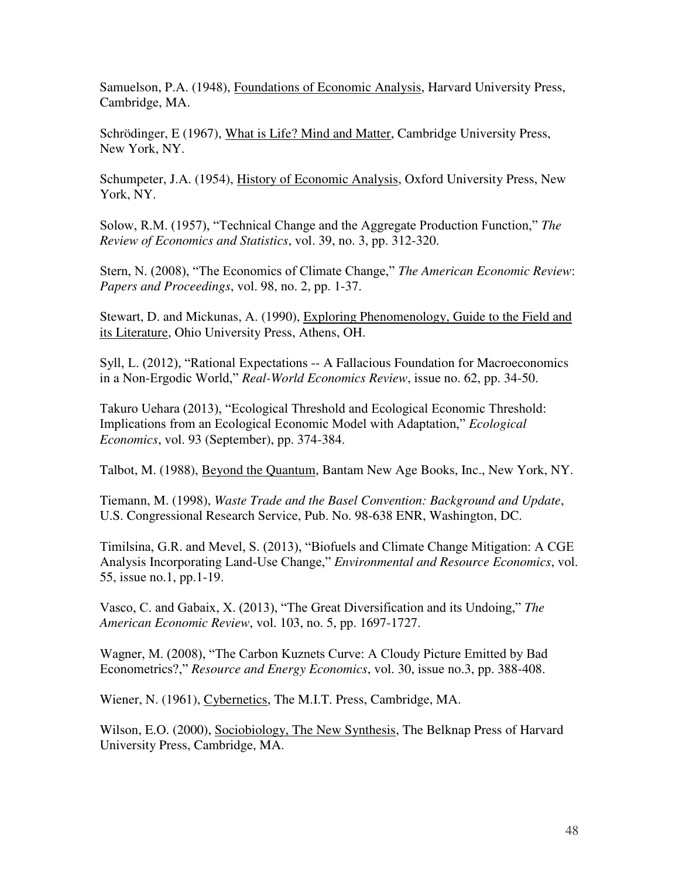Samuelson, P.A. (1948), <u>Foundations of Economic Analysis</u>, Harvard University Press, Cambridge, MA.

Schrödinger, E (1967), <u>What is Life? Mind and Matter</u>, Cambridge University Press, New York, NY.

Schumpeter, J.A. (1954), <u>History of Economic Analysis</u>, Oxford University Press, New York, NY.

Solow, R.M. (1957), "Technical Change and the Aggregate Production Function," *The Review of Economics and Statistics*, vol. 39, no. 3, pp. 312-320.

Stern, N. (2008), "The Economics of Climate Change," *The American Economic Review*: *Papers and Proceedings*, vol. 98, no. 2, pp. 1-37.

Stewart, D. and Mickunas, A. (1990), <u>Exploring Phenomenology, Guide to the Field and its Literature</u>, Ohio University Press, Athens, OH.

Syll, L. (2012), "Rational Expectations -- A Fallacious Foundation for Macroeconomics in a Non-Ergodic World," *Real-World Economics Review*, issue no. 62, pp. 34-50.

Takuro Uehara (2013), "Ecological Threshold and Ecological Economic Threshold: Implications from an Ecological Economic Model with Adaptation," *Ecological Economics*, vol. 93 (September), pp. 374-384.

Talbot, M. (1988), <u>Beyond the Quantum</u>, Bantam New Age Books, Inc., New York, NY.

Tiemann, M. (1998), *Waste Trade and the Basel Convention: Background and Update*, U.S. Congressional Research Service, Pub. No. 98-638 ENR, Washington, DC.

Timilsina, G.R. and Mevel, S. (2013), "Biofuels and Climate Change Mitigation: A CGE Analysis Incorporating Land-Use Change," *Environmental and Resource Economics*, vol. 55, issue no.1, pp.1-19.

Vasco, C. and Gabaix, X. (2013), "The Great Diversification and its Undoing," *The American Economic Review*, vol. 103, no. 5, pp. 1697-1727.

Wagner, M. (2008), "The Carbon Kuznets Curve: A Cloudy Picture Emitted by Bad Econometrics?," *Resource and Energy Economics*, vol. 30, issue no.3, pp. 388-408.

Wiener, N. (1961), <u>Cybernetics</u>, The M.I.T. Press, Cambridge, MA.

Wilson, E.O. (2000), <u>Sociobiology, The New Synthesis</u>, The Belknap Press of Harvard University Press, Cambridge, MA.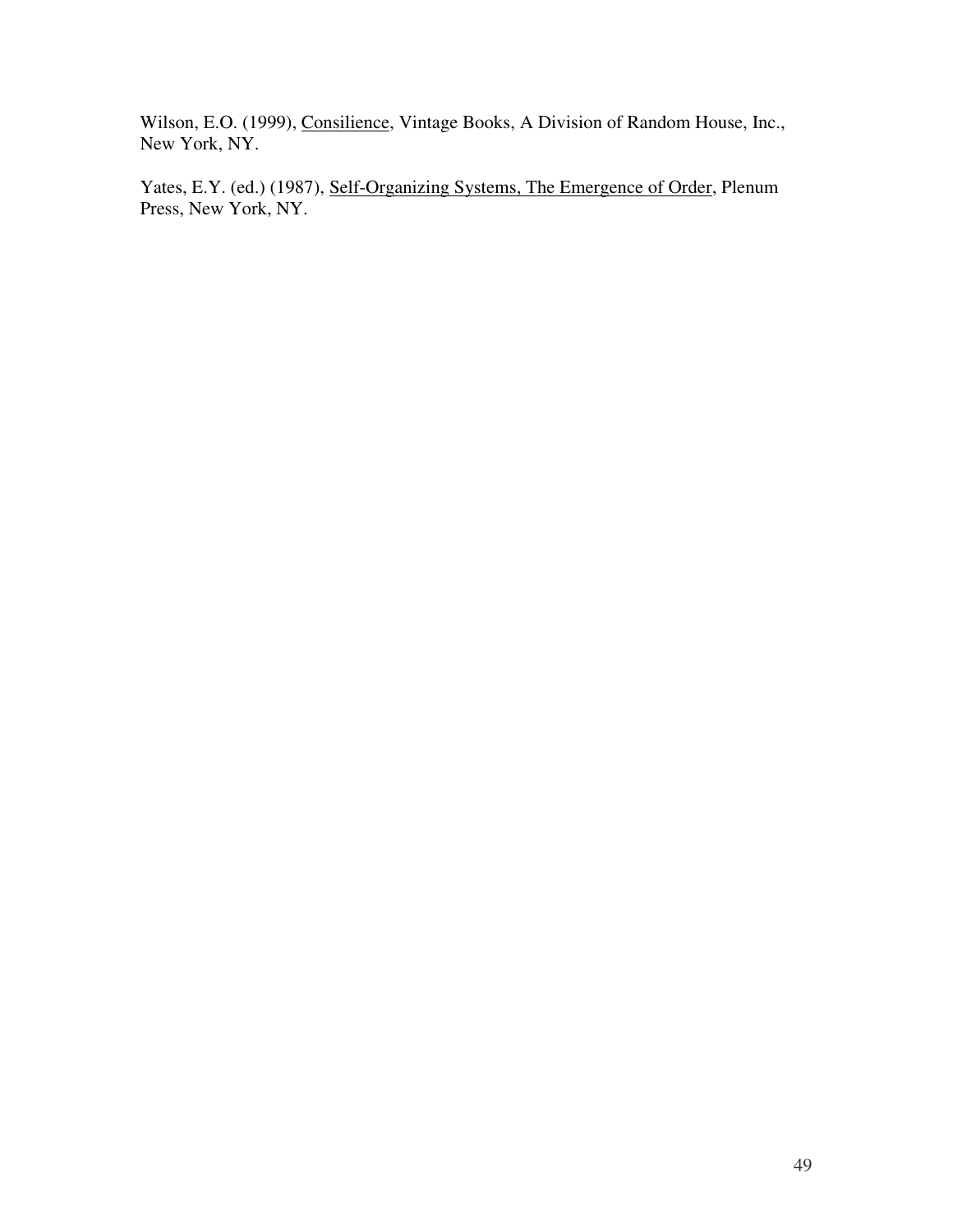Wilson, E.O. (1999), Consilience, Vintage Books, A Division of Random House, Inc., New York, NY.

Yates, E.Y. (ed.) (1987), Self-Organizing Systems, The Emergence of Order, Plenum Press, New York, NY.